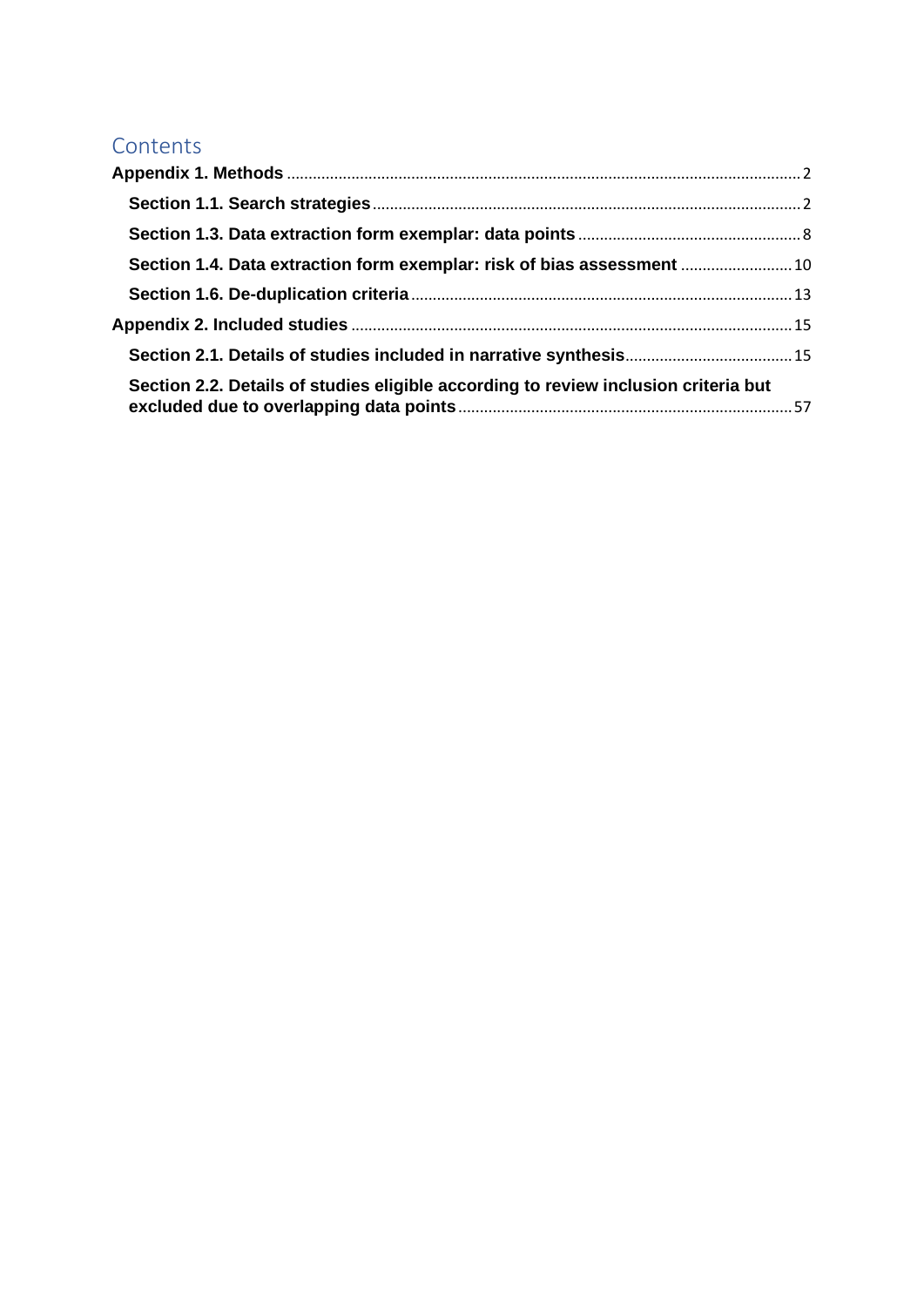# Contents

**Appendix 1. Methods** ........................................................................................................ 2

- **Section 1.1. Search strategies** ................................................................................................. 2
- **Section 1.3. Data extraction form exemplar: data points** .................................................... 8
- **Section 1.4. Data extraction form exemplar: risk of bias assessment** ............................ 10
- **Section 1.6. De-duplication criteria** ..................................................................................... 13

**Appendix 2. Included studies** ........................................................................................... 15

- **Section 2.1. Details of studies included in narrative synthesis** ...................................... 15
- **Section 2.2. Details of studies eligible according to review inclusion criteria but excluded due to overlapping data points** ........................................................................... 57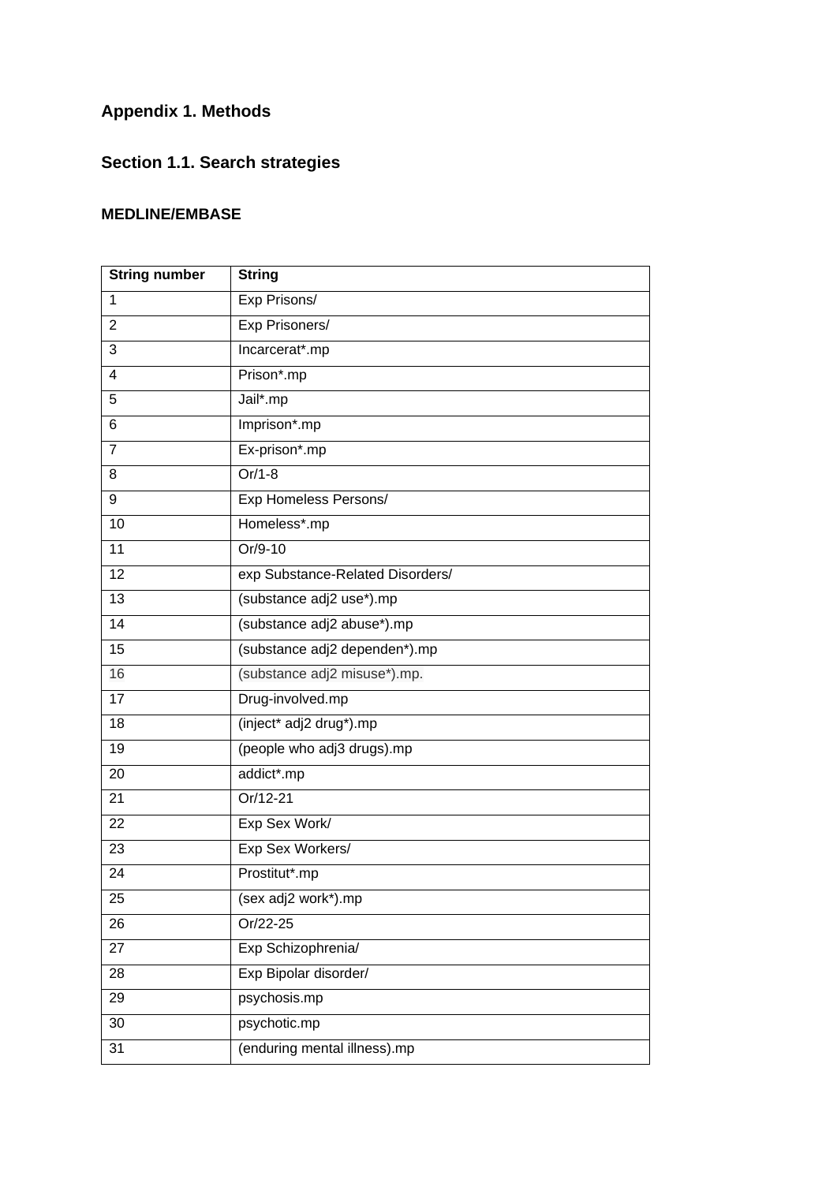## Appendix 1. Methods

## Section 1.1. Search strategies

### MEDLINE/EMBASE

| String number | String |
|---|---|
| 1 | Exp Prisons/ |
| 2 | Exp Prisoners/ |
| 3 | Incarcerat*.mp |
| 4 | Prison*.mp |
| 5 | Jail*.mp |
| 6 | Imprison*.mp |
| 7 | Ex-prison*.mp |
| 8 | Or/1-8 |
| 9 | Exp Homeless Persons/ |
| 10 | Homeless*.mp |
| 11 | Or/9-10 |
| 12 | exp Substance-Related Disorders/ |
| 13 | (substance adj2 use*).mp |
| 14 | (substance adj2 abuse*).mp |
| 15 | (substance adj2 dependen*).mp |
| 16 | (substance adj2 misuse*).mp. |
| 17 | Drug-involved.mp |
| 18 | (inject* adj2 drug*).mp |
| 19 | (people who adj3 drugs).mp |
| 20 | addict*.mp |
| 21 | Or/12-21 |
| 22 | Exp Sex Work/ |
| 23 | Exp Sex Workers/ |
| 24 | Prostitut*.mp |
| 25 | (sex adj2 work*).mp |
| 26 | Or/22-25 |
| 27 | Exp Schizophrenia/ |
| 28 | Exp Bipolar disorder/ |
| 29 | psychosis.mp |
| 30 | psychotic.mp |
| 31 | (enduring mental illness).mp |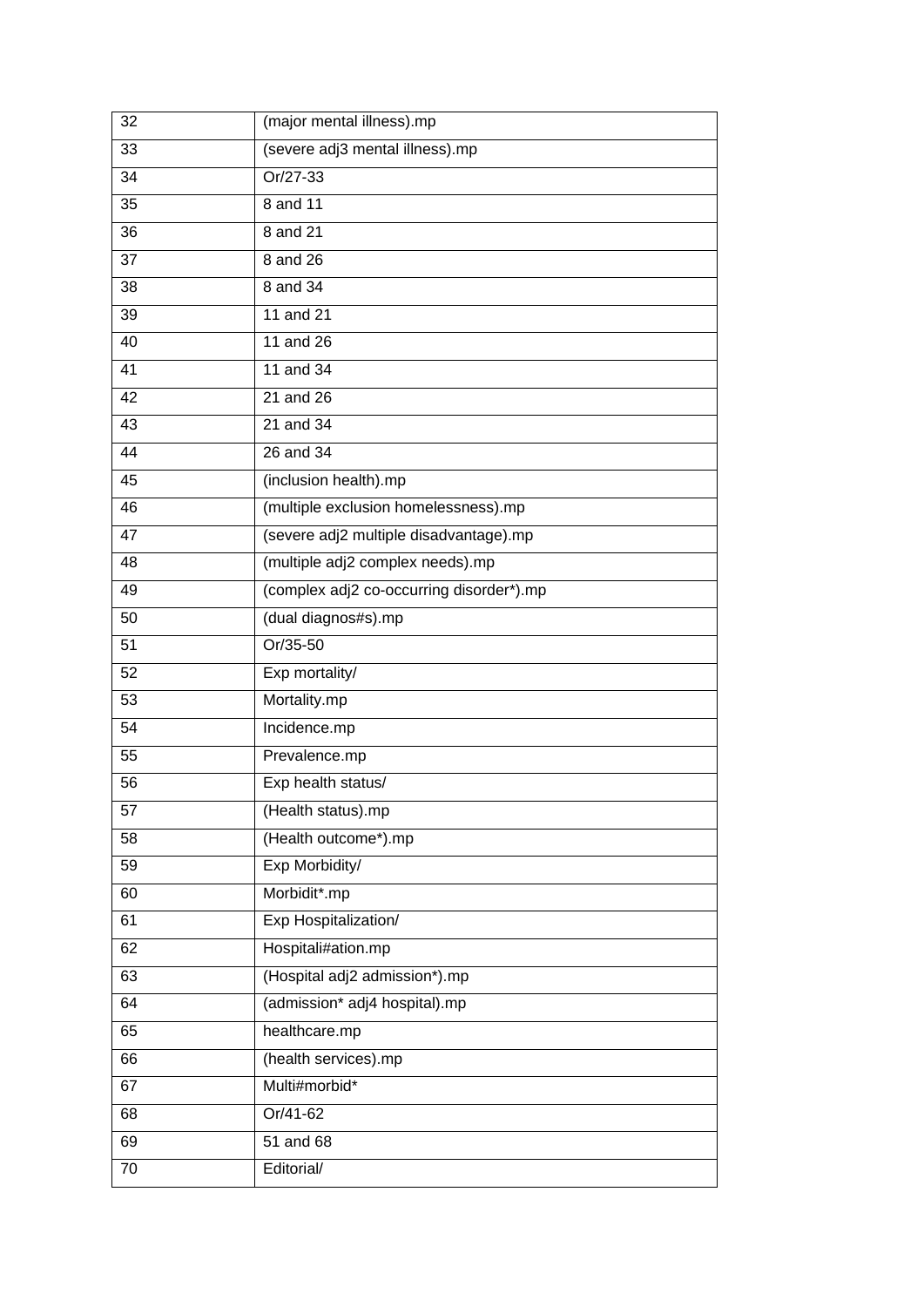| 32 | (major mental illness).mp |
|---|---|
| 33 | (severe adj3 mental illness).mp |
| 34 | Or/27-33 |
| 35 | 8 and 11 |
| 36 | 8 and 21 |
| 37 | 8 and 26 |
| 38 | 8 and 34 |
| 39 | 11 and 21 |
| 40 | 11 and 26 |
| 41 | 11 and 34 |
| 42 | 21 and 26 |
| 43 | 21 and 34 |
| 44 | 26 and 34 |
| 45 | (inclusion health).mp |
| 46 | (multiple exclusion homelessness).mp |
| 47 | (severe adj2 multiple disadvantage).mp |
| 48 | (multiple adj2 complex needs).mp |
| 49 | (complex adj2 co-occurring disorder*).mp |
| 50 | (dual diagnos#s).mp |
| 51 | Or/35-50 |
| 52 | Exp mortality/ |
| 53 | Mortality.mp |
| 54 | Incidence.mp |
| 55 | Prevalence.mp |
| 56 | Exp health status/ |
| 57 | (Health status).mp |
| 58 | (Health outcome*).mp |
| 59 | Exp Morbidity/ |
| 60 | Morbidit*.mp |
| 61 | Exp Hospitalization/ |
| 62 | Hospitali#ation.mp |
| 63 | (Hospital adj2 admission*).mp |
| 64 | (admission* adj4 hospital).mp |
| 65 | healthcare.mp |
| 66 | (health services).mp |
| 67 | Multi#morbid* |
| 68 | Or/41-62 |
| 69 | 51 and 68 |
| 70 | Editorial/ |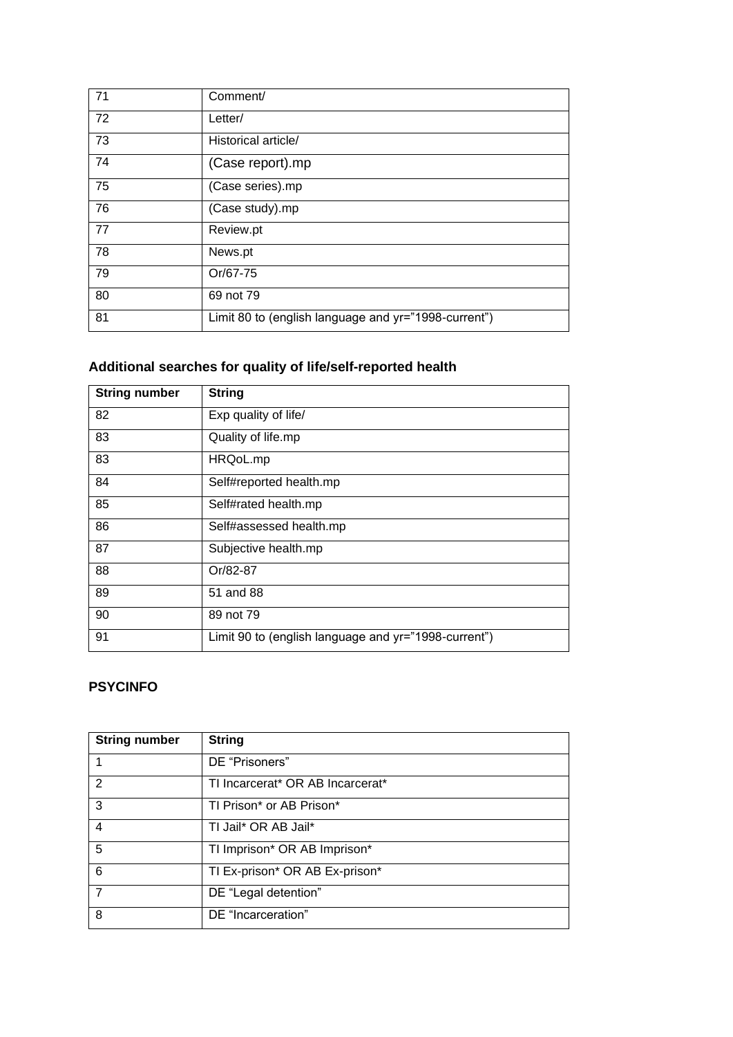| | |
|---|---|
| 71 | Comment/ |
| 72 | Letter/ |
| 73 | Historical article/ |
| 74 | (Case report).mp |
| 75 | (Case series).mp |
| 76 | (Case study).mp |
| 77 | Review.pt |
| 78 | News.pt |
| 79 | Or/67-75 |
| 80 | 69 not 79 |
| 81 | Limit 80 to (english language and yr="1998-current") |

### Additional searches for quality of life/self-reported health

| String number | String |
|---|---|
| 82 | Exp quality of life/ |
| 83 | Quality of life.mp |
| 83 | HRQoL.mp |
| 84 | Self#reported health.mp |
| 85 | Self#rated health.mp |
| 86 | Self#assessed health.mp |
| 87 | Subjective health.mp |
| 88 | Or/82-87 |
| 89 | 51 and 88 |
| 90 | 89 not 79 |
| 91 | Limit 90 to (english language and yr="1998-current") |

### PSYCINFO

| String number | String |
|---|---|
| 1 | DE "Prisoners" |
| 2 | TI Incarcerat* OR AB Incarcerat* |
| 3 | TI Prison* or AB Prison* |
| 4 | TI Jail* OR AB Jail* |
| 5 | TI Imprison* OR AB Imprison* |
| 6 | TI Ex-prison* OR AB Ex-prison* |
| 7 | DE "Legal detention" |
| 8 | DE "Incarceration" |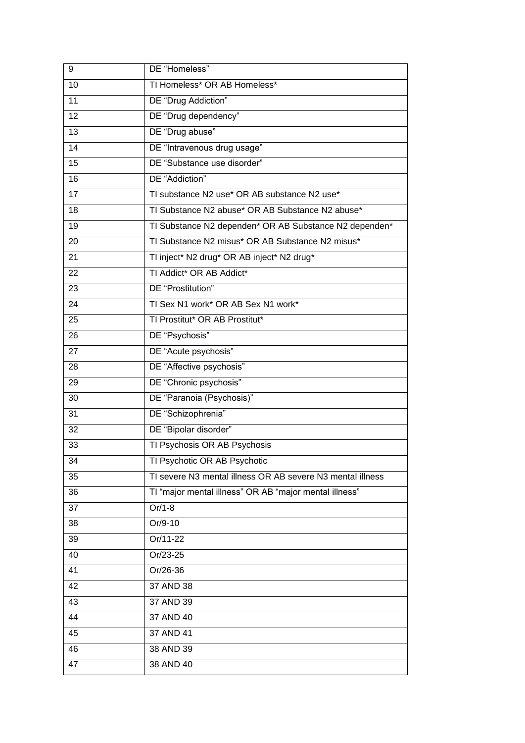| 9 | DE “Homeless” |
|---|---|
| 10 | TI Homeless* OR AB Homeless* |
| 11 | DE “Drug Addiction” |
| 12 | DE “Drug dependency” |
| 13 | DE “Drug abuse” |
| 14 | DE “Intravenous drug usage” |
| 15 | DE “Substance use disorder” |
| 16 | DE “Addiction” |
| 17 | TI substance N2 use* OR AB substance N2 use* |
| 18 | TI Substance N2 abuse* OR AB Substance N2 abuse* |
| 19 | TI Substance N2 dependen* OR AB Substance N2 dependen* |
| 20 | TI Substance N2 misus* OR AB Substance N2 misus* |
| 21 | TI inject* N2 drug* OR AB inject* N2 drug* |
| 22 | TI Addict* OR AB Addict* |
| 23 | DE “Prostitution” |
| 24 | TI Sex N1 work* OR AB Sex N1 work* |
| 25 | TI Prostitut* OR AB Prostitut* |
| 26 | DE “Psychosis” |
| 27 | DE “Acute psychosis” |
| 28 | DE “Affective psychosis” |
| 29 | DE “Chronic psychosis” |
| 30 | DE “Paranoia (Psychosis)” |
| 31 | DE “Schizophrenia” |
| 32 | DE “Bipolar disorder” |
| 33 | TI Psychosis OR AB Psychosis |
| 34 | TI Psychotic OR AB Psychotic |
| 35 | TI severe N3 mental illness OR AB severe N3 mental illness |
| 36 | TI “major mental illness” OR AB “major mental illness” |
| 37 | Or/1-8 |
| 38 | Or/9-10 |
| 39 | Or/11-22 |
| 40 | Or/23-25 |
| 41 | Or/26-36 |
| 42 | 37 AND 38 |
| 43 | 37 AND 39 |
| 44 | 37 AND 40 |
| 45 | 37 AND 41 |
| 46 | 38 AND 39 |
| 47 | 38 AND 40 |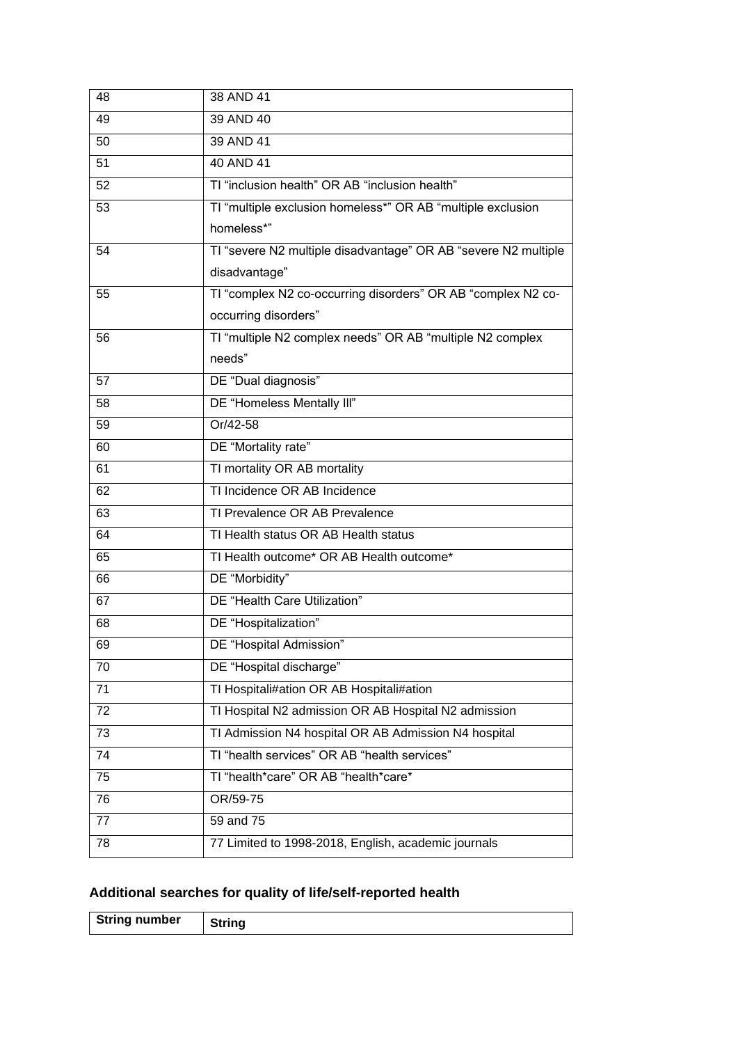| | |
|---|---|
| 48 | 38 AND 41 |
| 49 | 39 AND 40 |
| 50 | 39 AND 41 |
| 51 | 40 AND 41 |
| 52 | TI "inclusion health" OR AB "inclusion health" |
| 53 | TI "multiple exclusion homeless*" OR AB "multiple exclusion homeless*" |
| 54 | TI "severe N2 multiple disadvantage" OR AB "severe N2 multiple disadvantage" |
| 55 | TI "complex N2 co-occurring disorders" OR AB "complex N2 co-occurring disorders" |
| 56 | TI "multiple N2 complex needs" OR AB "multiple N2 complex needs" |
| 57 | DE "Dual diagnosis" |
| 58 | DE "Homeless Mentally Ill" |
| 59 | Or/42-58 |
| 60 | DE "Mortality rate" |
| 61 | TI mortality OR AB mortality |
| 62 | TI Incidence OR AB Incidence |
| 63 | TI Prevalence OR AB Prevalence |
| 64 | TI Health status OR AB Health status |
| 65 | TI Health outcome* OR AB Health outcome* |
| 66 | DE "Morbidity" |
| 67 | DE "Health Care Utilization" |
| 68 | DE "Hospitalization" |
| 69 | DE "Hospital Admission" |
| 70 | DE "Hospital discharge" |
| 71 | TI Hospitali#ation OR AB Hospitali#ation |
| 72 | TI Hospital N2 admission OR AB Hospital N2 admission |
| 73 | TI Admission N4 hospital OR AB Admission N4 hospital |
| 74 | TI "health services" OR AB "health services" |
| 75 | TI "health*care" OR AB "health*care* |
| 76 | OR/59-75 |
| 77 | 59 and 75 |
| 78 | 77 Limited to 1998-2018, English, academic journals |

## Additional searches for quality of life/self-reported health

| String number | String |
|---|---|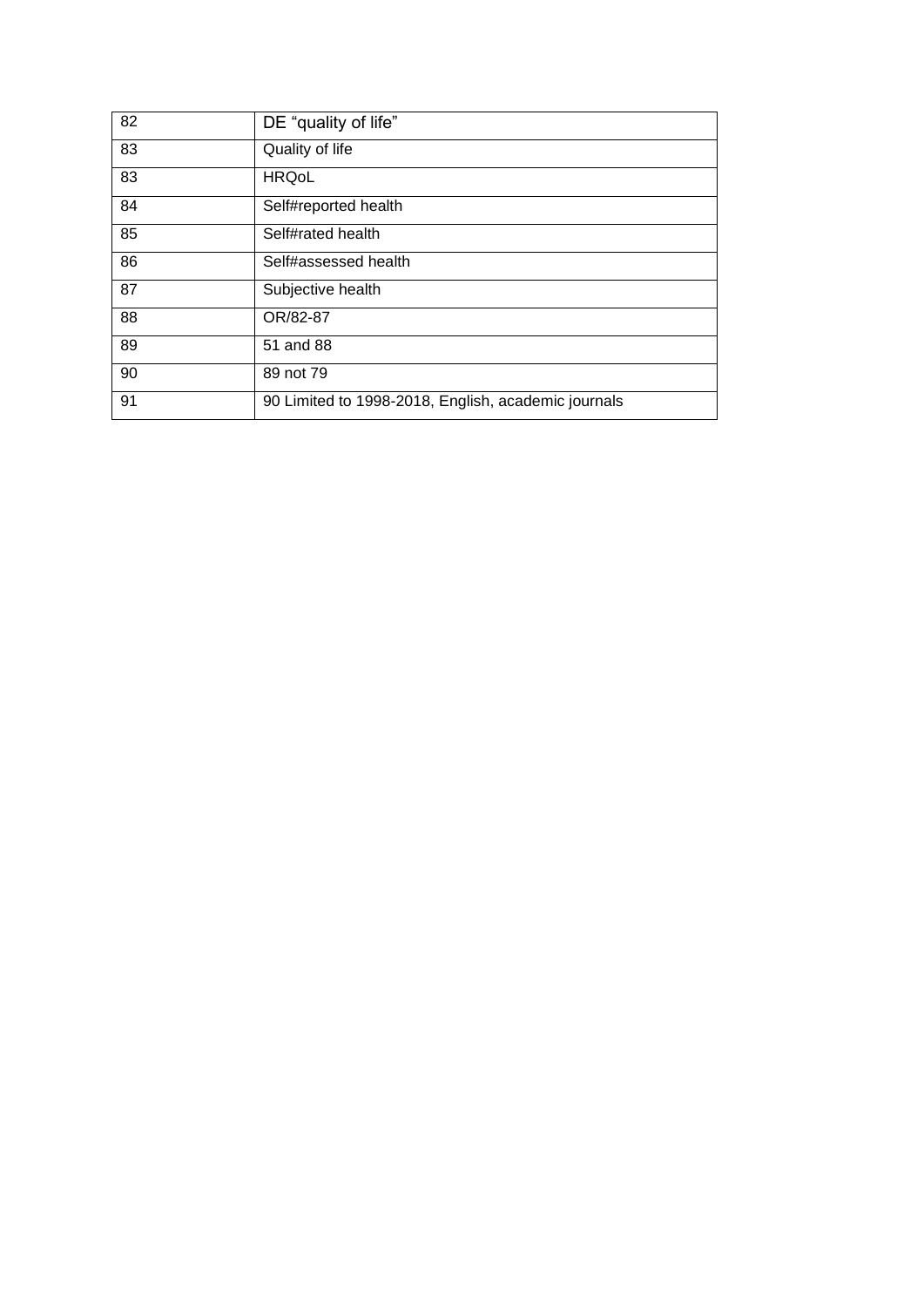| | |
|---|---|
| 82 | DE “quality of life” |
| 83 | Quality of life |
| 83 | HRQoL |
| 84 | Self#reported health |
| 85 | Self#rated health |
| 86 | Self#assessed health |
| 87 | Subjective health |
| 88 | OR/82-87 |
| 89 | 51 and 88 |
| 90 | 89 not 79 |
| 91 | 90 Limited to 1998-2018, English, academic journals |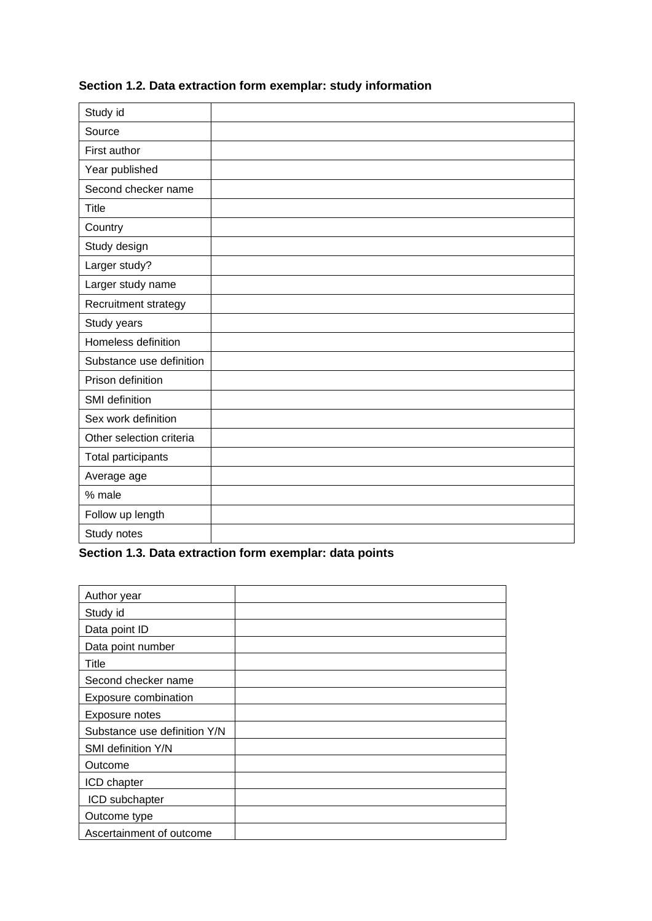**Section 1.2. Data extraction form exemplar: study information**

| | |
|---|---|
| Study id | |
| Source | |
| First author | |
| Year published | |
| Second checker name | |
| Title | |
| Country | |
| Study design | |
| Larger study? | |
| Larger study name | |
| Recruitment strategy | |
| Study years | |
| Homeless definition | |
| Substance use definition | |
| Prison definition | |
| SMI definition | |
| Sex work definition | |
| Other selection criteria | |
| Total participants | |
| Average age | |
| % male | |
| Follow up length | |
| Study notes | |

**Section 1.3. Data extraction form exemplar: data points**

| | |
|---|---|
| Author year | |
| Study id | |
| Data point ID | |
| Data point number | |
| Title | |
| Second checker name | |
| Exposure combination | |
| Exposure notes | |
| Substance use definition Y/N | |
| SMI definition Y/N | |
| Outcome | |
| ICD chapter | |
| ICD subchapter | |
| Outcome type | |
| Ascertainment of outcome | |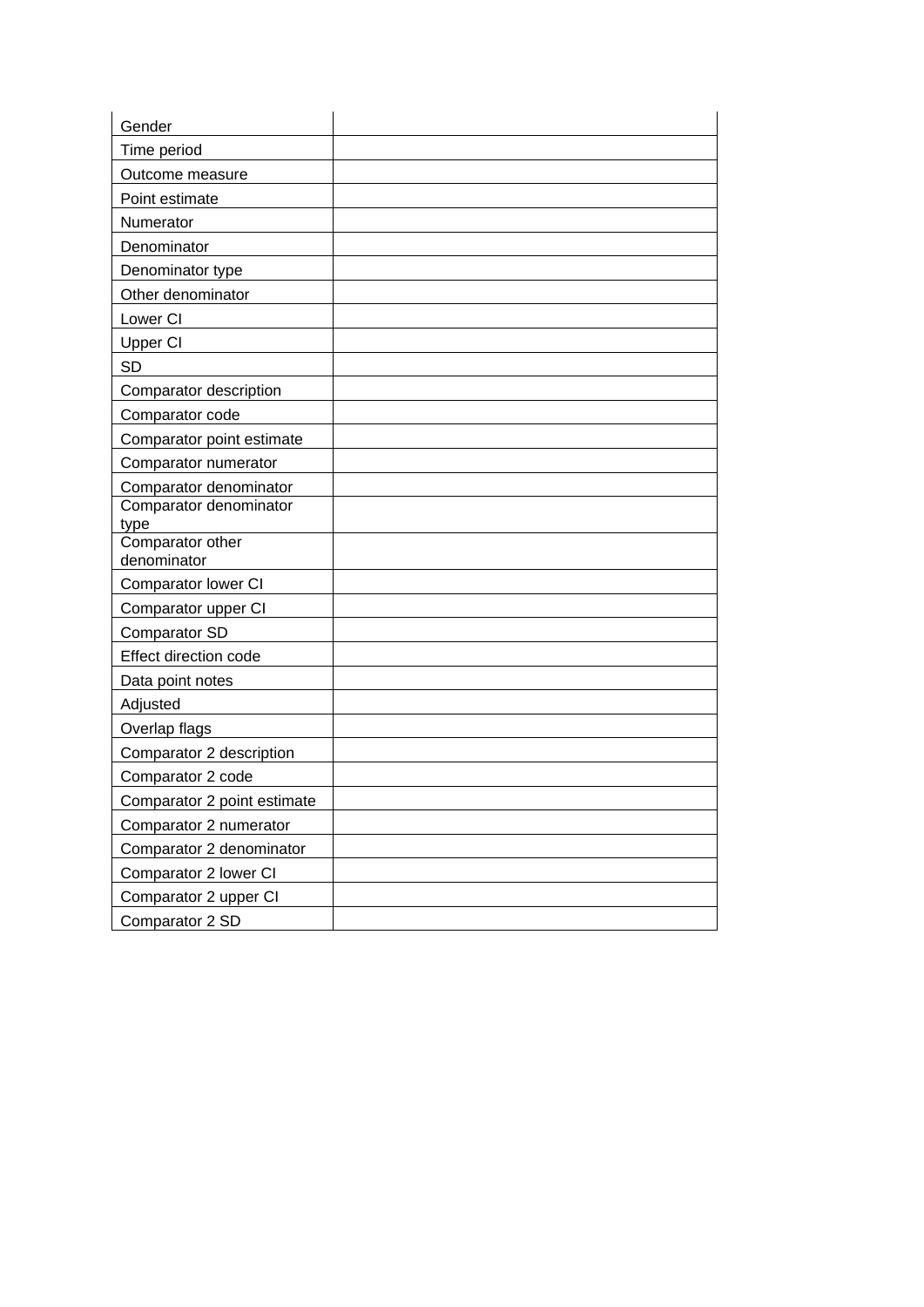| | |
|---|---|
| Gender | |
| Time period | |
| Outcome measure | |
| Point estimate | |
| Numerator | |
| Denominator | |
| Denominator type | |
| Other denominator | |
| Lower CI | |
| Upper CI | |
| SD | |
| Comparator description | |
| Comparator code | |
| Comparator point estimate | |
| Comparator numerator | |
| Comparator denominator | |
| Comparator denominator type | |
| Comparator other denominator | |
| Comparator lower CI | |
| Comparator upper CI | |
| Comparator SD | |
| Effect direction code | |
| Data point notes | |
| Adjusted | |
| Overlap flags | |
| Comparator 2 description | |
| Comparator 2 code | |
| Comparator 2 point estimate | |
| Comparator 2 numerator | |
| Comparator 2 denominator | |
| Comparator 2 lower CI | |
| Comparator 2 upper CI | |
| Comparator 2 SD | |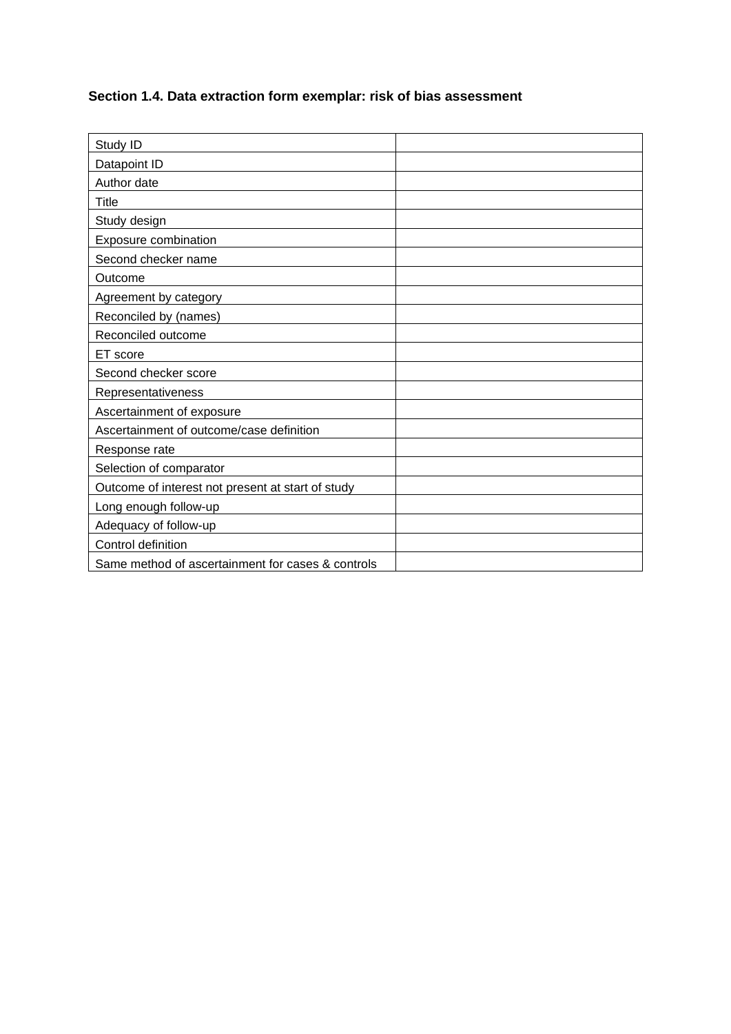**Section 1.4. Data extraction form exemplar: risk of bias assessment**

| | |
|---|---|
| Study ID | |
| Datapoint ID | |
| Author date | |
| Title | |
| Study design | |
| Exposure combination | |
| Second checker name | |
| Outcome | |
| Agreement by category | |
| Reconciled by (names) | |
| Reconciled outcome | |
| ET score | |
| Second checker score | |
| Representativeness | |
| Ascertainment of exposure | |
| Ascertainment of outcome/case definition | |
| Response rate | |
| Selection of comparator | |
| Outcome of interest not present at start of study | |
| Long enough follow-up | |
| Adequacy of follow-up | |
| Control definition | |
| Same method of ascertainment for cases & controls | |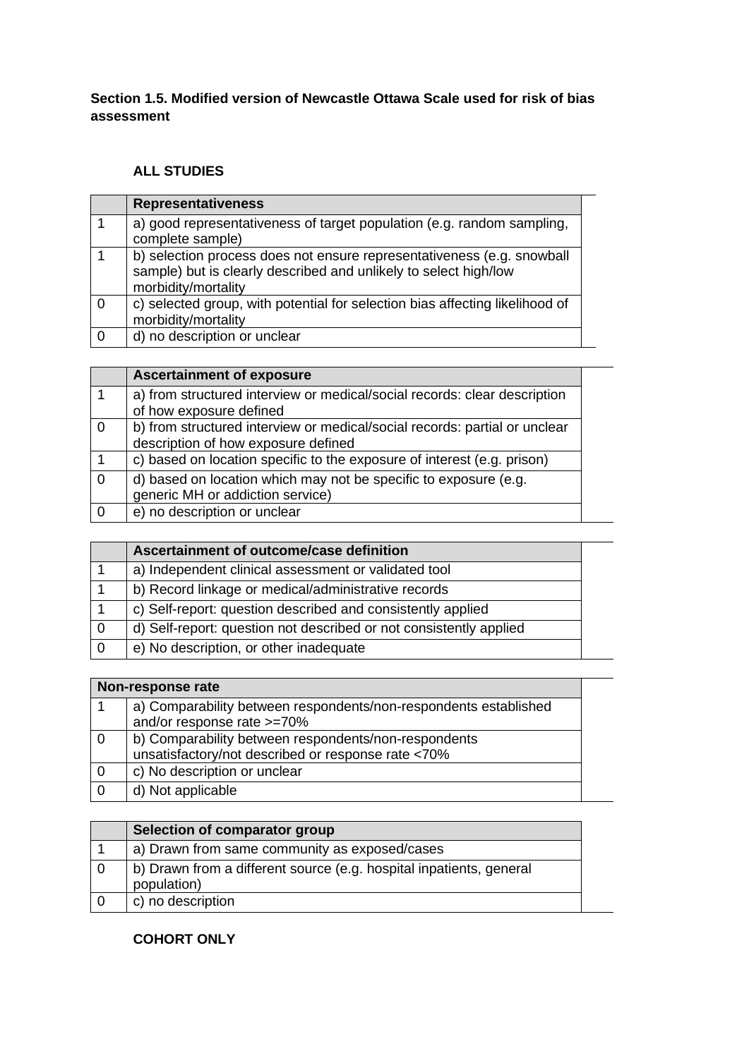**Section 1.5. Modified version of Newcastle Ottawa Scale used for risk of bias assessment**

**ALL STUDIES**

| | **Representativeness** | |
|---|---|---|
| 1 | a) good representativeness of target population (e.g. random sampling, complete sample) | |
| 1 | b) selection process does not ensure representativeness (e.g. snowball sample) but is clearly described and unlikely to select high/low morbidity/mortality | |
| 0 | c) selected group, with potential for selection bias affecting likelihood of morbidity/mortality | |
| 0 | d) no description or unclear | |

| | **Ascertainment of exposure** | |
|---|---|---|
| 1 | a) from structured interview or medical/social records: clear description of how exposure defined | |
| 0 | b) from structured interview or medical/social records: partial or unclear description of how exposure defined | |
| 1 | c) based on location specific to the exposure of interest (e.g. prison) | |
| 0 | d) based on location which may not be specific to exposure (e.g. generic MH or addiction service) | |
| 0 | e) no description or unclear | |

| | **Ascertainment of outcome/case definition** | |
|---|---|---|
| 1 | a) Independent clinical assessment or validated tool | |
| 1 | b) Record linkage or medical/administrative records | |
| 1 | c) Self-report: question described and consistently applied | |
| 0 | d) Self-report: question not described or not consistently applied | |
| 0 | e) No description, or other inadequate | |

| **Non-response rate** | | |
|---|---|---|
| 1 | a) Comparability between respondents/non-respondents established and/or response rate >=70% | |
| 0 | b) Comparability between respondents/non-respondents unsatisfactory/not described or response rate <70% | |
| 0 | c) No description or unclear | |
| 0 | d) Not applicable | |

| | **Selection of comparator group** | |
|---|---|---|
| 1 | a) Drawn from same community as exposed/cases | |
| 0 | b) Drawn from a different source (e.g. hospital inpatients, general population) | |
| 0 | c) no description | |

**COHORT ONLY**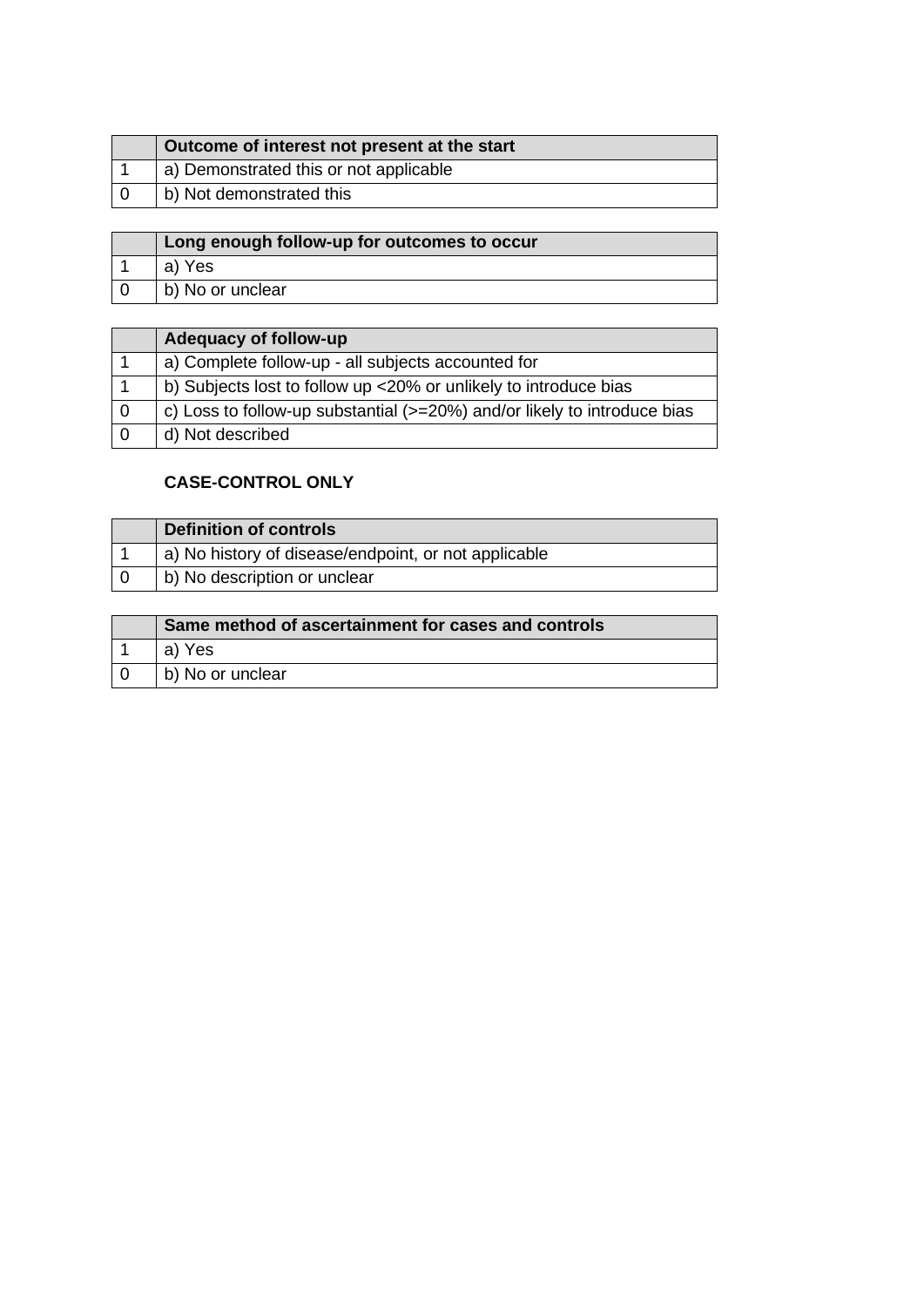| | Outcome of interest not present at the start |
|---|---|
| 1 | a) Demonstrated this or not applicable |
| 0 | b) Not demonstrated this |

| | Long enough follow-up for outcomes to occur |
|---|---|
| 1 | a) Yes |
| 0 | b) No or unclear |

| | Adequacy of follow-up |
|---|---|
| 1 | a) Complete follow-up - all subjects accounted for |
| 1 | b) Subjects lost to follow up <20% or unlikely to introduce bias |
| 0 | c) Loss to follow-up substantial (>=20%) and/or likely to introduce bias |
| 0 | d) Not described |

**CASE-CONTROL ONLY**

| | Definition of controls |
|---|---|
| 1 | a) No history of disease/endpoint, or not applicable |
| 0 | b) No description or unclear |

| | Same method of ascertainment for cases and controls |
|---|---|
| 1 | a) Yes |
| 0 | b) No or unclear |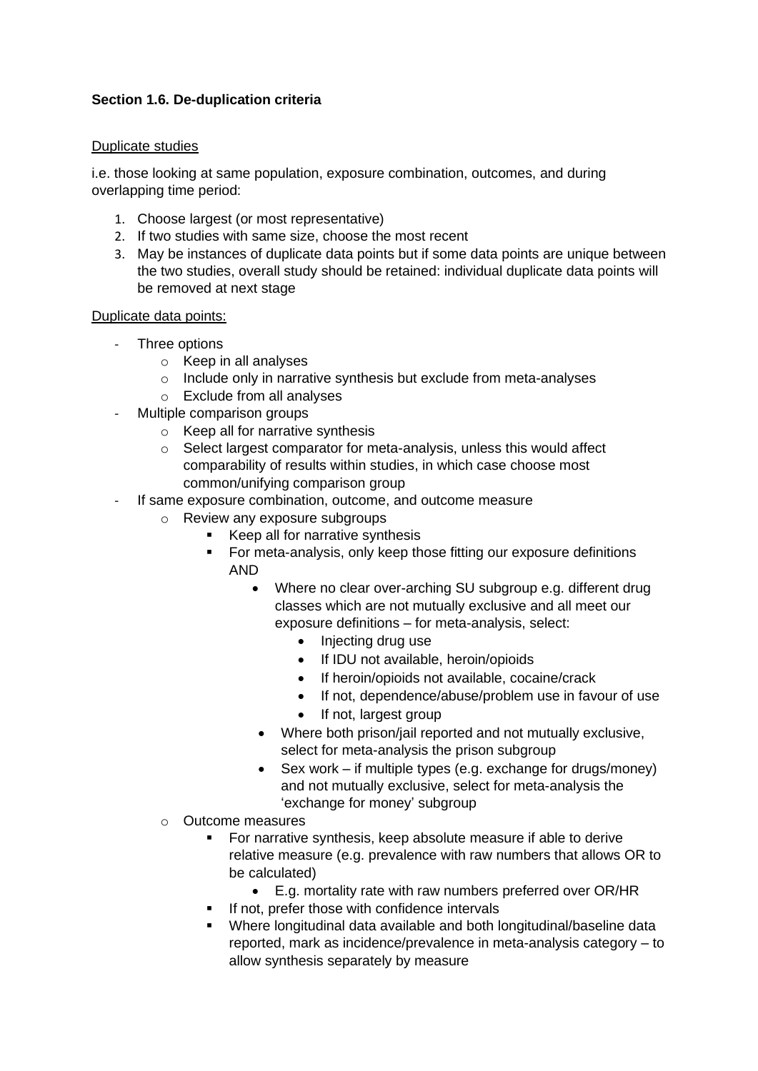**Section 1.6. De-duplication criteria**

Duplicate studies

i.e. those looking at same population, exposure combination, outcomes, and during overlapping time period:

1. Choose largest (or most representative)
2. If two studies with same size, choose the most recent
3. May be instances of duplicate data points but if some data points are unique between the two studies, overall study should be retained: individual duplicate data points will be removed at next stage

Duplicate data points:

- Three options
    - Keep in all analyses
    - Include only in narrative synthesis but exclude from meta-analyses
    - Exclude from all analyses
- Multiple comparison groups
    - Keep all for narrative synthesis
    - Select largest comparator for meta-analysis, unless this would affect comparability of results within studies, in which case choose most common/unifying comparison group
- If same exposure combination, outcome, and outcome measure
    - Review any exposure subgroups
        - Keep all for narrative synthesis
        - For meta-analysis, only keep those fitting our exposure definitions AND
            - Where no clear over-arching SU subgroup e.g. different drug classes which are not mutually exclusive and all meet our exposure definitions – for meta-analysis, select:
                - Injecting drug use
                - If IDU not available, heroin/opioids
                - If heroin/opioids not available, cocaine/crack
                - If not, dependence/abuse/problem use in favour of use
                - If not, largest group
            - Where both prison/jail reported and not mutually exclusive, select for meta-analysis the prison subgroup
            - Sex work – if multiple types (e.g. exchange for drugs/money) and not mutually exclusive, select for meta-analysis the 'exchange for money' subgroup
    - Outcome measures
        - For narrative synthesis, keep absolute measure if able to derive relative measure (e.g. prevalence with raw numbers that allows OR to be calculated)
            - E.g. mortality rate with raw numbers preferred over OR/HR
        - If not, prefer those with confidence intervals
        - Where longitudinal data available and both longitudinal/baseline data reported, mark as incidence/prevalence in meta-analysis category – to allow synthesis separately by measure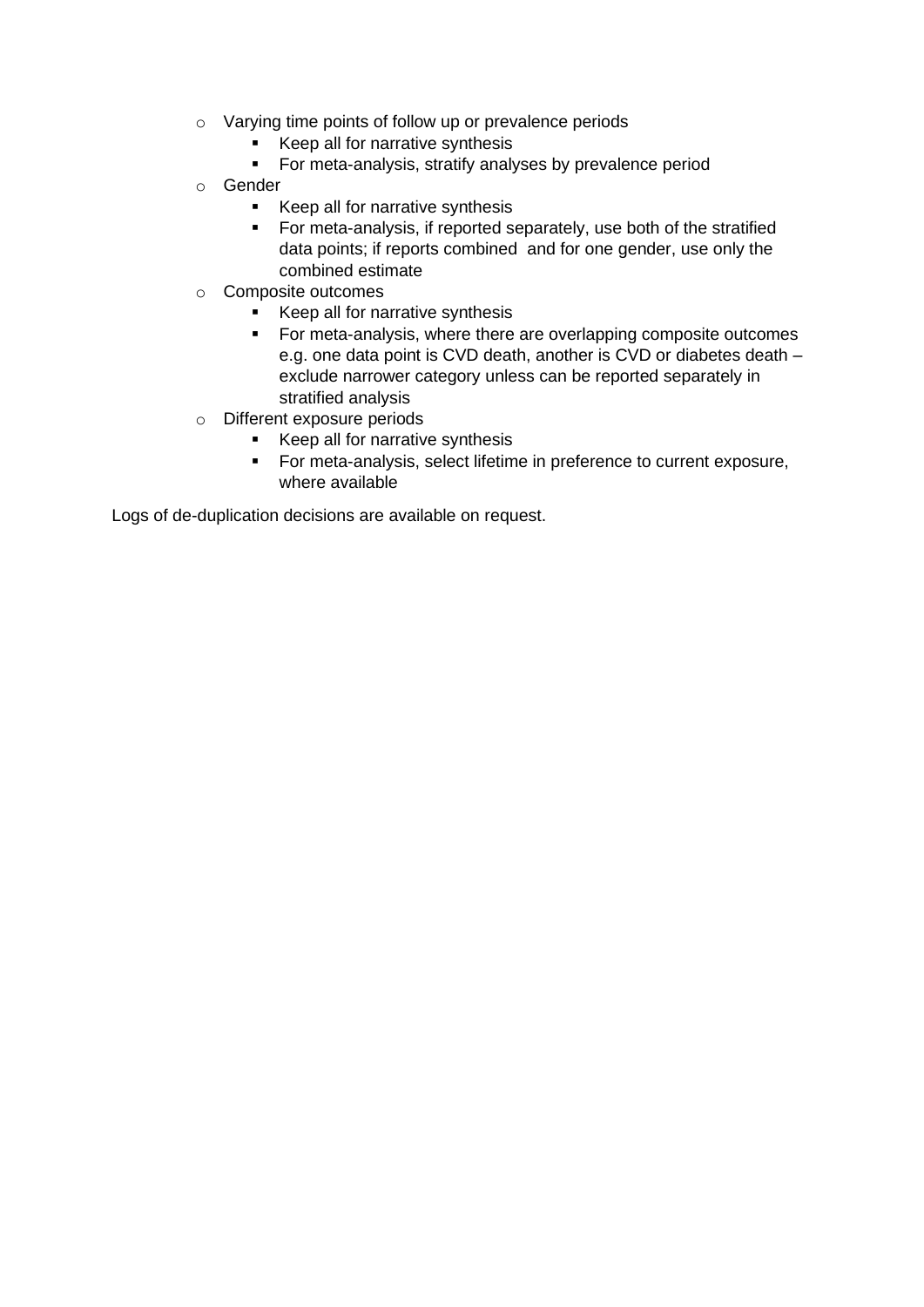- Varying time points of follow up or prevalence periods
    - Keep all for narrative synthesis
    - For meta-analysis, stratify analyses by prevalence period
- Gender
    - Keep all for narrative synthesis
    - For meta-analysis, if reported separately, use both of the stratified data points; if reports combined  and for one gender, use only the combined estimate
- Composite outcomes
    - Keep all for narrative synthesis
    - For meta-analysis, where there are overlapping composite outcomes e.g. one data point is CVD death, another is CVD or diabetes death – exclude narrower category unless can be reported separately in stratified analysis
- Different exposure periods
    - Keep all for narrative synthesis
    - For meta-analysis, select lifetime in preference to current exposure, where available

Logs of de-duplication decisions are available on request.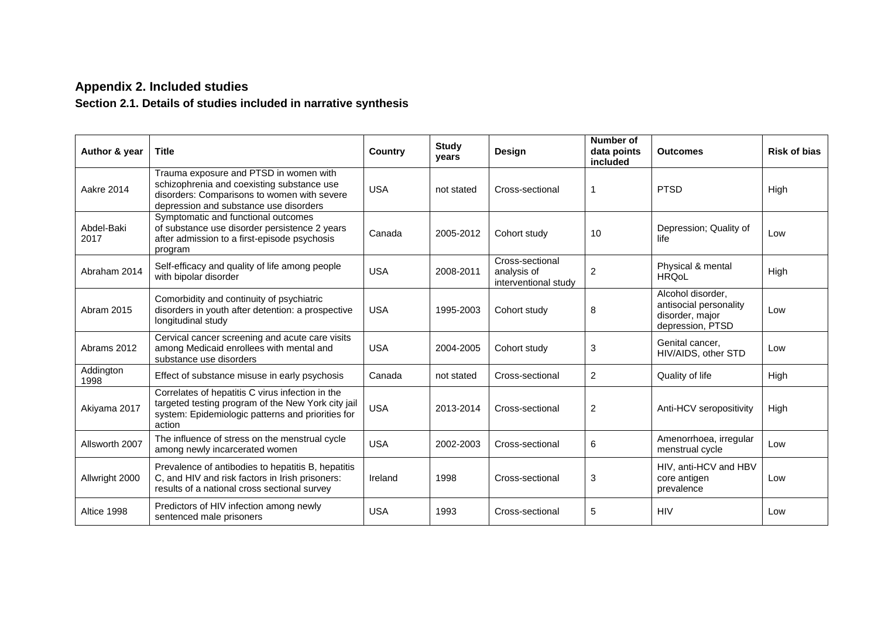## Appendix 2. Included studies

### Section 2.1. Details of studies included in narrative synthesis

| Author & year | Title | Country | Study years | Design | Number of data points included | Outcomes | Risk of bias |
|---|---|---|---|---|---|---|---|
| Aakre 2014 | Trauma exposure and PTSD in women with schizophrenia and coexisting substance use disorders: Comparisons to women with severe depression and substance use disorders | USA | not stated | Cross-sectional | 1 | PTSD | High |
| Abdel-Baki 2017 | Symptomatic and functional outcomes of substance use disorder persistence 2 years after admission to a first-episode psychosis program | Canada | 2005-2012 | Cohort study | 10 | Depression; Quality of life | Low |
| Abraham 2014 | Self-efficacy and quality of life among people with bipolar disorder | USA | 2008-2011 | Cross-sectional analysis of interventional study | 2 | Physical & mental HRQoL | High |
| Abram 2015 | Comorbidity and continuity of psychiatric disorders in youth after detention: a prospective longitudinal study | USA | 1995-2003 | Cohort study | 8 | Alcohol disorder, antisocial personality disorder, major depression, PTSD | Low |
| Abrams 2012 | Cervical cancer screening and acute care visits among Medicaid enrollees with mental and substance use disorders | USA | 2004-2005 | Cohort study | 3 | Genital cancer, HIV/AIDS, other STD | Low |
| Addington 1998 | Effect of substance misuse in early psychosis | Canada | not stated | Cross-sectional | 2 | Quality of life | High |
| Akiyama 2017 | Correlates of hepatitis C virus infection in the targeted testing program of the New York city jail system: Epidemiologic patterns and priorities for action | USA | 2013-2014 | Cross-sectional | 2 | Anti-HCV seropositivity | High |
| Allsworth 2007 | The influence of stress on the menstrual cycle among newly incarcerated women | USA | 2002-2003 | Cross-sectional | 6 | Amenorrhoea, irregular menstrual cycle | Low |
| Allwright 2000 | Prevalence of antibodies to hepatitis B, hepatitis C, and HIV and risk factors in Irish prisoners: results of a national cross sectional survey | Ireland | 1998 | Cross-sectional | 3 | HIV, anti-HCV and HBV core antigen prevalence | Low |
| Altice 1998 | Predictors of HIV infection among newly sentenced male prisoners | USA | 1993 | Cross-sectional | 5 | HIV | Low |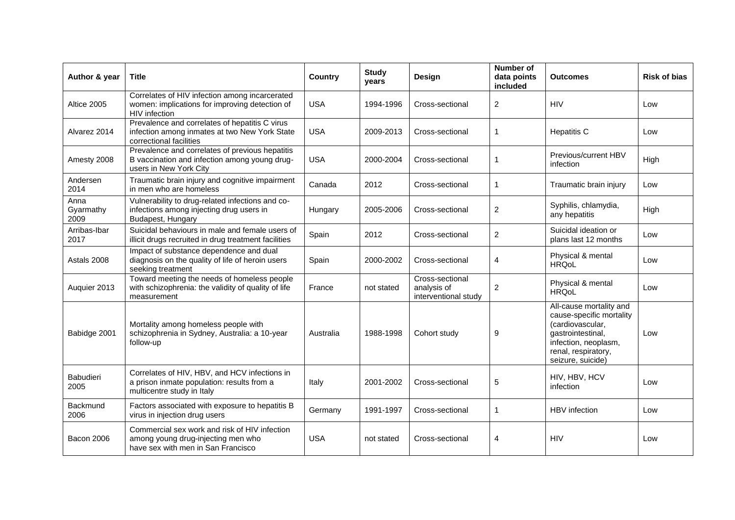| Author & year | Title | Country | Study years | Design | Number of data points included | Outcomes | Risk of bias |
|---|---|---|---|---|---|---|---|
| Altice 2005 | Correlates of HIV infection among incarcerated women: implications for improving detection of HIV infection | USA | 1994-1996 | Cross-sectional | 2 | HIV | Low |
| Alvarez 2014 | Prevalence and correlates of hepatitis C virus infection among inmates at two New York State correctional facilities | USA | 2009-2013 | Cross-sectional | 1 | Hepatitis C | Low |
| Amesty 2008 | Prevalence and correlates of previous hepatitis B vaccination and infection among young drug-users in New York City | USA | 2000-2004 | Cross-sectional | 1 | Previous/current HBV infection | High |
| Andersen 2014 | Traumatic brain injury and cognitive impairment in men who are homeless | Canada | 2012 | Cross-sectional | 1 | Traumatic brain injury | Low |
| Anna Gyarmathy 2009 | Vulnerability to drug-related infections and co-infections among injecting drug users in Budapest, Hungary | Hungary | 2005-2006 | Cross-sectional | 2 | Syphilis, chlamydia, any hepatitis | High |
| Arribas-Ibar 2017 | Suicidal behaviours in male and female users of illicit drugs recruited in drug treatment facilities | Spain | 2012 | Cross-sectional | 2 | Suicidal ideation or plans last 12 months | Low |
| Astals 2008 | Impact of substance dependence and dual diagnosis on the quality of life of heroin users seeking treatment | Spain | 2000-2002 | Cross-sectional | 4 | Physical & mental HRQoL | Low |
| Auquier 2013 | Toward meeting the needs of homeless people with schizophrenia: the validity of quality of life measurement | France | not stated | Cross-sectional analysis of interventional study | 2 | Physical & mental HRQoL | Low |
| Babidge 2001 | Mortality among homeless people with schizophrenia in Sydney, Australia: a 10-year follow-up | Australia | 1988-1998 | Cohort study | 9 | All-cause mortality and cause-specific mortality (cardiovascular, gastrointestinal, infection, neoplasm, renal, respiratory, seizure, suicide) | Low |
| Babudieri 2005 | Correlates of HIV, HBV, and HCV infections in a prison inmate population: results from a multicentre study in Italy | Italy | 2001-2002 | Cross-sectional | 5 | HIV, HBV, HCV infection | Low |
| Backmund 2006 | Factors associated with exposure to hepatitis B virus in injection drug users | Germany | 1991-1997 | Cross-sectional | 1 | HBV infection | Low |
| Bacon 2006 | Commercial sex work and risk of HIV infection among young drug-injecting men who have sex with men in San Francisco | USA | not stated | Cross-sectional | 4 | HIV | Low |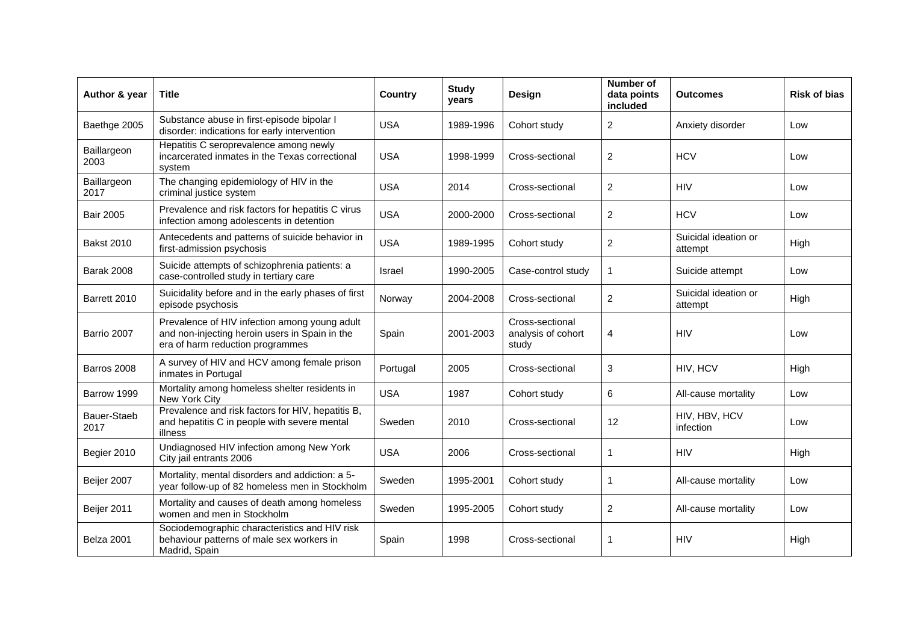| Author & year | Title | Country | Study years | Design | Number of data points included | Outcomes | Risk of bias |
|---|---|---|---|---|---|---|---|
| Baethge 2005 | Substance abuse in first-episode bipolar I disorder: indications for early intervention | USA | 1989-1996 | Cohort study | 2 | Anxiety disorder | Low |
| Baillargeon 2003 | Hepatitis C seroprevalence among newly incarcerated inmates in the Texas correctional system | USA | 1998-1999 | Cross-sectional | 2 | HCV | Low |
| Baillargeon 2017 | The changing epidemiology of HIV in the criminal justice system | USA | 2014 | Cross-sectional | 2 | HIV | Low |
| Bair 2005 | Prevalence and risk factors for hepatitis C virus infection among adolescents in detention | USA | 2000-2000 | Cross-sectional | 2 | HCV | Low |
| Bakst 2010 | Antecedents and patterns of suicide behavior in first-admission psychosis | USA | 1989-1995 | Cohort study | 2 | Suicidal ideation or attempt | High |
| Barak 2008 | Suicide attempts of schizophrenia patients: a case-controlled study in tertiary care | Israel | 1990-2005 | Case-control study | 1 | Suicide attempt | Low |
| Barrett 2010 | Suicidality before and in the early phases of first episode psychosis | Norway | 2004-2008 | Cross-sectional | 2 | Suicidal ideation or attempt | High |
| Barrio 2007 | Prevalence of HIV infection among young adult and non-injecting heroin users in Spain in the era of harm reduction programmes | Spain | 2001-2003 | Cross-sectional analysis of cohort study | 4 | HIV | Low |
| Barros 2008 | A survey of HIV and HCV among female prison inmates in Portugal | Portugal | 2005 | Cross-sectional | 3 | HIV, HCV | High |
| Barrow 1999 | Mortality among homeless shelter residents in New York City | USA | 1987 | Cohort study | 6 | All-cause mortality | Low |
| Bauer-Staeb 2017 | Prevalence and risk factors for HIV, hepatitis B, and hepatitis C in people with severe mental illness | Sweden | 2010 | Cross-sectional | 12 | HIV, HBV, HCV infection | Low |
| Begier 2010 | Undiagnosed HIV infection among New York City jail entrants 2006 | USA | 2006 | Cross-sectional | 1 | HIV | High |
| Beijer 2007 | Mortality, mental disorders and addiction: a 5-year follow-up of 82 homeless men in Stockholm | Sweden | 1995-2001 | Cohort study | 1 | All-cause mortality | Low |
| Beijer 2011 | Mortality and causes of death among homeless women and men in Stockholm | Sweden | 1995-2005 | Cohort study | 2 | All-cause mortality | Low |
| Belza 2001 | Sociodemographic characteristics and HIV risk behaviour patterns of male sex workers in Madrid, Spain | Spain | 1998 | Cross-sectional | 1 | HIV | High |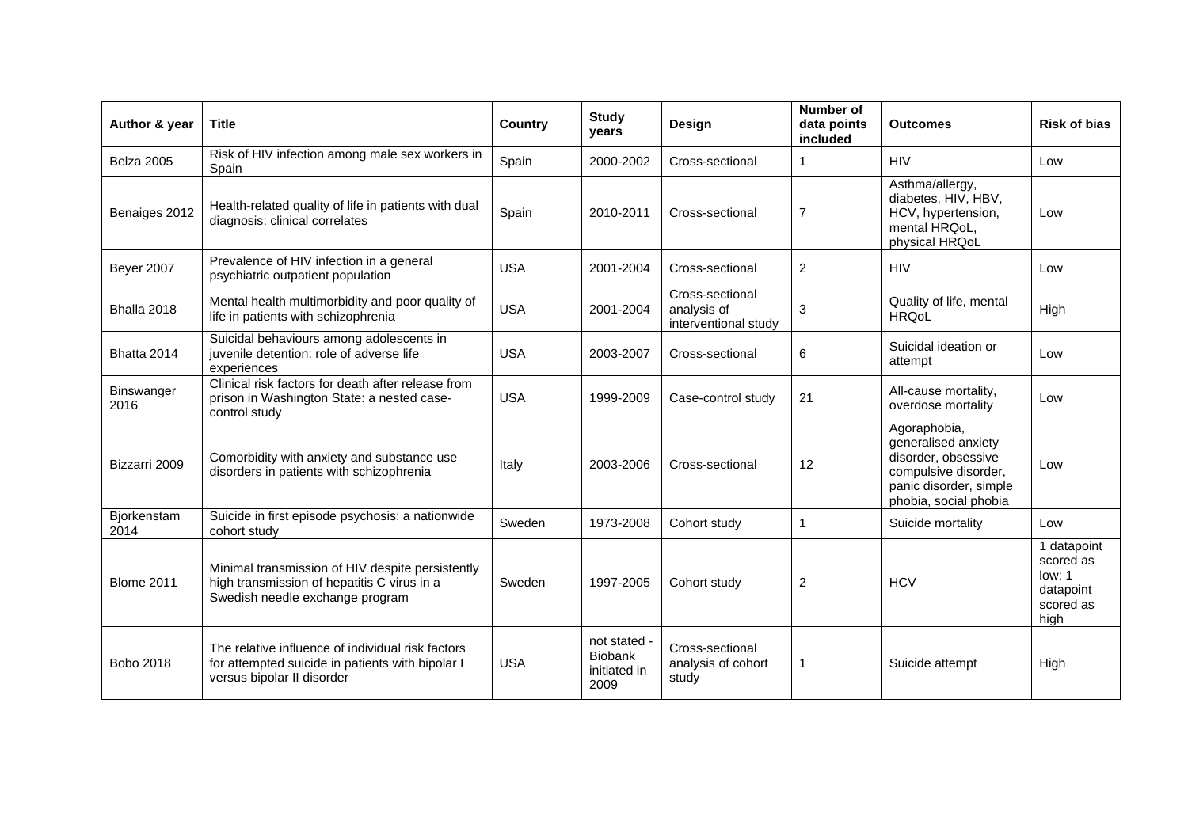| Author & year | Title | Country | Study years | Design | Number of data points included | Outcomes | Risk of bias |
|---|---|---|---|---|---|---|---|
| Belza 2005 | Risk of HIV infection among male sex workers in Spain | Spain | 2000-2002 | Cross-sectional | 1 | HIV | Low |
| Benaiges 2012 | Health-related quality of life in patients with dual diagnosis: clinical correlates | Spain | 2010-2011 | Cross-sectional | 7 | Asthma/allergy, diabetes, HIV, HBV, HCV, hypertension, mental HRQoL, physical HRQoL | Low |
| Beyer 2007 | Prevalence of HIV infection in a general psychiatric outpatient population | USA | 2001-2004 | Cross-sectional | 2 | HIV | Low |
| Bhalla 2018 | Mental health multimorbidity and poor quality of life in patients with schizophrenia | USA | 2001-2004 | Cross-sectional analysis of interventional study | 3 | Quality of life, mental HRQoL | High |
| Bhatta 2014 | Suicidal behaviours among adolescents in juvenile detention: role of adverse life experiences | USA | 2003-2007 | Cross-sectional | 6 | Suicidal ideation or attempt | Low |
| Binswanger 2016 | Clinical risk factors for death after release from prison in Washington State: a nested case-control study | USA | 1999-2009 | Case-control study | 21 | All-cause mortality, overdose mortality | Low |
| Bizzarri 2009 | Comorbidity with anxiety and substance use disorders in patients with schizophrenia | Italy | 2003-2006 | Cross-sectional | 12 | Agoraphobia, generalised anxiety disorder, obsessive compulsive disorder, panic disorder, simple phobia, social phobia | Low |
| Bjorkenstam 2014 | Suicide in first episode psychosis: a nationwide cohort study | Sweden | 1973-2008 | Cohort study | 1 | Suicide mortality | Low |
| Blome 2011 | Minimal transmission of HIV despite persistently high transmission of hepatitis C virus in a Swedish needle exchange program | Sweden | 1997-2005 | Cohort study | 2 | HCV | 1 datapoint scored as low; 1 datapoint scored as high |
| Bobo 2018 | The relative influence of individual risk factors for attempted suicide in patients with bipolar I versus bipolar II disorder | USA | not stated - Biobank initiated in 2009 | Cross-sectional analysis of cohort study | 1 | Suicide attempt | High |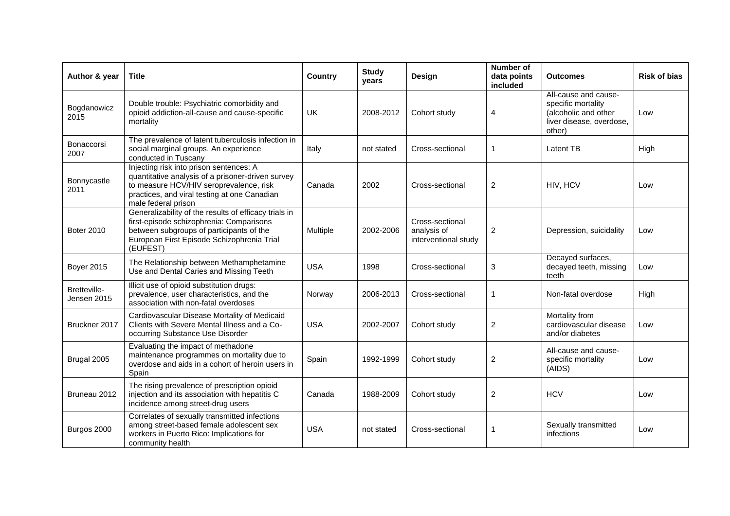| Author & year | Title | Country | Study years | Design | Number of data points included | Outcomes | Risk of bias |
|---|---|---|---|---|---|---|---|
| Bogdanowicz 2015 | Double trouble: Psychiatric comorbidity and opioid addiction-all-cause and cause-specific mortality | UK | 2008-2012 | Cohort study | 4 | All-cause and cause-specific mortality (alcoholic and other liver disease, overdose, other) | Low |
| Bonaccorsi 2007 | The prevalence of latent tuberculosis infection in social marginal groups. An experience conducted in Tuscany | Italy | not stated | Cross-sectional | 1 | Latent TB | High |
| Bonnycastle 2011 | Injecting risk into prison sentences: A quantitative analysis of a prisoner-driven survey to measure HCV/HIV seroprevalence, risk practices, and viral testing at one Canadian male federal prison | Canada | 2002 | Cross-sectional | 2 | HIV, HCV | Low |
| Boter 2010 | Generalizability of the results of efficacy trials in first-episode schizophrenia: Comparisons between subgroups of participants of the European First Episode Schizophrenia Trial (EUFEST) | Multiple | 2002-2006 | Cross-sectional analysis of interventional study | 2 | Depression, suicidality | Low |
| Boyer 2015 | The Relationship between Methamphetamine Use and Dental Caries and Missing Teeth | USA | 1998 | Cross-sectional | 3 | Decayed surfaces, decayed teeth, missing teeth | Low |
| Bretteville-Jensen 2015 | Illicit use of opioid substitution drugs: prevalence, user characteristics, and the association with non-fatal overdoses | Norway | 2006-2013 | Cross-sectional | 1 | Non-fatal overdose | High |
| Bruckner 2017 | Cardiovascular Disease Mortality of Medicaid Clients with Severe Mental Illness and a Co-occurring Substance Use Disorder | USA | 2002-2007 | Cohort study | 2 | Mortality from cardiovascular disease and/or diabetes | Low |
| Brugal 2005 | Evaluating the impact of methadone maintenance programmes on mortality due to overdose and aids in a cohort of heroin users in Spain | Spain | 1992-1999 | Cohort study | 2 | All-cause and cause-specific mortality (AIDS) | Low |
| Bruneau 2012 | The rising prevalence of prescription opioid injection and its association with hepatitis C incidence among street-drug users | Canada | 1988-2009 | Cohort study | 2 | HCV | Low |
| Burgos 2000 | Correlates of sexually transmitted infections among street-based female adolescent sex workers in Puerto Rico: Implications for community health | USA | not stated | Cross-sectional | 1 | Sexually transmitted infections | Low |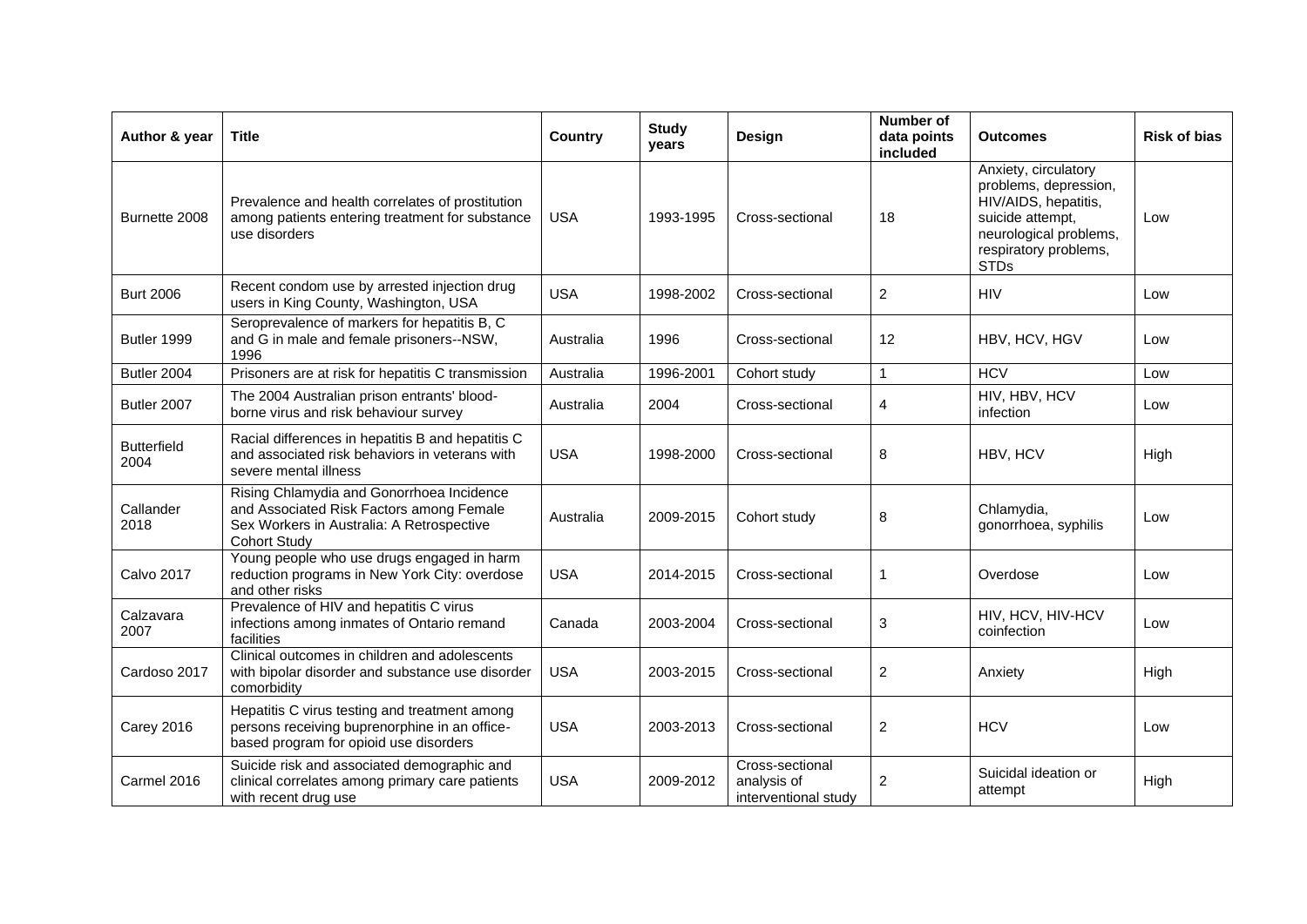| Author & year | Title | Country | Study years | Design | Number of data points included | Outcomes | Risk of bias |
|---|---|---|---|---|---|---|---|
| Burnette 2008 | Prevalence and health correlates of prostitution among patients entering treatment for substance use disorders | USA | 1993-1995 | Cross-sectional | 18 | Anxiety, circulatory problems, depression, HIV/AIDS, hepatitis, suicide attempt, neurological problems, respiratory problems, STDs | Low |
| Burt 2006 | Recent condom use by arrested injection drug users in King County, Washington, USA | USA | 1998-2002 | Cross-sectional | 2 | HIV | Low |
| Butler 1999 | Seroprevalence of markers for hepatitis B, C and G in male and female prisoners--NSW, 1996 | Australia | 1996 | Cross-sectional | 12 | HBV, HCV, HGV | Low |
| Butler 2004 | Prisoners are at risk for hepatitis C transmission | Australia | 1996-2001 | Cohort study | 1 | HCV | Low |
| Butler 2007 | The 2004 Australian prison entrants' blood-borne virus and risk behaviour survey | Australia | 2004 | Cross-sectional | 4 | HIV, HBV, HCV infection | Low |
| Butterfield 2004 | Racial differences in hepatitis B and hepatitis C and associated risk behaviors in veterans with severe mental illness | USA | 1998-2000 | Cross-sectional | 8 | HBV, HCV | High |
| Callander 2018 | Rising Chlamydia and Gonorrhoea Incidence and Associated Risk Factors among Female Sex Workers in Australia: A Retrospective Cohort Study | Australia | 2009-2015 | Cohort study | 8 | Chlamydia, gonorrhoea, syphilis | Low |
| Calvo 2017 | Young people who use drugs engaged in harm reduction programs in New York City: overdose and other risks | USA | 2014-2015 | Cross-sectional | 1 | Overdose | Low |
| Calzavara 2007 | Prevalence of HIV and hepatitis C virus infections among inmates of Ontario remand facilities | Canada | 2003-2004 | Cross-sectional | 3 | HIV, HCV, HIV-HCV coinfection | Low |
| Cardoso 2017 | Clinical outcomes in children and adolescents with bipolar disorder and substance use disorder comorbidity | USA | 2003-2015 | Cross-sectional | 2 | Anxiety | High |
| Carey 2016 | Hepatitis C virus testing and treatment among persons receiving buprenorphine in an office-based program for opioid use disorders | USA | 2003-2013 | Cross-sectional | 2 | HCV | Low |
| Carmel 2016 | Suicide risk and associated demographic and clinical correlates among primary care patients with recent drug use | USA | 2009-2012 | Cross-sectional analysis of interventional study | 2 | Suicidal ideation or attempt | High |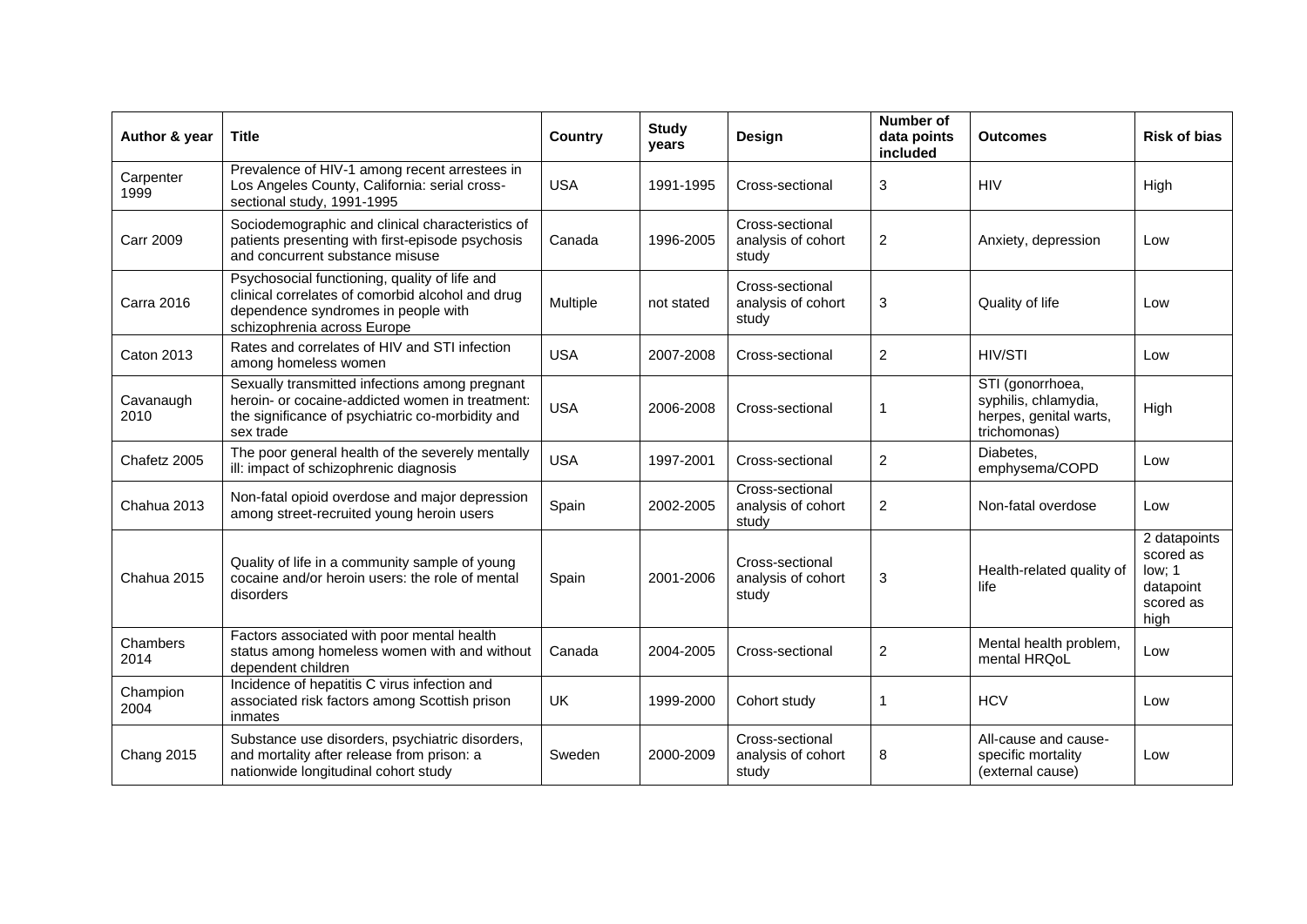| Author & year | Title | Country | Study years | Design | Number of data points included | Outcomes | Risk of bias |
|---|---|---|---|---|---|---|---|
| Carpenter 1999 | Prevalence of HIV-1 among recent arrestees in Los Angeles County, California: serial cross-sectional study, 1991-1995 | USA | 1991-1995 | Cross-sectional | 3 | HIV | High |
| Carr 2009 | Sociodemographic and clinical characteristics of patients presenting with first-episode psychosis and concurrent substance misuse | Canada | 1996-2005 | Cross-sectional analysis of cohort study | 2 | Anxiety, depression | Low |
| Carra 2016 | Psychosocial functioning, quality of life and clinical correlates of comorbid alcohol and drug dependence syndromes in people with schizophrenia across Europe | Multiple | not stated | Cross-sectional analysis of cohort study | 3 | Quality of life | Low |
| Caton 2013 | Rates and correlates of HIV and STI infection among homeless women | USA | 2007-2008 | Cross-sectional | 2 | HIV/STI | Low |
| Cavanaugh 2010 | Sexually transmitted infections among pregnant heroin- or cocaine-addicted women in treatment: the significance of psychiatric co-morbidity and sex trade | USA | 2006-2008 | Cross-sectional | 1 | STI (gonorrhoea, syphilis, chlamydia, herpes, genital warts, trichomonas) | High |
| Chafetz 2005 | The poor general health of the severely mentally ill: impact of schizophrenic diagnosis | USA | 1997-2001 | Cross-sectional | 2 | Diabetes, emphysema/COPD | Low |
| Chahua 2013 | Non-fatal opioid overdose and major depression among street-recruited young heroin users | Spain | 2002-2005 | Cross-sectional analysis of cohort study | 2 | Non-fatal overdose | Low |
| Chahua 2015 | Quality of life in a community sample of young cocaine and/or heroin users: the role of mental disorders | Spain | 2001-2006 | Cross-sectional analysis of cohort study | 3 | Health-related quality of life | 2 datapoints scored as low; 1 datapoint scored as high |
| Chambers 2014 | Factors associated with poor mental health status among homeless women with and without dependent children | Canada | 2004-2005 | Cross-sectional | 2 | Mental health problem, mental HRQoL | Low |
| Champion 2004 | Incidence of hepatitis C virus infection and associated risk factors among Scottish prison inmates | UK | 1999-2000 | Cohort study | 1 | HCV | Low |
| Chang 2015 | Substance use disorders, psychiatric disorders, and mortality after release from prison: a nationwide longitudinal cohort study | Sweden | 2000-2009 | Cross-sectional analysis of cohort study | 8 | All-cause and cause-specific mortality (external cause) | Low |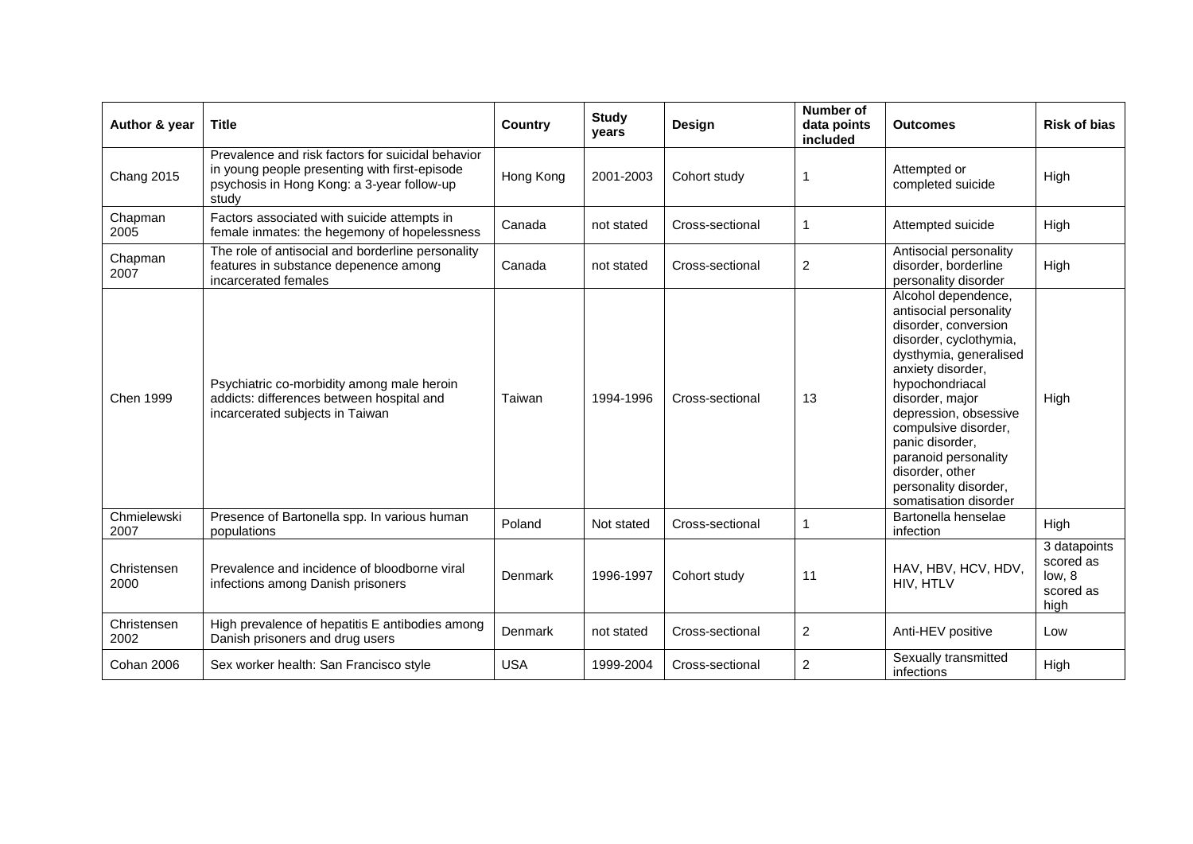| Author & year | Title | Country | Study years | Design | Number of data points included | Outcomes | Risk of bias |
|---|---|---|---|---|---|---|---|
| Chang 2015 | Prevalence and risk factors for suicidal behavior in young people presenting with first-episode psychosis in Hong Kong: a 3-year follow-up study | Hong Kong | 2001-2003 | Cohort study | 1 | Attempted or completed suicide | High |
| Chapman 2005 | Factors associated with suicide attempts in female inmates: the hegemony of hopelessness | Canada | not stated | Cross-sectional | 1 | Attempted suicide | High |
| Chapman 2007 | The role of antisocial and borderline personality features in substance depenence among incarcerated females | Canada | not stated | Cross-sectional | 2 | Antisocial personality disorder, borderline personality disorder | High |
| Chen 1999 | Psychiatric co-morbidity among male heroin addicts: differences between hospital and incarcerated subjects in Taiwan | Taiwan | 1994-1996 | Cross-sectional | 13 | Alcohol dependence, antisocial personality disorder, conversion disorder, cyclothymia, dysthymia, generalised anxiety disorder, hypochondriacal disorder, major depression, obsessive compulsive disorder, panic disorder, paranoid personality disorder, other personality disorder, somatisation disorder | High |
| Chmielewski 2007 | Presence of Bartonella spp. In various human populations | Poland | Not stated | Cross-sectional | 1 | Bartonella henselae infection | High |
| Christensen 2000 | Prevalence and incidence of bloodborne viral infections among Danish prisoners | Denmark | 1996-1997 | Cohort study | 11 | HAV, HBV, HCV, HDV, HIV, HTLV | 3 datapoints scored as low, 8 scored as high |
| Christensen 2002 | High prevalence of hepatitis E antibodies among Danish prisoners and drug users | Denmark | not stated | Cross-sectional | 2 | Anti-HEV positive | Low |
| Cohan 2006 | Sex worker health: San Francisco style | USA | 1999-2004 | Cross-sectional | 2 | Sexually transmitted infections | High |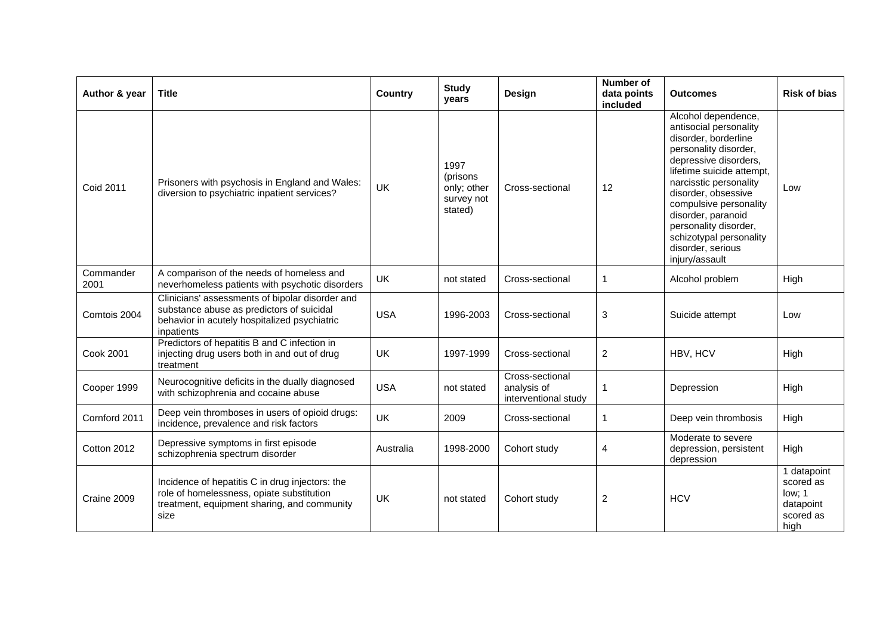| Author & year | Title | Country | Study years | Design | Number of data points included | Outcomes | Risk of bias |
|---|---|---|---|---|---|---|---|
| Coid 2011 | Prisoners with psychosis in England and Wales: diversion to psychiatric inpatient services? | UK | 1997 (prisons only; other survey not stated) | Cross-sectional | 12 | Alcohol dependence, antisocial personality disorder, borderline personality disorder, depressive disorders, lifetime suicide attempt, narcisstic personality disorder, obsessive compulsive personality disorder, paranoid personality disorder, schizotypal personality disorder, serious injury/assault | Low |
| Commander 2001 | A comparison of the needs of homeless and neverhomeless patients with psychotic disorders | UK | not stated | Cross-sectional | 1 | Alcohol problem | High |
| Comtois 2004 | Clinicians' assessments of bipolar disorder and substance abuse as predictors of suicidal behavior in acutely hospitalized psychiatric inpatients | USA | 1996-2003 | Cross-sectional | 3 | Suicide attempt | Low |
| Cook 2001 | Predictors of hepatitis B and C infection in injecting drug users both in and out of drug treatment | UK | 1997-1999 | Cross-sectional | 2 | HBV, HCV | High |
| Cooper 1999 | Neurocognitive deficits in the dually diagnosed with schizophrenia and cocaine abuse | USA | not stated | Cross-sectional analysis of interventional study | 1 | Depression | High |
| Cornford 2011 | Deep vein thromboses in users of opioid drugs: incidence, prevalence and risk factors | UK | 2009 | Cross-sectional | 1 | Deep vein thrombosis | High |
| Cotton 2012 | Depressive symptoms in first episode schizophrenia spectrum disorder | Australia | 1998-2000 | Cohort study | 4 | Moderate to severe depression, persistent depression | High |
| Craine 2009 | Incidence of hepatitis C in drug injectors: the role of homelessness, opiate substitution treatment, equipment sharing, and community size | UK | not stated | Cohort study | 2 | HCV | 1 datapoint scored as low; 1 datapoint scored as high |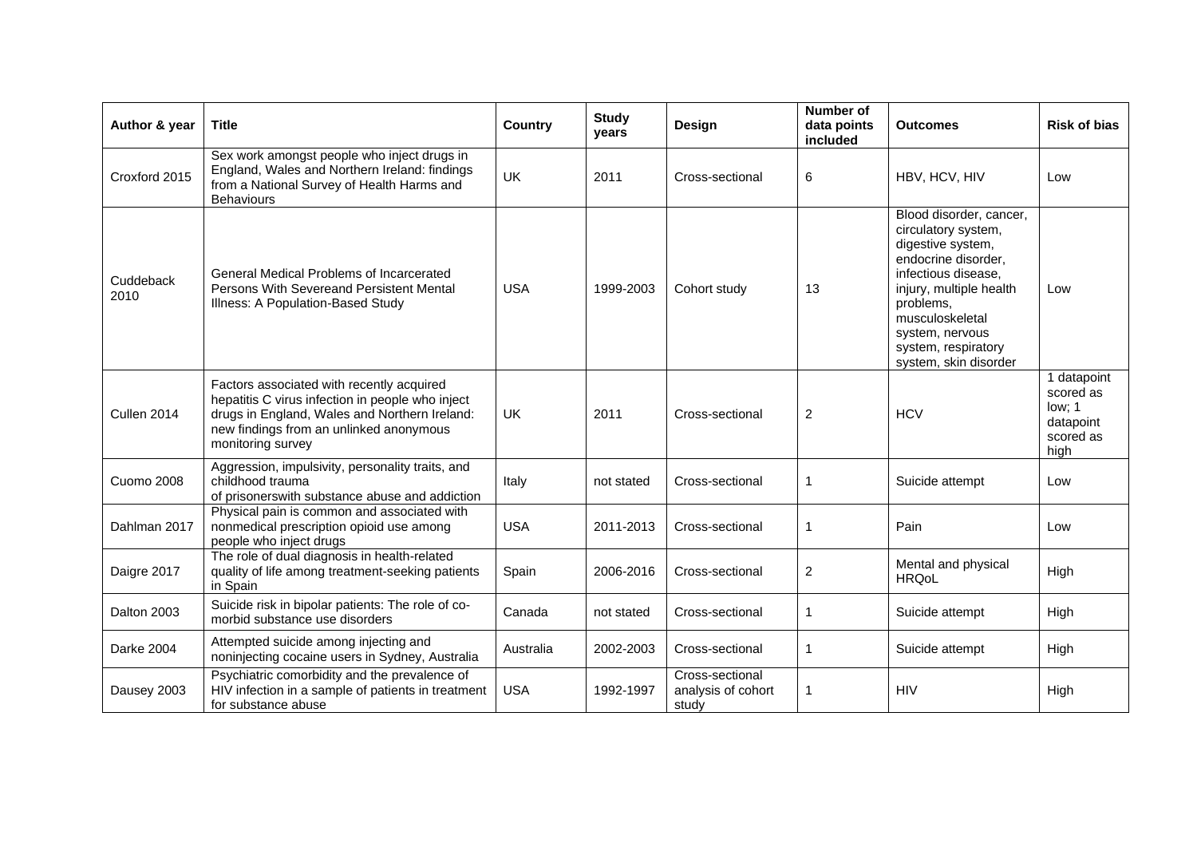| Author & year | Title | Country | Study years | Design | Number of data points included | Outcomes | Risk of bias |
|---|---|---|---|---|---|---|---|
| Croxford 2015 | Sex work amongst people who inject drugs in England, Wales and Northern Ireland: findings from a National Survey of Health Harms and Behaviours | UK | 2011 | Cross-sectional | 6 | HBV, HCV, HIV | Low |
| Cuddeback 2010 | General Medical Problems of Incarcerated Persons With Severeand Persistent Mental Illness: A Population-Based Study | USA | 1999-2003 | Cohort study | 13 | Blood disorder, cancer, circulatory system, digestive system, endocrine disorder, infectious disease, injury, multiple health problems, musculoskeletal system, nervous system, respiratory system, skin disorder | Low |
| Cullen 2014 | Factors associated with recently acquired hepatitis C virus infection in people who inject drugs in England, Wales and Northern Ireland: new findings from an unlinked anonymous monitoring survey | UK | 2011 | Cross-sectional | 2 | HCV | 1 datapoint scored as low; 1 datapoint scored as high |
| Cuomo 2008 | Aggression, impulsivity, personality traits, and childhood trauma of prisonerswith substance abuse and addiction | Italy | not stated | Cross-sectional | 1 | Suicide attempt | Low |
| Dahlman 2017 | Physical pain is common and associated with nonmedical prescription opioid use among people who inject drugs | USA | 2011-2013 | Cross-sectional | 1 | Pain | Low |
| Daigre 2017 | The role of dual diagnosis in health-related quality of life among treatment-seeking patients in Spain | Spain | 2006-2016 | Cross-sectional | 2 | Mental and physical HRQoL | High |
| Dalton 2003 | Suicide risk in bipolar patients: The role of co-morbid substance use disorders | Canada | not stated | Cross-sectional | 1 | Suicide attempt | High |
| Darke 2004 | Attempted suicide among injecting and noninjecting cocaine users in Sydney, Australia | Australia | 2002-2003 | Cross-sectional | 1 | Suicide attempt | High |
| Dausey 2003 | Psychiatric comorbidity and the prevalence of HIV infection in a sample of patients in treatment for substance abuse | USA | 1992-1997 | Cross-sectional analysis of cohort study | 1 | HIV | High |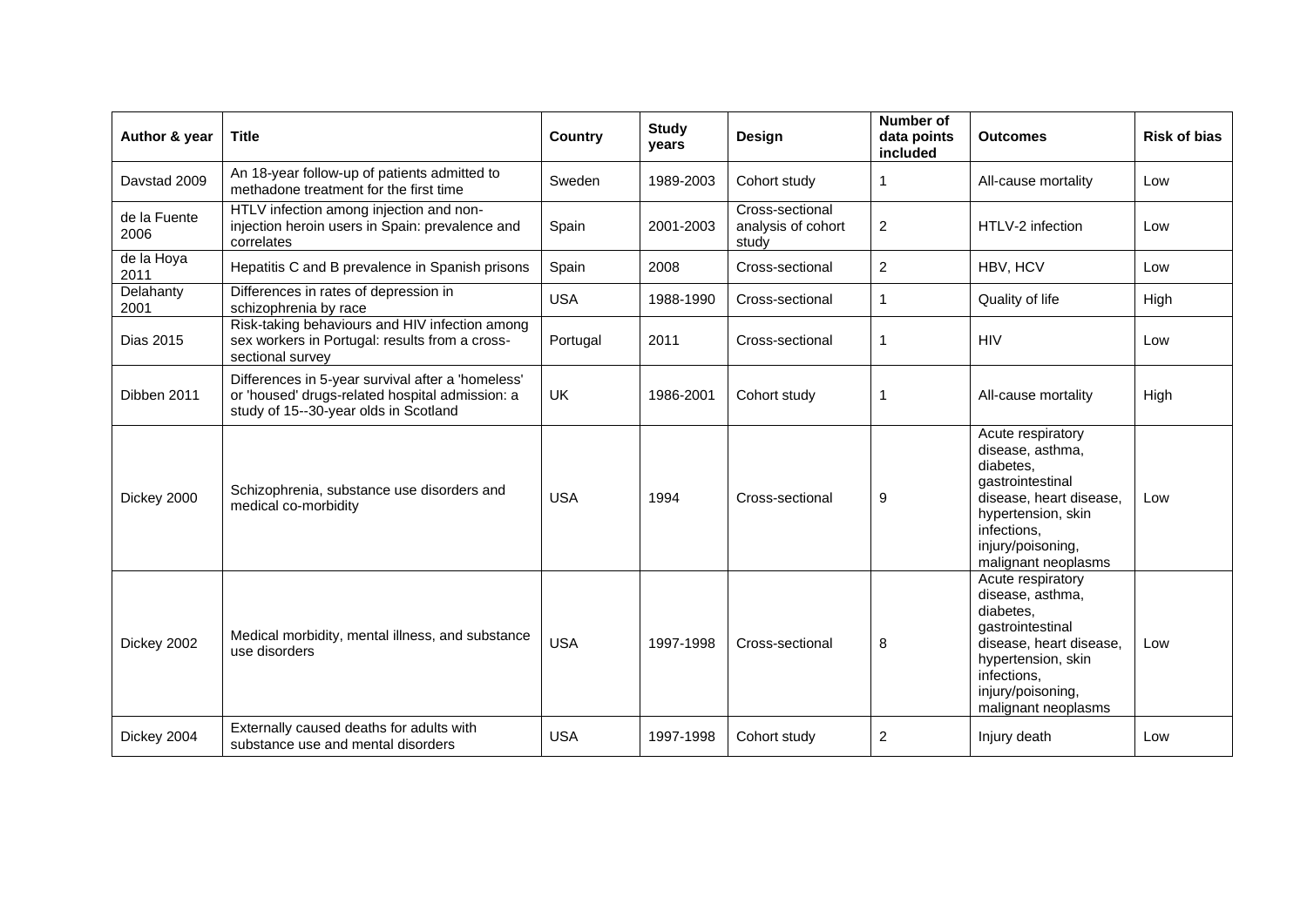| Author & year | Title | Country | Study years | Design | Number of data points included | Outcomes | Risk of bias |
|---|---|---|---|---|---|---|---|
| Davstad 2009 | An 18-year follow-up of patients admitted to methadone treatment for the first time | Sweden | 1989-2003 | Cohort study | 1 | All-cause mortality | Low |
| de la Fuente 2006 | HTLV infection among injection and non-injection heroin users in Spain: prevalence and correlates | Spain | 2001-2003 | Cross-sectional analysis of cohort study | 2 | HTLV-2 infection | Low |
| de la Hoya 2011 | Hepatitis C and B prevalence in Spanish prisons | Spain | 2008 | Cross-sectional | 2 | HBV, HCV | Low |
| Delahanty 2001 | Differences in rates of depression in schizophrenia by race | USA | 1988-1990 | Cross-sectional | 1 | Quality of life | High |
| Dias 2015 | Risk-taking behaviours and HIV infection among sex workers in Portugal: results from a cross-sectional survey | Portugal | 2011 | Cross-sectional | 1 | HIV | Low |
| Dibben 2011 | Differences in 5-year survival after a 'homeless' or 'housed' drugs-related hospital admission: a study of 15--30-year olds in Scotland | UK | 1986-2001 | Cohort study | 1 | All-cause mortality | High |
| Dickey 2000 | Schizophrenia, substance use disorders and medical co-morbidity | USA | 1994 | Cross-sectional | 9 | Acute respiratory disease, asthma, diabetes, gastrointestinal disease, heart disease, hypertension, skin infections, injury/poisoning, malignant neoplasms | Low |
| Dickey 2002 | Medical morbidity, mental illness, and substance use disorders | USA | 1997-1998 | Cross-sectional | 8 | Acute respiratory disease, asthma, diabetes, gastrointestinal disease, heart disease, hypertension, skin infections, injury/poisoning, malignant neoplasms | Low |
| Dickey 2004 | Externally caused deaths for adults with substance use and mental disorders | USA | 1997-1998 | Cohort study | 2 | Injury death | Low |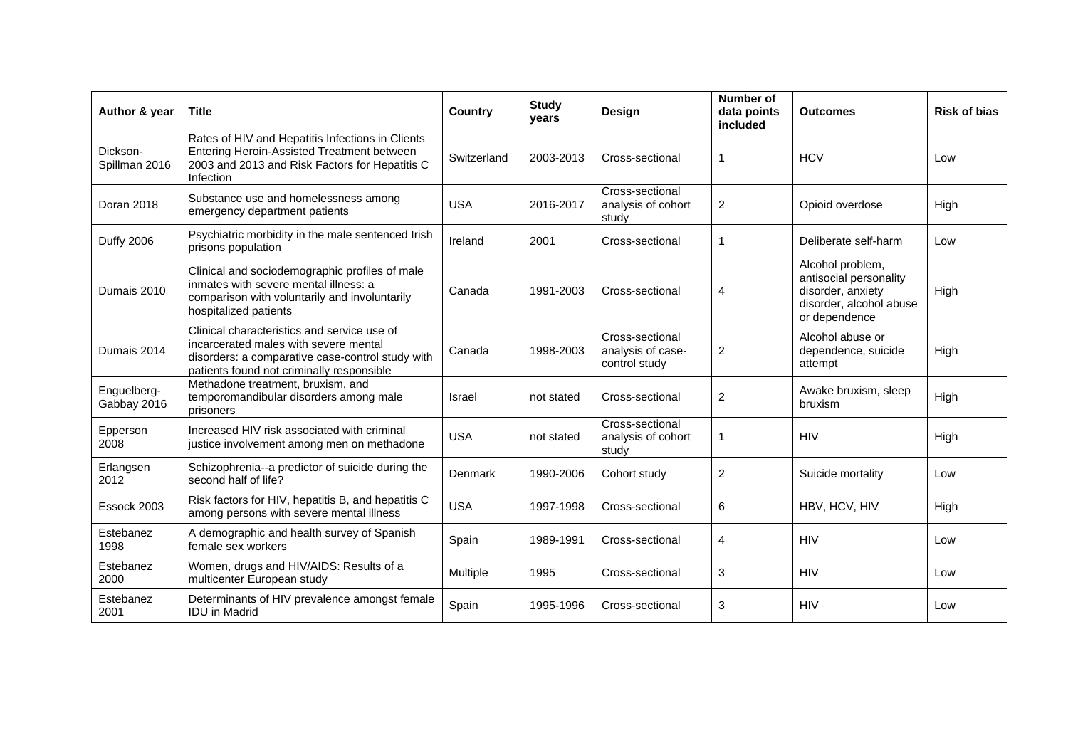| Author & year | Title | Country | Study years | Design | Number of data points included | Outcomes | Risk of bias |
|---|---|---|---|---|---|---|---|
| Dickson-Spillman 2016 | Rates of HIV and Hepatitis Infections in Clients Entering Heroin-Assisted Treatment between 2003 and 2013 and Risk Factors for Hepatitis C Infection | Switzerland | 2003-2013 | Cross-sectional | 1 | HCV | Low |
| Doran 2018 | Substance use and homelessness among emergency department patients | USA | 2016-2017 | Cross-sectional analysis of cohort study | 2 | Opioid overdose | High |
| Duffy 2006 | Psychiatric morbidity in the male sentenced Irish prisons population | Ireland | 2001 | Cross-sectional | 1 | Deliberate self-harm | Low |
| Dumais 2010 | Clinical and sociodemographic profiles of male inmates with severe mental illness: a comparison with voluntarily and involuntarily hospitalized patients | Canada | 1991-2003 | Cross-sectional | 4 | Alcohol problem, antisocial personality disorder, anxiety disorder, alcohol abuse or dependence | High |
| Dumais 2014 | Clinical characteristics and service use of incarcerated males with severe mental disorders: a comparative case-control study with patients found not criminally responsible | Canada | 1998-2003 | Cross-sectional analysis of case-control study | 2 | Alcohol abuse or dependence, suicide attempt | High |
| Enguelberg-Gabbay 2016 | Methadone treatment, bruxism, and temporomandibular disorders among male prisoners | Israel | not stated | Cross-sectional | 2 | Awake bruxism, sleep bruxism | High |
| Epperson 2008 | Increased HIV risk associated with criminal justice involvement among men on methadone | USA | not stated | Cross-sectional analysis of cohort study | 1 | HIV | High |
| Erlangsen 2012 | Schizophrenia--a predictor of suicide during the second half of life? | Denmark | 1990-2006 | Cohort study | 2 | Suicide mortality | Low |
| Essock 2003 | Risk factors for HIV, hepatitis B, and hepatitis C among persons with severe mental illness | USA | 1997-1998 | Cross-sectional | 6 | HBV, HCV, HIV | High |
| Estebanez 1998 | A demographic and health survey of Spanish female sex workers | Spain | 1989-1991 | Cross-sectional | 4 | HIV | Low |
| Estebanez 2000 | Women, drugs and HIV/AIDS: Results of a multicenter European study | Multiple | 1995 | Cross-sectional | 3 | HIV | Low |
| Estebanez 2001 | Determinants of HIV prevalence amongst female IDU in Madrid | Spain | 1995-1996 | Cross-sectional | 3 | HIV | Low |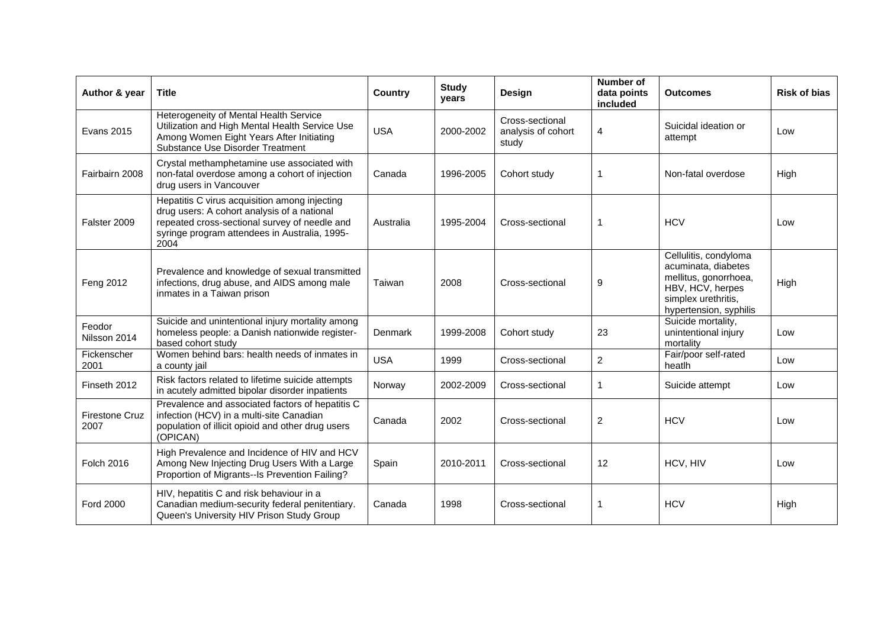| Author & year | Title | Country | Study years | Design | Number of data points included | Outcomes | Risk of bias |
|---|---|---|---|---|---|---|---|
| Evans 2015 | Heterogeneity of Mental Health Service Utilization and High Mental Health Service Use Among Women Eight Years After Initiating Substance Use Disorder Treatment | USA | 2000-2002 | Cross-sectional analysis of cohort study | 4 | Suicidal ideation or attempt | Low |
| Fairbairn 2008 | Crystal methamphetamine use associated with non-fatal overdose among a cohort of injection drug users in Vancouver | Canada | 1996-2005 | Cohort study | 1 | Non-fatal overdose | High |
| Falster 2009 | Hepatitis C virus acquisition among injecting drug users: A cohort analysis of a national repeated cross-sectional survey of needle and syringe program attendees in Australia, 1995-2004 | Australia | 1995-2004 | Cross-sectional | 1 | HCV | Low |
| Feng 2012 | Prevalence and knowledge of sexual transmitted infections, drug abuse, and AIDS among male inmates in a Taiwan prison | Taiwan | 2008 | Cross-sectional | 9 | Cellulitis, condyloma acuminata, diabetes mellitus, gonorrhoea, HBV, HCV, herpes simplex urethritis, hypertension, syphilis | High |
| Feodor Nilsson 2014 | Suicide and unintentional injury mortality among homeless people: a Danish nationwide register-based cohort study | Denmark | 1999-2008 | Cohort study | 23 | Suicide mortality, unintentional injury mortality | Low |
| Fickenscher 2001 | Women behind bars: health needs of inmates in a county jail | USA | 1999 | Cross-sectional | 2 | Fair/poor self-rated heatlh | Low |
| Finseth 2012 | Risk factors related to lifetime suicide attempts in acutely admitted bipolar disorder inpatients | Norway | 2002-2009 | Cross-sectional | 1 | Suicide attempt | Low |
| Firestone Cruz 2007 | Prevalence and associated factors of hepatitis C infection (HCV) in a multi-site Canadian population of illicit opioid and other drug users (OPICAN) | Canada | 2002 | Cross-sectional | 2 | HCV | Low |
| Folch 2016 | High Prevalence and Incidence of HIV and HCV Among New Injecting Drug Users With a Large Proportion of Migrants--Is Prevention Failing? | Spain | 2010-2011 | Cross-sectional | 12 | HCV, HIV | Low |
| Ford 2000 | HIV, hepatitis C and risk behaviour in a Canadian medium-security federal penitentiary. Queen's University HIV Prison Study Group | Canada | 1998 | Cross-sectional | 1 | HCV | High |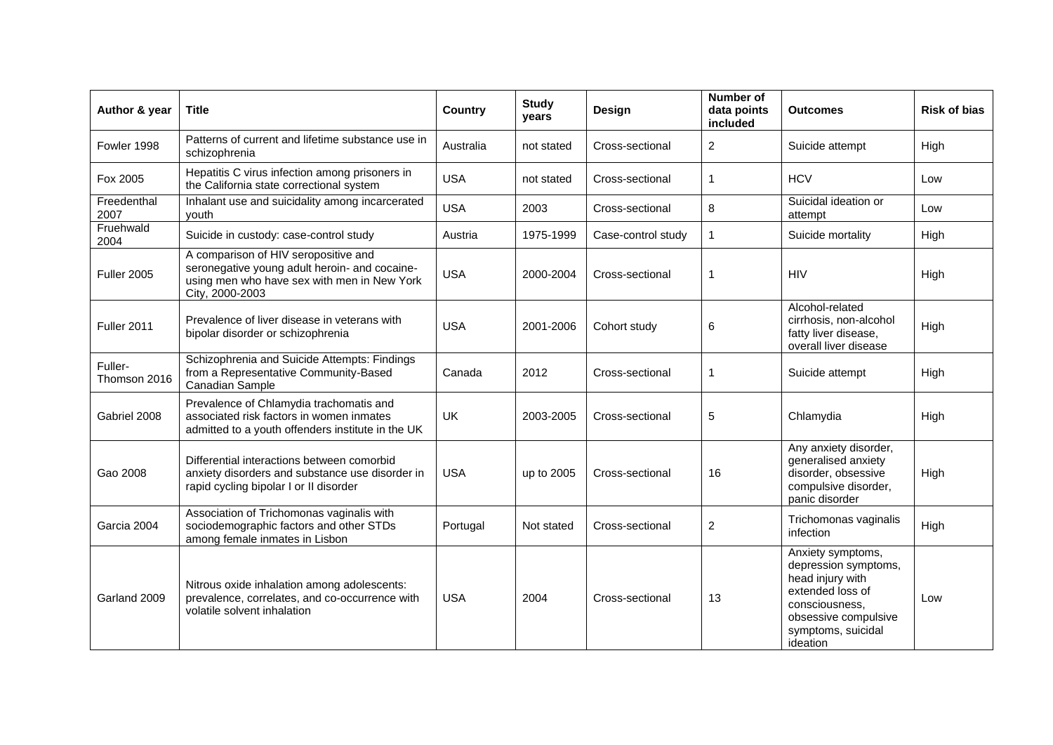| Author & year | Title | Country | Study years | Design | Number of data points included | Outcomes | Risk of bias |
|---|---|---|---|---|---|---|---|
| Fowler 1998 | Patterns of current and lifetime substance use in schizophrenia | Australia | not stated | Cross-sectional | 2 | Suicide attempt | High |
| Fox 2005 | Hepatitis C virus infection among prisoners in the California state correctional system | USA | not stated | Cross-sectional | 1 | HCV | Low |
| Freedenthal 2007 | Inhalant use and suicidality among incarcerated youth | USA | 2003 | Cross-sectional | 8 | Suicidal ideation or attempt | Low |
| Fruehwald 2004 | Suicide in custody: case-control study | Austria | 1975-1999 | Case-control study | 1 | Suicide mortality | High |
| Fuller 2005 | A comparison of HIV seropositive and seronegative young adult heroin- and cocaine-using men who have sex with men in New York City, 2000-2003 | USA | 2000-2004 | Cross-sectional | 1 | HIV | High |
| Fuller 2011 | Prevalence of liver disease in veterans with bipolar disorder or schizophrenia | USA | 2001-2006 | Cohort study | 6 | Alcohol-related cirrhosis, non-alcohol fatty liver disease, overall liver disease | High |
| Fuller-Thomson 2016 | Schizophrenia and Suicide Attempts: Findings from a Representative Community-Based Canadian Sample | Canada | 2012 | Cross-sectional | 1 | Suicide attempt | High |
| Gabriel 2008 | Prevalence of Chlamydia trachomatis and associated risk factors in women inmates admitted to a youth offenders institute in the UK | UK | 2003-2005 | Cross-sectional | 5 | Chlamydia | High |
| Gao 2008 | Differential interactions between comorbid anxiety disorders and substance use disorder in rapid cycling bipolar I or II disorder | USA | up to 2005 | Cross-sectional | 16 | Any anxiety disorder, generalised anxiety disorder, obsessive compulsive disorder, panic disorder | High |
| Garcia 2004 | Association of Trichomonas vaginalis with sociodemographic factors and other STDs among female inmates in Lisbon | Portugal | Not stated | Cross-sectional | 2 | Trichomonas vaginalis infection | High |
| Garland 2009 | Nitrous oxide inhalation among adolescents: prevalence, correlates, and co-occurrence with volatile solvent inhalation | USA | 2004 | Cross-sectional | 13 | Anxiety symptoms, depression symptoms, head injury with extended loss of consciousness, obsessive compulsive symptoms, suicidal ideation | Low |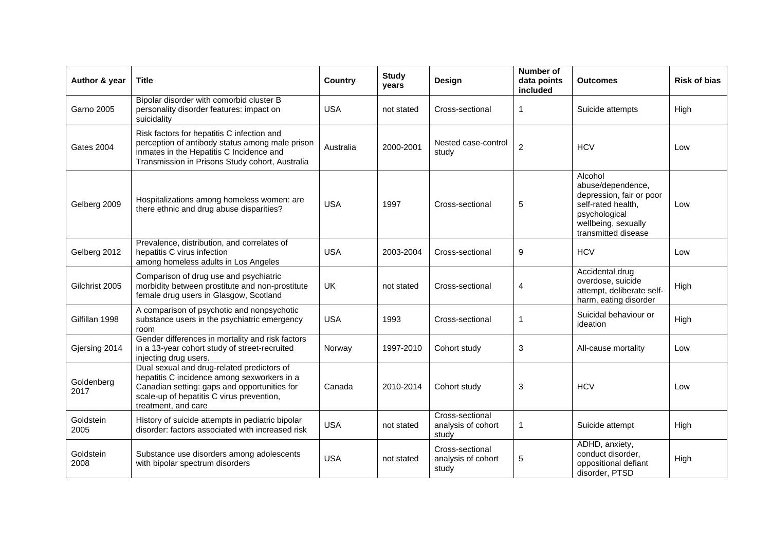| Author & year | Title | Country | Study years | Design | Number of data points included | Outcomes | Risk of bias |
|---|---|---|---|---|---|---|---|
| Garno 2005 | Bipolar disorder with comorbid cluster B personality disorder features: impact on suicidality | USA | not stated | Cross-sectional | 1 | Suicide attempts | High |
| Gates 2004 | Risk factors for hepatitis C infection and perception of antibody status among male prison inmates in the Hepatitis C Incidence and Transmission in Prisons Study cohort, Australia | Australia | 2000-2001 | Nested case-control study | 2 | HCV | Low |
| Gelberg 2009 | Hospitalizations among homeless women: are there ethnic and drug abuse disparities? | USA | 1997 | Cross-sectional | 5 | Alcohol abuse/dependence, depression, fair or poor self-rated health, psychological wellbeing, sexually transmitted disease | Low |
| Gelberg 2012 | Prevalence, distribution, and correlates of hepatitis C virus infection among homeless adults in Los Angeles | USA | 2003-2004 | Cross-sectional | 9 | HCV | Low |
| Gilchrist 2005 | Comparison of drug use and psychiatric morbidity between prostitute and non-prostitute female drug users in Glasgow, Scotland | UK | not stated | Cross-sectional | 4 | Accidental drug overdose, suicide attempt, deliberate self-harm, eating disorder | High |
| Gilfillan 1998 | A comparison of psychotic and nonpsychotic substance users in the psychiatric emergency room | USA | 1993 | Cross-sectional | 1 | Suicidal behaviour or ideation | High |
| Gjersing 2014 | Gender differences in mortality and risk factors in a 13-year cohort study of street-recruited injecting drug users. | Norway | 1997-2010 | Cohort study | 3 | All-cause mortality | Low |
| Goldenberg 2017 | Dual sexual and drug-related predictors of hepatitis C incidence among sexworkers in a Canadian setting: gaps and opportunities for scale-up of hepatitis C virus prevention, treatment, and care | Canada | 2010-2014 | Cohort study | 3 | HCV | Low |
| Goldstein 2005 | History of suicide attempts in pediatric bipolar disorder: factors associated with increased risk | USA | not stated | Cross-sectional analysis of cohort study | 1 | Suicide attempt | High |
| Goldstein 2008 | Substance use disorders among adolescents with bipolar spectrum disorders | USA | not stated | Cross-sectional analysis of cohort study | 5 | ADHD, anxiety, conduct disorder, oppositional defiant disorder, PTSD | High |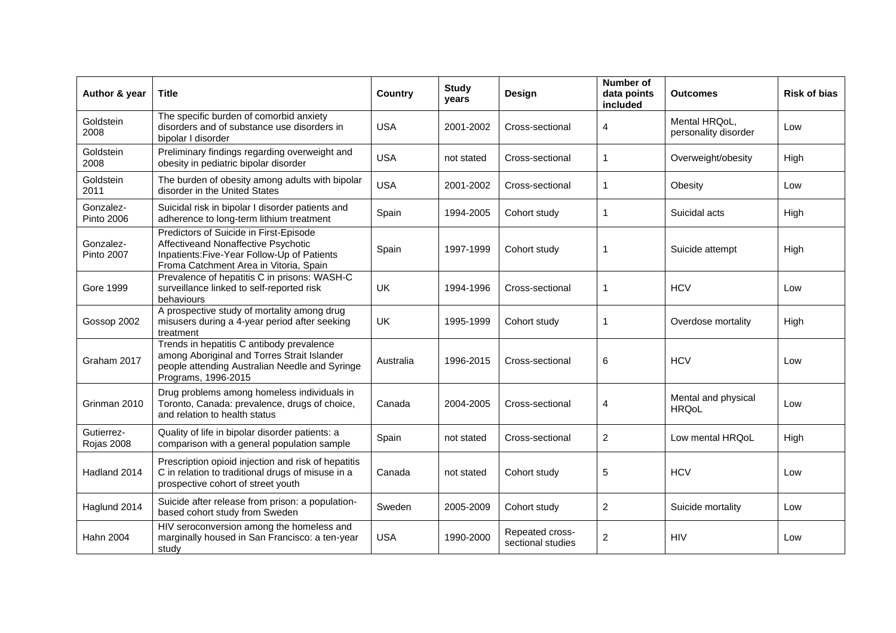| Author & year | Title | Country | Study years | Design | Number of data points included | Outcomes | Risk of bias |
|---|---|---|---|---|---|---|---|
| Goldstein 2008 | The specific burden of comorbid anxiety disorders and of substance use disorders in bipolar I disorder | USA | 2001-2002 | Cross-sectional | 4 | Mental HRQoL, personality disorder | Low |
| Goldstein 2008 | Preliminary findings regarding overweight and obesity in pediatric bipolar disorder | USA | not stated | Cross-sectional | 1 | Overweight/obesity | High |
| Goldstein 2011 | The burden of obesity among adults with bipolar disorder in the United States | USA | 2001-2002 | Cross-sectional | 1 | Obesity | Low |
| Gonzalez-Pinto 2006 | Suicidal risk in bipolar I disorder patients and adherence to long-term lithium treatment | Spain | 1994-2005 | Cohort study | 1 | Suicidal acts | High |
| Gonzalez-Pinto 2007 | Predictors of Suicide in First-Episode Affectiveand Nonaffective Psychotic Inpatients:Five-Year Follow-Up of Patients Froma Catchment Area in Vitoria, Spain | Spain | 1997-1999 | Cohort study | 1 | Suicide attempt | High |
| Gore 1999 | Prevalence of hepatitis C in prisons: WASH-C surveillance linked to self-reported risk behaviours | UK | 1994-1996 | Cross-sectional | 1 | HCV | Low |
| Gossop 2002 | A prospective study of mortality among drug misusers during a 4-year period after seeking treatment | UK | 1995-1999 | Cohort study | 1 | Overdose mortality | High |
| Graham 2017 | Trends in hepatitis C antibody prevalence among Aboriginal and Torres Strait Islander people attending Australian Needle and Syringe Programs, 1996-2015 | Australia | 1996-2015 | Cross-sectional | 6 | HCV | Low |
| Grinman 2010 | Drug problems among homeless individuals in Toronto, Canada: prevalence, drugs of choice, and relation to health status | Canada | 2004-2005 | Cross-sectional | 4 | Mental and physical HRQoL | Low |
| Gutierrez-Rojas 2008 | Quality of life in bipolar disorder patients: a comparison with a general population sample | Spain | not stated | Cross-sectional | 2 | Low mental HRQoL | High |
| Hadland 2014 | Prescription opioid injection and risk of hepatitis C in relation to traditional drugs of misuse in a prospective cohort of street youth | Canada | not stated | Cohort study | 5 | HCV | Low |
| Haglund 2014 | Suicide after release from prison: a population-based cohort study from Sweden | Sweden | 2005-2009 | Cohort study | 2 | Suicide mortality | Low |
| Hahn 2004 | HIV seroconversion among the homeless and marginally housed in San Francisco: a ten-year study | USA | 1990-2000 | Repeated cross-sectional studies | 2 | HIV | Low |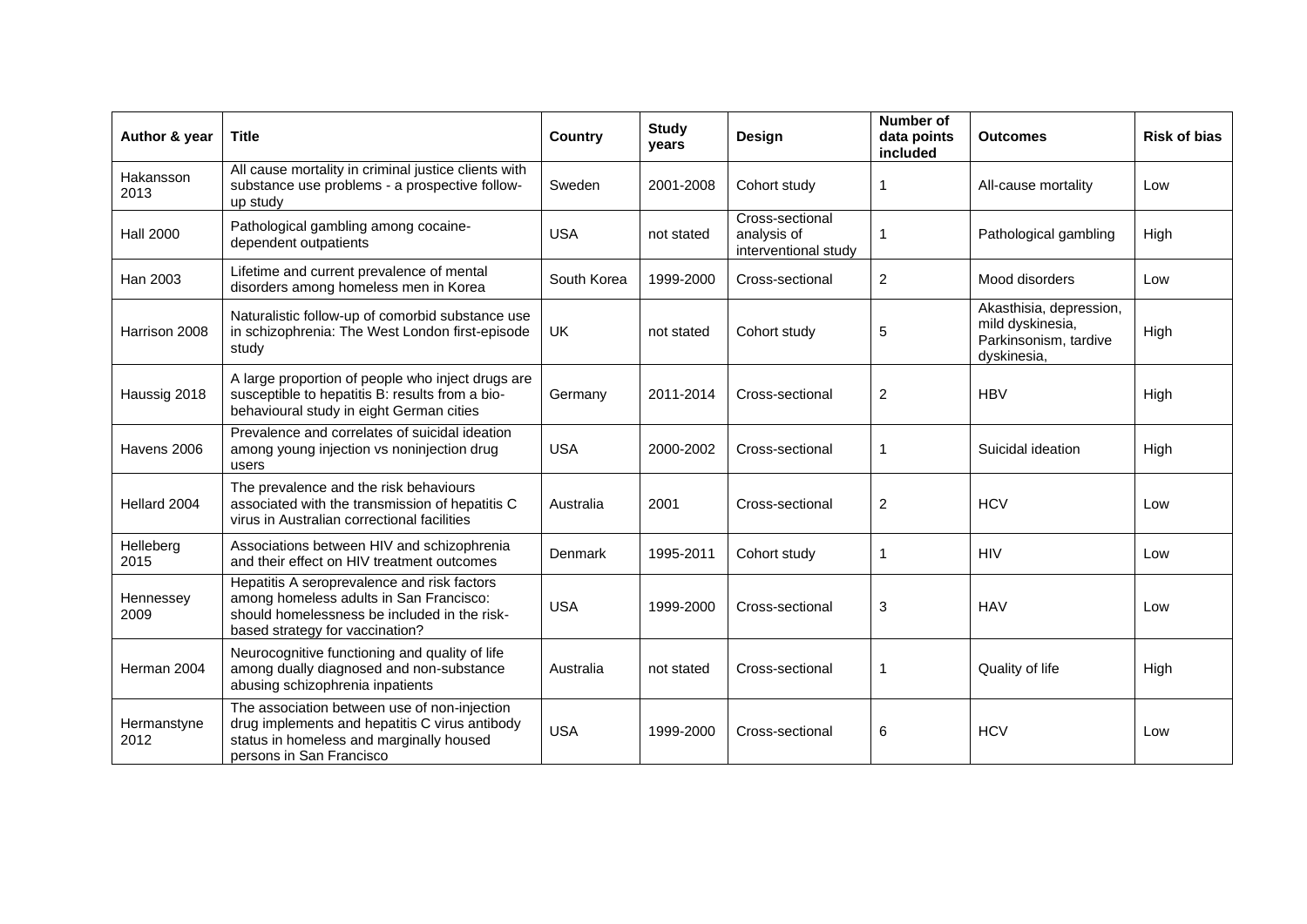| Author & year | Title | Country | Study years | Design | Number of data points included | Outcomes | Risk of bias |
|---|---|---|---|---|---|---|---|
| Hakansson 2013 | All cause mortality in criminal justice clients with substance use problems - a prospective follow-up study | Sweden | 2001-2008 | Cohort study | 1 | All-cause mortality | Low |
| Hall 2000 | Pathological gambling among cocaine-dependent outpatients | USA | not stated | Cross-sectional analysis of interventional study | 1 | Pathological gambling | High |
| Han 2003 | Lifetime and current prevalence of mental disorders among homeless men in Korea | South Korea | 1999-2000 | Cross-sectional | 2 | Mood disorders | Low |
| Harrison 2008 | Naturalistic follow-up of comorbid substance use in schizophrenia: The West London first-episode study | UK | not stated | Cohort study | 5 | Akasthisia, depression, mild dyskinesia, Parkinsonism, tardive dyskinesia, | High |
| Haussig 2018 | A large proportion of people who inject drugs are susceptible to hepatitis B: results from a bio-behavioural study in eight German cities | Germany | 2011-2014 | Cross-sectional | 2 | HBV | High |
| Havens 2006 | Prevalence and correlates of suicidal ideation among young injection vs noninjection drug users | USA | 2000-2002 | Cross-sectional | 1 | Suicidal ideation | High |
| Hellard 2004 | The prevalence and the risk behaviours associated with the transmission of hepatitis C virus in Australian correctional facilities | Australia | 2001 | Cross-sectional | 2 | HCV | Low |
| Helleberg 2015 | Associations between HIV and schizophrenia and their effect on HIV treatment outcomes | Denmark | 1995-2011 | Cohort study | 1 | HIV | Low |
| Hennessey 2009 | Hepatitis A seroprevalence and risk factors among homeless adults in San Francisco: should homelessness be included in the risk-based strategy for vaccination? | USA | 1999-2000 | Cross-sectional | 3 | HAV | Low |
| Herman 2004 | Neurocognitive functioning and quality of life among dually diagnosed and non-substance abusing schizophrenia inpatients | Australia | not stated | Cross-sectional | 1 | Quality of life | High |
| Hermanstyne 2012 | The association between use of non-injection drug implements and hepatitis C virus antibody status in homeless and marginally housed persons in San Francisco | USA | 1999-2000 | Cross-sectional | 6 | HCV | Low |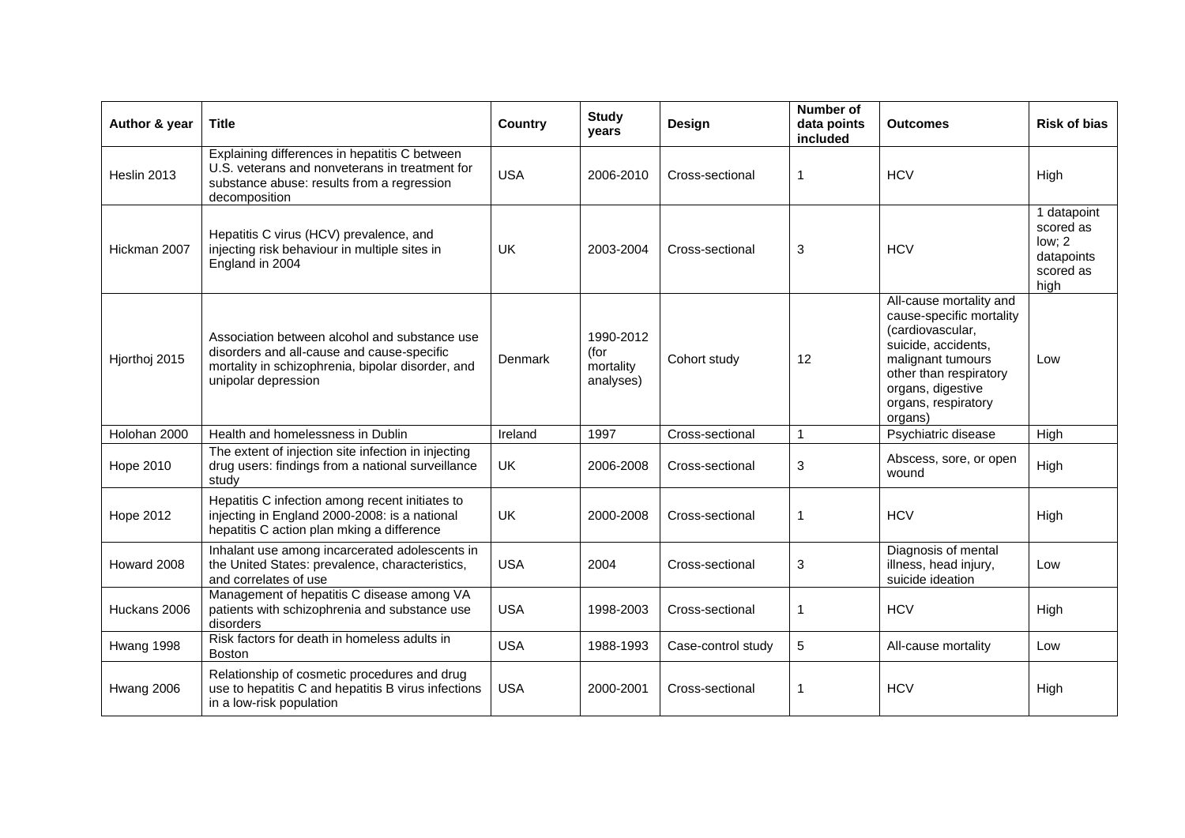| Author & year | Title | Country | Study years | Design | Number of data points included | Outcomes | Risk of bias |
|---|---|---|---|---|---|---|---|
| Heslin 2013 | Explaining differences in hepatitis C between U.S. veterans and nonveterans in treatment for substance abuse: results from a regression decomposition | USA | 2006-2010 | Cross-sectional | 1 | HCV | High |
| Hickman 2007 | Hepatitis C virus (HCV) prevalence, and injecting risk behaviour in multiple sites in England in 2004 | UK | 2003-2004 | Cross-sectional | 3 | HCV | 1 datapoint scored as low; 2 datapoints scored as high |
| Hjorthoj 2015 | Association between alcohol and substance use disorders and all-cause and cause-specific mortality in schizophrenia, bipolar disorder, and unipolar depression | Denmark | 1990-2012 (for mortality analyses) | Cohort study | 12 | All-cause mortality and cause-specific mortality (cardiovascular, suicide, accidents, malignant tumours other than respiratory organs, digestive organs, respiratory organs) | Low |
| Holohan 2000 | Health and homelessness in Dublin | Ireland | 1997 | Cross-sectional | 1 | Psychiatric disease | High |
| Hope 2010 | The extent of injection site infection in injecting drug users: findings from a national surveillance study | UK | 2006-2008 | Cross-sectional | 3 | Abscess, sore, or open wound | High |
| Hope 2012 | Hepatitis C infection among recent initiates to injecting in England 2000-2008: is a national hepatitis C action plan mking a difference | UK | 2000-2008 | Cross-sectional | 1 | HCV | High |
| Howard 2008 | Inhalant use among incarcerated adolescents in the United States: prevalence, characteristics, and correlates of use | USA | 2004 | Cross-sectional | 3 | Diagnosis of mental illness, head injury, suicide ideation | Low |
| Huckans 2006 | Management of hepatitis C disease among VA patients with schizophrenia and substance use disorders | USA | 1998-2003 | Cross-sectional | 1 | HCV | High |
| Hwang 1998 | Risk factors for death in homeless adults in Boston | USA | 1988-1993 | Case-control study | 5 | All-cause mortality | Low |
| Hwang 2006 | Relationship of cosmetic procedures and drug use to hepatitis C and hepatitis B virus infections in a low-risk population | USA | 2000-2001 | Cross-sectional | 1 | HCV | High |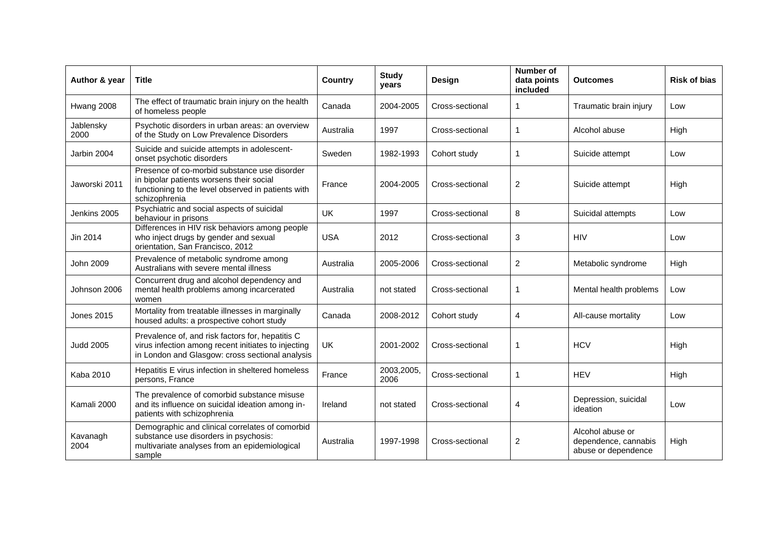| Author & year | Title | Country | Study years | Design | Number of data points included | Outcomes | Risk of bias |
|---|---|---|---|---|---|---|---|
| Hwang 2008 | The effect of traumatic brain injury on the health of homeless people | Canada | 2004-2005 | Cross-sectional | 1 | Traumatic brain injury | Low |
| Jablensky 2000 | Psychotic disorders in urban areas: an overview of the Study on Low Prevalence Disorders | Australia | 1997 | Cross-sectional | 1 | Alcohol abuse | High |
| Jarbin 2004 | Suicide and suicide attempts in adolescent-onset psychotic disorders | Sweden | 1982-1993 | Cohort study | 1 | Suicide attempt | Low |
| Jaworski 2011 | Presence of co-morbid substance use disorder in bipolar patients worsens their social functioning to the level observed in patients with schizophrenia | France | 2004-2005 | Cross-sectional | 2 | Suicide attempt | High |
| Jenkins 2005 | Psychiatric and social aspects of suicidal behaviour in prisons | UK | 1997 | Cross-sectional | 8 | Suicidal attempts | Low |
| Jin 2014 | Differences in HIV risk behaviors among people who inject drugs by gender and sexual orientation, San Francisco, 2012 | USA | 2012 | Cross-sectional | 3 | HIV | Low |
| John 2009 | Prevalence of metabolic syndrome among Australians with severe mental illness | Australia | 2005-2006 | Cross-sectional | 2 | Metabolic syndrome | High |
| Johnson 2006 | Concurrent drug and alcohol dependency and mental health problems among incarcerated women | Australia | not stated | Cross-sectional | 1 | Mental health problems | Low |
| Jones 2015 | Mortality from treatable illnesses in marginally housed adults: a prospective cohort study | Canada | 2008-2012 | Cohort study | 4 | All-cause mortality | Low |
| Judd 2005 | Prevalence of, and risk factors for, hepatitis C virus infection among recent initiates to injecting in London and Glasgow: cross sectional analysis | UK | 2001-2002 | Cross-sectional | 1 | HCV | High |
| Kaba 2010 | Hepatitis E virus infection in sheltered homeless persons, France | France | 2003,2005, 2006 | Cross-sectional | 1 | HEV | High |
| Kamali 2000 | The prevalence of comorbid substance misuse and its influence on suicidal ideation among in-patients with schizophrenia | Ireland | not stated | Cross-sectional | 4 | Depression, suicidal ideation | Low |
| Kavanagh 2004 | Demographic and clinical correlates of comorbid substance use disorders in psychosis: multivariate analyses from an epidemiological sample | Australia | 1997-1998 | Cross-sectional | 2 | Alcohol abuse or dependence, cannabis abuse or dependence | High |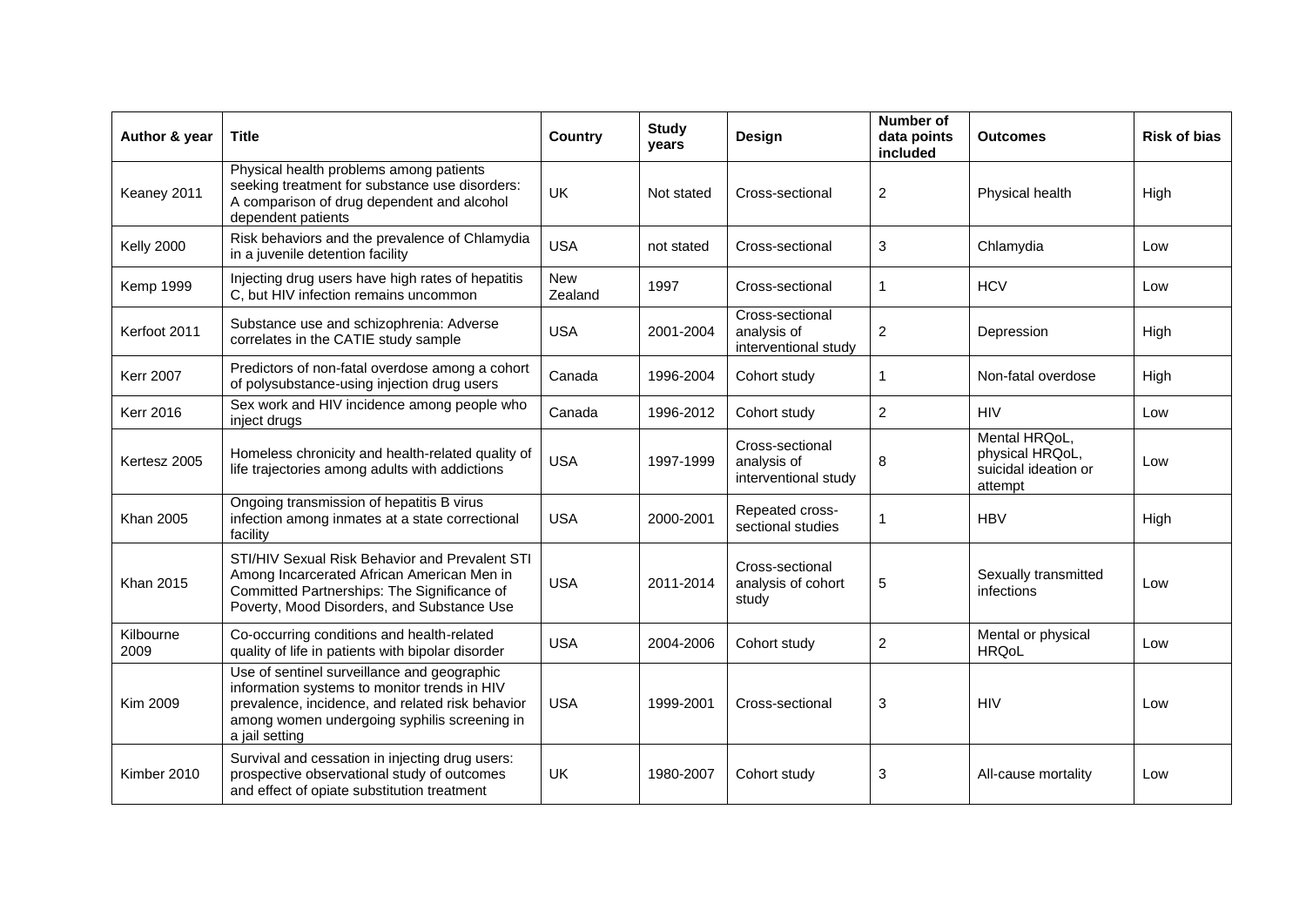| Author & year | Title | Country | Study years | Design | Number of data points included | Outcomes | Risk of bias |
|---|---|---|---|---|---|---|---|
| Keaney 2011 | Physical health problems among patients seeking treatment for substance use disorders: A comparison of drug dependent and alcohol dependent patients | UK | Not stated | Cross-sectional | 2 | Physical health | High |
| Kelly 2000 | Risk behaviors and the prevalence of Chlamydia in a juvenile detention facility | USA | not stated | Cross-sectional | 3 | Chlamydia | Low |
| Kemp 1999 | Injecting drug users have high rates of hepatitis C, but HIV infection remains uncommon | New Zealand | 1997 | Cross-sectional | 1 | HCV | Low |
| Kerfoot 2011 | Substance use and schizophrenia: Adverse correlates in the CATIE study sample | USA | 2001-2004 | Cross-sectional analysis of interventional study | 2 | Depression | High |
| Kerr 2007 | Predictors of non-fatal overdose among a cohort of polysubstance-using injection drug users | Canada | 1996-2004 | Cohort study | 1 | Non-fatal overdose | High |
| Kerr 2016 | Sex work and HIV incidence among people who inject drugs | Canada | 1996-2012 | Cohort study | 2 | HIV | Low |
| Kertesz 2005 | Homeless chronicity and health-related quality of life trajectories among adults with addictions | USA | 1997-1999 | Cross-sectional analysis of interventional study | 8 | Mental HRQoL, physical HRQoL, suicidal ideation or attempt | Low |
| Khan 2005 | Ongoing transmission of hepatitis B virus infection among inmates at a state correctional facility | USA | 2000-2001 | Repeated cross-sectional studies | 1 | HBV | High |
| Khan 2015 | STI/HIV Sexual Risk Behavior and Prevalent STI Among Incarcerated African American Men in Committed Partnerships: The Significance of Poverty, Mood Disorders, and Substance Use | USA | 2011-2014 | Cross-sectional analysis of cohort study | 5 | Sexually transmitted infections | Low |
| Kilbourne 2009 | Co-occurring conditions and health-related quality of life in patients with bipolar disorder | USA | 2004-2006 | Cohort study | 2 | Mental or physical HRQoL | Low |
| Kim 2009 | Use of sentinel surveillance and geographic information systems to monitor trends in HIV prevalence, incidence, and related risk behavior among women undergoing syphilis screening in a jail setting | USA | 1999-2001 | Cross-sectional | 3 | HIV | Low |
| Kimber 2010 | Survival and cessation in injecting drug users: prospective observational study of outcomes and effect of opiate substitution treatment | UK | 1980-2007 | Cohort study | 3 | All-cause mortality | Low |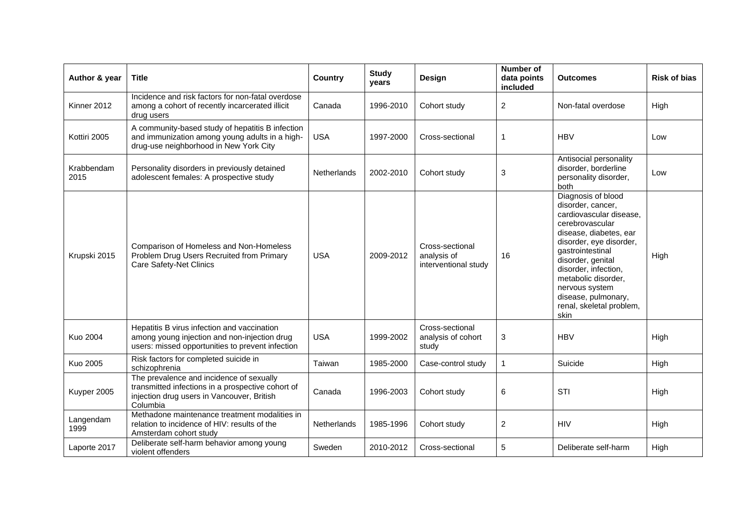| Author & year | Title | Country | Study years | Design | Number of data points included | Outcomes | Risk of bias |
|---|---|---|---|---|---|---|---|
| Kinner 2012 | Incidence and risk factors for non-fatal overdose among a cohort of recently incarcerated illicit drug users | Canada | 1996-2010 | Cohort study | 2 | Non-fatal overdose | High |
| Kottiri 2005 | A community-based study of hepatitis B infection and immunization among young adults in a high-drug-use neighborhood in New York City | USA | 1997-2000 | Cross-sectional | 1 | HBV | Low |
| Krabbendam 2015 | Personality disorders in previously detained adolescent females: A prospective study | Netherlands | 2002-2010 | Cohort study | 3 | Antisocial personality disorder, borderline personality disorder, both | Low |
| Krupski 2015 | Comparison of Homeless and Non-Homeless Problem Drug Users Recruited from Primary Care Safety-Net Clinics | USA | 2009-2012 | Cross-sectional analysis of interventional study | 16 | Diagnosis of blood disorder, cancer, cardiovascular disease, cerebrovascular disease, diabetes, ear disorder, eye disorder, gastrointestinal disorder, genital disorder, infection, metabolic disorder, nervous system disease, pulmonary, renal, skeletal problem, skin | High |
| Kuo 2004 | Hepatitis B virus infection and vaccination among young injection and non-injection drug users: missed opportunities to prevent infection | USA | 1999-2002 | Cross-sectional analysis of cohort study | 3 | HBV | High |
| Kuo 2005 | Risk factors for completed suicide in schizophrenia | Taiwan | 1985-2000 | Case-control study | 1 | Suicide | High |
| Kuyper 2005 | The prevalence and incidence of sexually transmitted infections in a prospective cohort of injection drug users in Vancouver, British Columbia | Canada | 1996-2003 | Cohort study | 6 | STI | High |
| Langendam 1999 | Methadone maintenance treatment modalities in relation to incidence of HIV: results of the Amsterdam cohort study | Netherlands | 1985-1996 | Cohort study | 2 | HIV | High |
| Laporte 2017 | Deliberate self-harm behavior among young violent offenders | Sweden | 2010-2012 | Cross-sectional | 5 | Deliberate self-harm | High |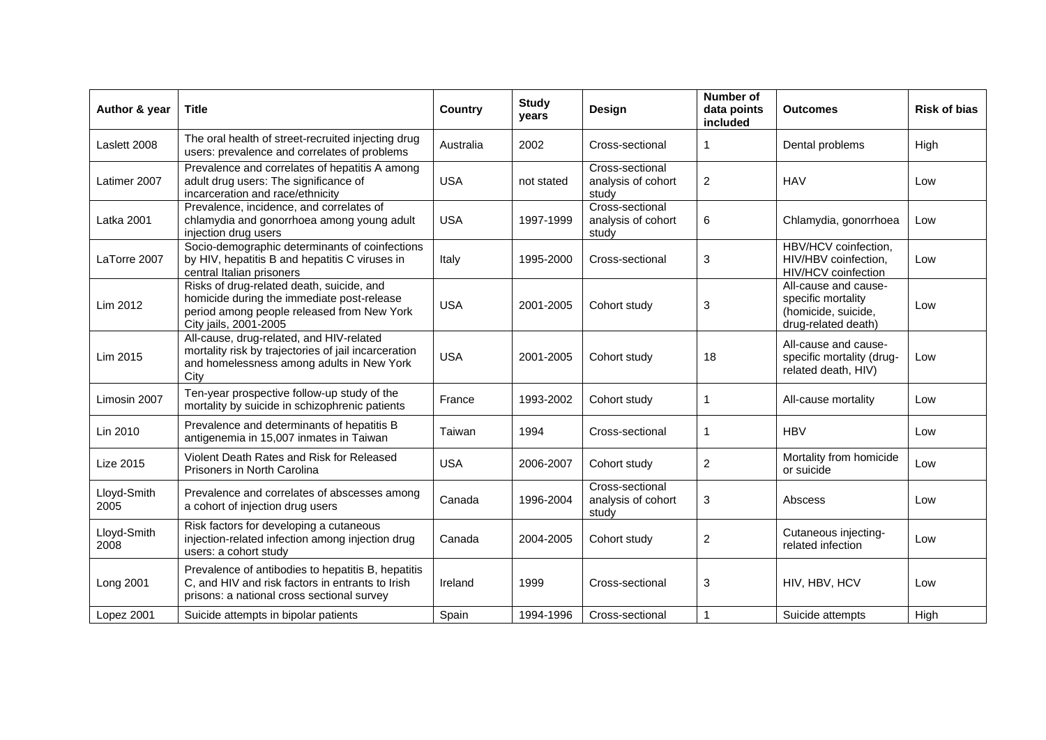| Author & year | Title | Country | Study years | Design | Number of data points included | Outcomes | Risk of bias |
|---|---|---|---|---|---|---|---|
| Laslett 2008 | The oral health of street-recruited injecting drug users: prevalence and correlates of problems | Australia | 2002 | Cross-sectional | 1 | Dental problems | High |
| Latimer 2007 | Prevalence and correlates of hepatitis A among adult drug users: The significance of incarceration and race/ethnicity | USA | not stated | Cross-sectional analysis of cohort study | 2 | HAV | Low |
| Latka 2001 | Prevalence, incidence, and correlates of chlamydia and gonorrhoea among young adult injection drug users | USA | 1997-1999 | Cross-sectional analysis of cohort study | 6 | Chlamydia, gonorrhoea | Low |
| LaTorre 2007 | Socio-demographic determinants of coinfections by HIV, hepatitis B and hepatitis C viruses in central Italian prisoners | Italy | 1995-2000 | Cross-sectional | 3 | HBV/HCV coinfection, HIV/HBV coinfection, HIV/HCV coinfection | Low |
| Lim 2012 | Risks of drug-related death, suicide, and homicide during the immediate post-release period among people released from New York City jails, 2001-2005 | USA | 2001-2005 | Cohort study | 3 | All-cause and cause-specific mortality (homicide, suicide, drug-related death) | Low |
| Lim 2015 | All-cause, drug-related, and HIV-related mortality risk by trajectories of jail incarceration and homelessness among adults in New York City | USA | 2001-2005 | Cohort study | 18 | All-cause and cause-specific mortality (drug-related death, HIV) | Low |
| Limosin 2007 | Ten-year prospective follow-up study of the mortality by suicide in schizophrenic patients | France | 1993-2002 | Cohort study | 1 | All-cause mortality | Low |
| Lin 2010 | Prevalence and determinants of hepatitis B antigenemia in 15,007 inmates in Taiwan | Taiwan | 1994 | Cross-sectional | 1 | HBV | Low |
| Lize 2015 | Violent Death Rates and Risk for Released Prisoners in North Carolina | USA | 2006-2007 | Cohort study | 2 | Mortality from homicide or suicide | Low |
| Lloyd-Smith 2005 | Prevalence and correlates of abscesses among a cohort of injection drug users | Canada | 1996-2004 | Cross-sectional analysis of cohort study | 3 | Abscess | Low |
| Lloyd-Smith 2008 | Risk factors for developing a cutaneous injection-related infection among injection drug users: a cohort study | Canada | 2004-2005 | Cohort study | 2 | Cutaneous injecting-related infection | Low |
| Long 2001 | Prevalence of antibodies to hepatitis B, hepatitis C, and HIV and risk factors in entrants to Irish prisons: a national cross sectional survey | Ireland | 1999 | Cross-sectional | 3 | HIV, HBV, HCV | Low |
| Lopez 2001 | Suicide attempts in bipolar patients | Spain | 1994-1996 | Cross-sectional | 1 | Suicide attempts | High |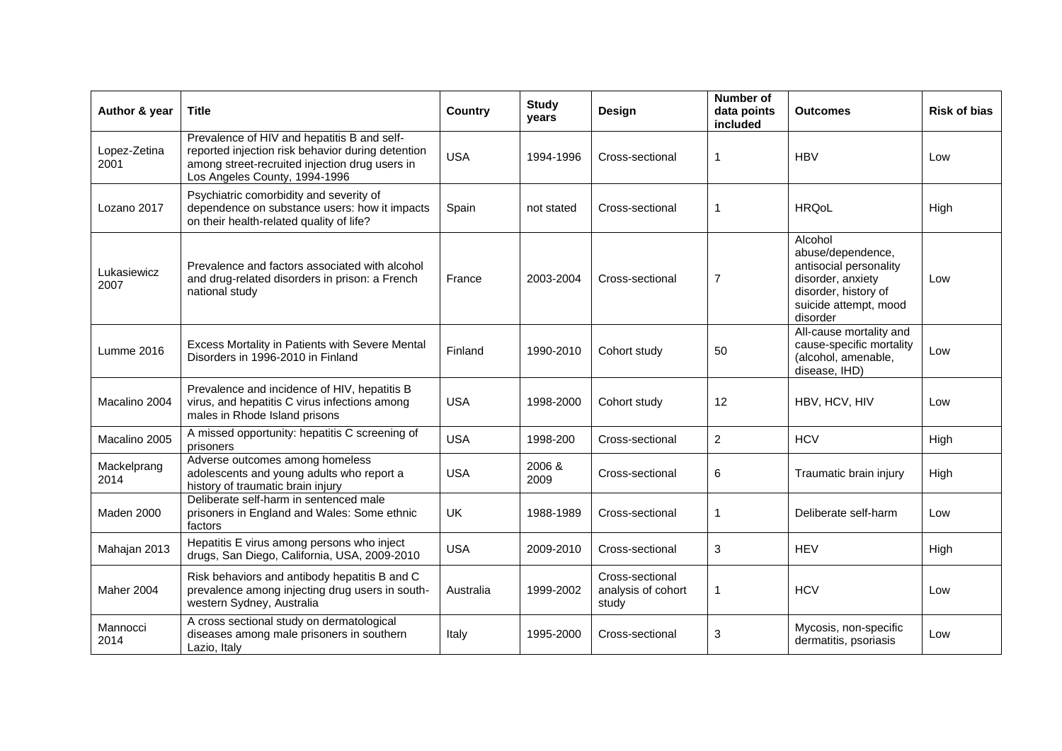| Author & year | Title | Country | Study years | Design | Number of data points included | Outcomes | Risk of bias |
|---|---|---|---|---|---|---|---|
| Lopez-Zetina 2001 | Prevalence of HIV and hepatitis B and self-reported injection risk behavior during detention among street-recruited injection drug users in Los Angeles County, 1994-1996 | USA | 1994-1996 | Cross-sectional | 1 | HBV | Low |
| Lozano 2017 | Psychiatric comorbidity and severity of dependence on substance users: how it impacts on their health-related quality of life? | Spain | not stated | Cross-sectional | 1 | HRQoL | High |
| Lukasiewicz 2007 | Prevalence and factors associated with alcohol and drug-related disorders in prison: a French national study | France | 2003-2004 | Cross-sectional | 7 | Alcohol abuse/dependence, antisocial personality disorder, anxiety disorder, history of suicide attempt, mood disorder | Low |
| Lumme 2016 | Excess Mortality in Patients with Severe Mental Disorders in 1996-2010 in Finland | Finland | 1990-2010 | Cohort study | 50 | All-cause mortality and cause-specific mortality (alcohol, amenable, disease, IHD) | Low |
| Macalino 2004 | Prevalence and incidence of HIV, hepatitis B virus, and hepatitis C virus infections among males in Rhode Island prisons | USA | 1998-2000 | Cohort study | 12 | HBV, HCV, HIV | Low |
| Macalino 2005 | A missed opportunity: hepatitis C screening of prisoners | USA | 1998-200 | Cross-sectional | 2 | HCV | High |
| Mackelprang 2014 | Adverse outcomes among homeless adolescents and young adults who report a history of traumatic brain injury | USA | 2006 & 2009 | Cross-sectional | 6 | Traumatic brain injury | High |
| Maden 2000 | Deliberate self-harm in sentenced male prisoners in England and Wales: Some ethnic factors | UK | 1988-1989 | Cross-sectional | 1 | Deliberate self-harm | Low |
| Mahajan 2013 | Hepatitis E virus among persons who inject drugs, San Diego, California, USA, 2009-2010 | USA | 2009-2010 | Cross-sectional | 3 | HEV | High |
| Maher 2004 | Risk behaviors and antibody hepatitis B and C prevalence among injecting drug users in south-western Sydney, Australia | Australia | 1999-2002 | Cross-sectional analysis of cohort study | 1 | HCV | Low |
| Mannocci 2014 | A cross sectional study on dermatological diseases among male prisoners in southern Lazio, Italy | Italy | 1995-2000 | Cross-sectional | 3 | Mycosis, non-specific dermatitis, psoriasis | Low |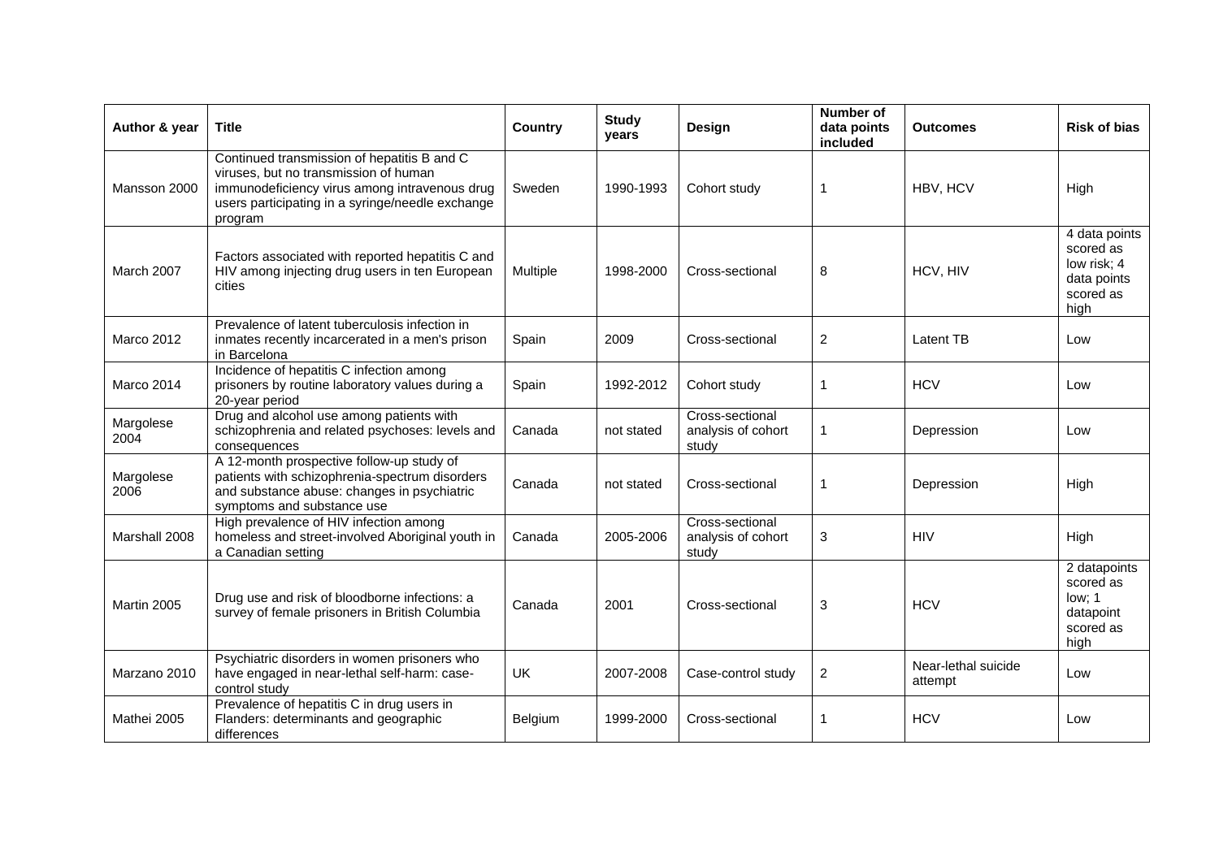| Author & year | Title | Country | Study years | Design | Number of data points included | Outcomes | Risk of bias |
|---|---|---|---|---|---|---|---|
| Mansson 2000 | Continued transmission of hepatitis B and C viruses, but no transmission of human immunodeficiency virus among intravenous drug users participating in a syringe/needle exchange program | Sweden | 1990-1993 | Cohort study | 1 | HBV, HCV | High |
| March 2007 | Factors associated with reported hepatitis C and HIV among injecting drug users in ten European cities | Multiple | 1998-2000 | Cross-sectional | 8 | HCV, HIV | 4 data points scored as low risk; 4 data points scored as high |
| Marco 2012 | Prevalence of latent tuberculosis infection in inmates recently incarcerated in a men's prison in Barcelona | Spain | 2009 | Cross-sectional | 2 | Latent TB | Low |
| Marco 2014 | Incidence of hepatitis C infection among prisoners by routine laboratory values during a 20-year period | Spain | 1992-2012 | Cohort study | 1 | HCV | Low |
| Margolese 2004 | Drug and alcohol use among patients with schizophrenia and related psychoses: levels and consequences | Canada | not stated | Cross-sectional analysis of cohort study | 1 | Depression | Low |
| Margolese 2006 | A 12-month prospective follow-up study of patients with schizophrenia-spectrum disorders and substance abuse: changes in psychiatric symptoms and substance use | Canada | not stated | Cross-sectional | 1 | Depression | High |
| Marshall 2008 | High prevalence of HIV infection among homeless and street-involved Aboriginal youth in a Canadian setting | Canada | 2005-2006 | Cross-sectional analysis of cohort study | 3 | HIV | High |
| Martin 2005 | Drug use and risk of bloodborne infections: a survey of female prisoners in British Columbia | Canada | 2001 | Cross-sectional | 3 | HCV | 2 datapoints scored as low; 1 datapoint scored as high |
| Marzano 2010 | Psychiatric disorders in women prisoners who have engaged in near-lethal self-harm: case-control study | UK | 2007-2008 | Case-control study | 2 | Near-lethal suicide attempt | Low |
| Mathei 2005 | Prevalence of hepatitis C in drug users in Flanders: determinants and geographic differences | Belgium | 1999-2000 | Cross-sectional | 1 | HCV | Low |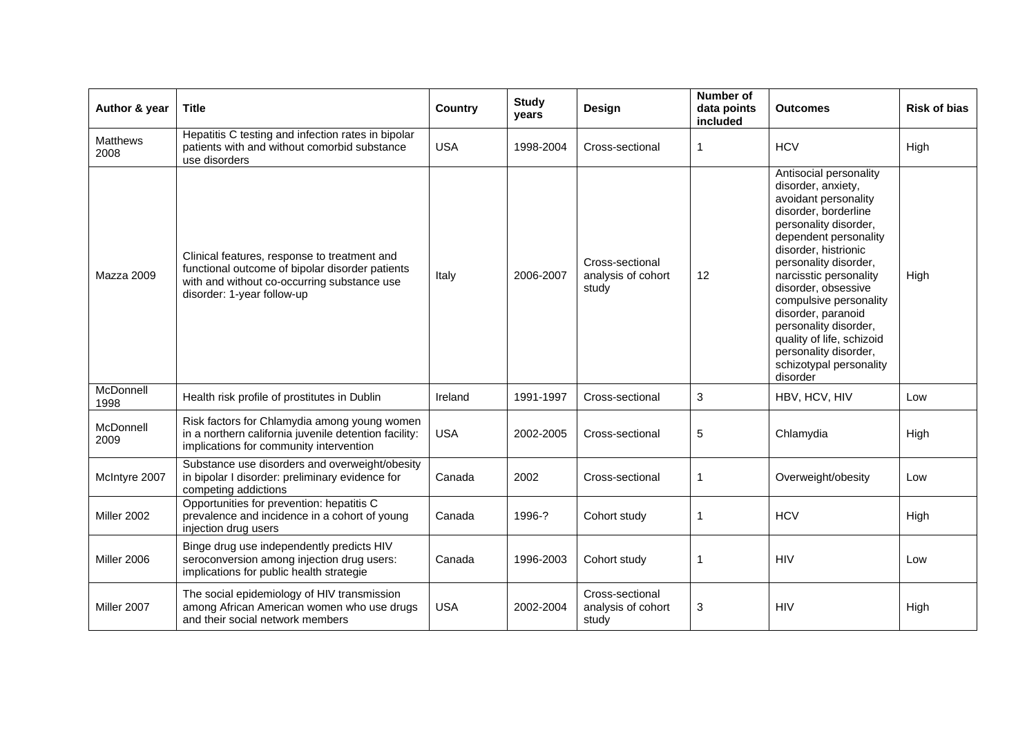| Author & year | Title | Country | Study years | Design | Number of data points included | Outcomes | Risk of bias |
|---|---|---|---|---|---|---|---|
| Matthews 2008 | Hepatitis C testing and infection rates in bipolar patients with and without comorbid substance use disorders | USA | 1998-2004 | Cross-sectional | 1 | HCV | High |
| Mazza 2009 | Clinical features, response to treatment and functional outcome of bipolar disorder patients with and without co-occurring substance use disorder: 1-year follow-up | Italy | 2006-2007 | Cross-sectional analysis of cohort study | 12 | Antisocial personality disorder, anxiety, avoidant personality disorder, borderline personality disorder, dependent personality disorder, histrionic personality disorder, narcisstic personality disorder, obsessive compulsive personality disorder, paranoid personality disorder, quality of life, schizoid personality disorder, schizotypal personality disorder | High |
| McDonnell 1998 | Health risk profile of prostitutes in Dublin | Ireland | 1991-1997 | Cross-sectional | 3 | HBV, HCV, HIV | Low |
| McDonnell 2009 | Risk factors for Chlamydia among young women in a northern california juvenile detention facility: implications for community intervention | USA | 2002-2005 | Cross-sectional | 5 | Chlamydia | High |
| McIntyre 2007 | Substance use disorders and overweight/obesity in bipolar I disorder: preliminary evidence for competing addictions | Canada | 2002 | Cross-sectional | 1 | Overweight/obesity | Low |
| Miller 2002 | Opportunities for prevention: hepatitis C prevalence and incidence in a cohort of young injection drug users | Canada | 1996-? | Cohort study | 1 | HCV | High |
| Miller 2006 | Binge drug use independently predicts HIV seroconversion among injection drug users: implications for public health strategie | Canada | 1996-2003 | Cohort study | 1 | HIV | Low |
| Miller 2007 | The social epidemiology of HIV transmission among African American women who use drugs and their social network members | USA | 2002-2004 | Cross-sectional analysis of cohort study | 3 | HIV | High |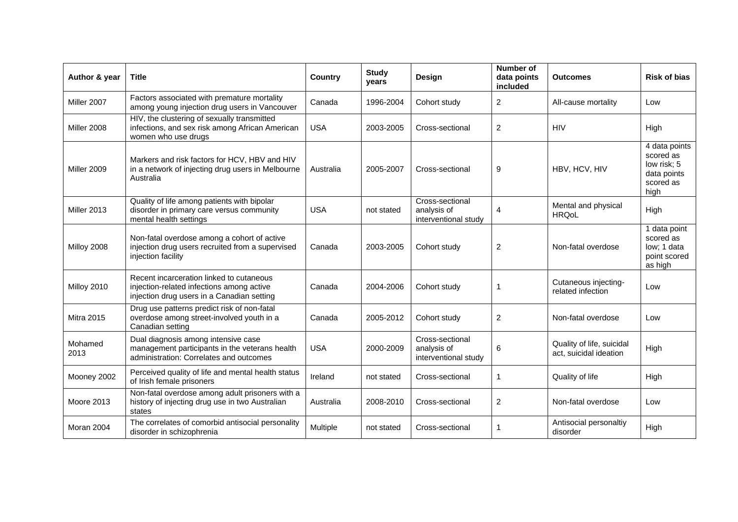| Author & year | Title | Country | Study years | Design | Number of data points included | Outcomes | Risk of bias |
|---|---|---|---|---|---|---|---|
| Miller 2007 | Factors associated with premature mortality among young injection drug users in Vancouver | Canada | 1996-2004 | Cohort study | 2 | All-cause mortality | Low |
| Miller 2008 | HIV, the clustering of sexually transmitted infections, and sex risk among African American women who use drugs | USA | 2003-2005 | Cross-sectional | 2 | HIV | High |
| Miller 2009 | Markers and risk factors for HCV, HBV and HIV in a network of injecting drug users in Melbourne Australia | Australia | 2005-2007 | Cross-sectional | 9 | HBV, HCV, HIV | 4 data points scored as low risk; 5 data points scored as high |
| Miller 2013 | Quality of life among patients with bipolar disorder in primary care versus community mental health settings | USA | not stated | Cross-sectional analysis of interventional study | 4 | Mental and physical HRQoL | High |
| Milloy 2008 | Non-fatal overdose among a cohort of active injection drug users recruited from a supervised injection facility | Canada | 2003-2005 | Cohort study | 2 | Non-fatal overdose | 1 data point scored as low; 1 data point scored as high |
| Milloy 2010 | Recent incarceration linked to cutaneous injection-related infections among active injection drug users in a Canadian setting | Canada | 2004-2006 | Cohort study | 1 | Cutaneous injecting-related infection | Low |
| Mitra 2015 | Drug use patterns predict risk of non-fatal overdose among street-involved youth in a Canadian setting | Canada | 2005-2012 | Cohort study | 2 | Non-fatal overdose | Low |
| Mohamed 2013 | Dual diagnosis among intensive case management participants in the veterans health administration: Correlates and outcomes | USA | 2000-2009 | Cross-sectional analysis of interventional study | 6 | Quality of life, suicidal act, suicidal ideation | High |
| Mooney 2002 | Perceived quality of life and mental health status of Irish female prisoners | Ireland | not stated | Cross-sectional | 1 | Quality of life | High |
| Moore 2013 | Non-fatal overdose among adult prisoners with a history of injecting drug use in two Australian states | Australia | 2008-2010 | Cross-sectional | 2 | Non-fatal overdose | Low |
| Moran 2004 | The correlates of comorbid antisocial personality disorder in schizophrenia | Multiple | not stated | Cross-sectional | 1 | Antisocial personaltiy disorder | High |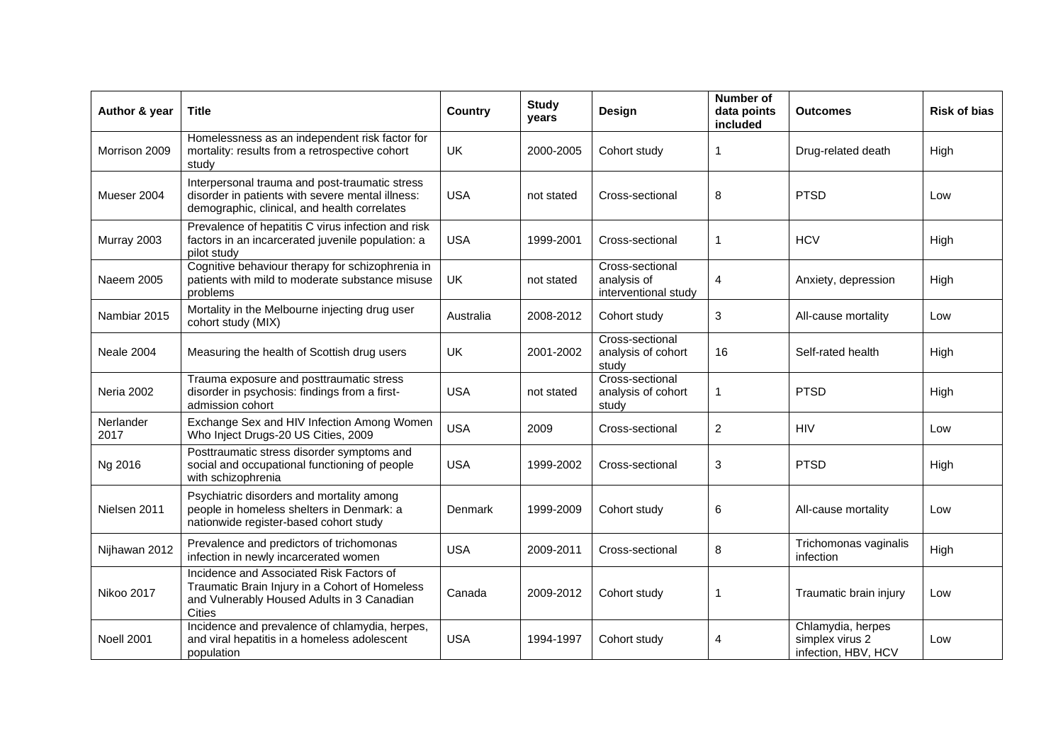| Author & year | Title | Country | Study years | Design | Number of data points included | Outcomes | Risk of bias |
|---|---|---|---|---|---|---|---|
| Morrison 2009 | Homelessness as an independent risk factor for mortality: results from a retrospective cohort study | UK | 2000-2005 | Cohort study | 1 | Drug-related death | High |
| Mueser 2004 | Interpersonal trauma and post-traumatic stress disorder in patients with severe mental illness: demographic, clinical, and health correlates | USA | not stated | Cross-sectional | 8 | PTSD | Low |
| Murray 2003 | Prevalence of hepatitis C virus infection and risk factors in an incarcerated juvenile population: a pilot study | USA | 1999-2001 | Cross-sectional | 1 | HCV | High |
| Naeem 2005 | Cognitive behaviour therapy for schizophrenia in patients with mild to moderate substance misuse problems | UK | not stated | Cross-sectional analysis of interventional study | 4 | Anxiety, depression | High |
| Nambiar 2015 | Mortality in the Melbourne injecting drug user cohort study (MIX) | Australia | 2008-2012 | Cohort study | 3 | All-cause mortality | Low |
| Neale 2004 | Measuring the health of Scottish drug users | UK | 2001-2002 | Cross-sectional analysis of cohort study | 16 | Self-rated health | High |
| Neria 2002 | Trauma exposure and posttraumatic stress disorder in psychosis: findings from a first-admission cohort | USA | not stated | Cross-sectional analysis of cohort study | 1 | PTSD | High |
| Nerlander 2017 | Exchange Sex and HIV Infection Among Women Who Inject Drugs-20 US Cities, 2009 | USA | 2009 | Cross-sectional | 2 | HIV | Low |
| Ng 2016 | Posttraumatic stress disorder symptoms and social and occupational functioning of people with schizophrenia | USA | 1999-2002 | Cross-sectional | 3 | PTSD | High |
| Nielsen 2011 | Psychiatric disorders and mortality among people in homeless shelters in Denmark: a nationwide register-based cohort study | Denmark | 1999-2009 | Cohort study | 6 | All-cause mortality | Low |
| Nijhawan 2012 | Prevalence and predictors of trichomonas infection in newly incarcerated women | USA | 2009-2011 | Cross-sectional | 8 | Trichomonas vaginalis infection | High |
| Nikoo 2017 | Incidence and Associated Risk Factors of Traumatic Brain Injury in a Cohort of Homeless and Vulnerably Housed Adults in 3 Canadian Cities | Canada | 2009-2012 | Cohort study | 1 | Traumatic brain injury | Low |
| Noell 2001 | Incidence and prevalence of chlamydia, herpes, and viral hepatitis in a homeless adolescent population | USA | 1994-1997 | Cohort study | 4 | Chlamydia, herpes simplex virus 2 infection, HBV, HCV | Low |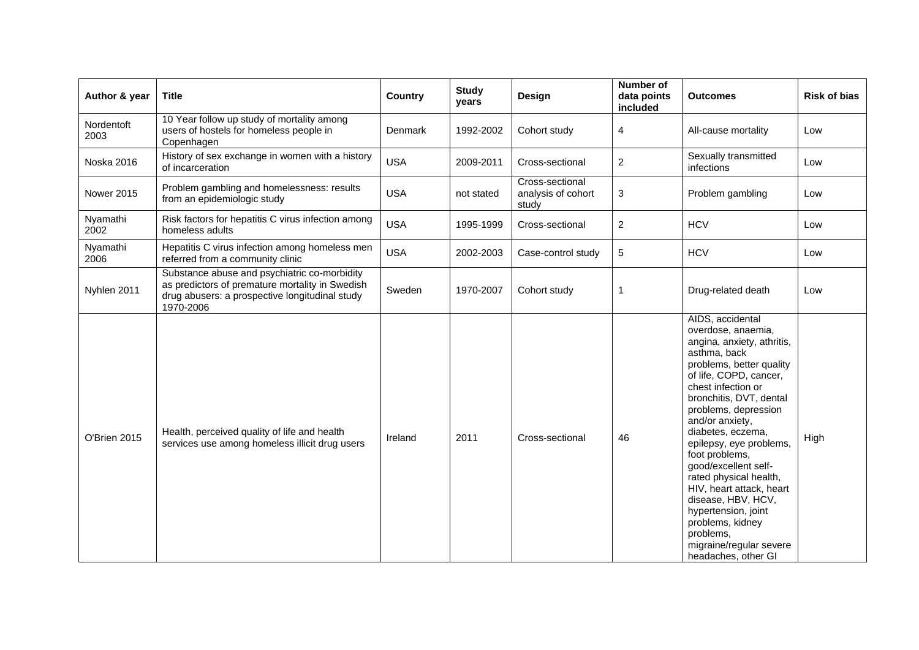| Author & year | Title | Country | Study years | Design | Number of data points included | Outcomes | Risk of bias |
|---|---|---|---|---|---|---|---|
| Nordentoft 2003 | 10 Year follow up study of mortality among users of hostels for homeless people in Copenhagen | Denmark | 1992-2002 | Cohort study | 4 | All-cause mortality | Low |
| Noska 2016 | History of sex exchange in women with a history of incarceration | USA | 2009-2011 | Cross-sectional | 2 | Sexually transmitted infections | Low |
| Nower 2015 | Problem gambling and homelessness: results from an epidemiologic study | USA | not stated | Cross-sectional analysis of cohort study | 3 | Problem gambling | Low |
| Nyamathi 2002 | Risk factors for hepatitis C virus infection among homeless adults | USA | 1995-1999 | Cross-sectional | 2 | HCV | Low |
| Nyamathi 2006 | Hepatitis C virus infection among homeless men referred from a community clinic | USA | 2002-2003 | Case-control study | 5 | HCV | Low |
| Nyhlen 2011 | Substance abuse and psychiatric co-morbidity as predictors of premature mortality in Swedish drug abusers: a prospective longitudinal study 1970-2006 | Sweden | 1970-2007 | Cohort study | 1 | Drug-related death | Low |
| O'Brien 2015 | Health, perceived quality of life and health services use among homeless illicit drug users | Ireland | 2011 | Cross-sectional | 46 | AIDS, accidental overdose, anaemia, angina, anxiety, athritis, asthma, back problems, better quality of life, COPD, cancer, chest infection or bronchitis, DVT, dental problems, depression and/or anxiety, diabetes, eczema, epilepsy, eye problems, foot problems, good/excellent self-rated physical health, HIV, heart attack, heart disease, HBV, HCV, hypertension, joint problems, kidney problems, migraine/regular severe headaches, other GI | High |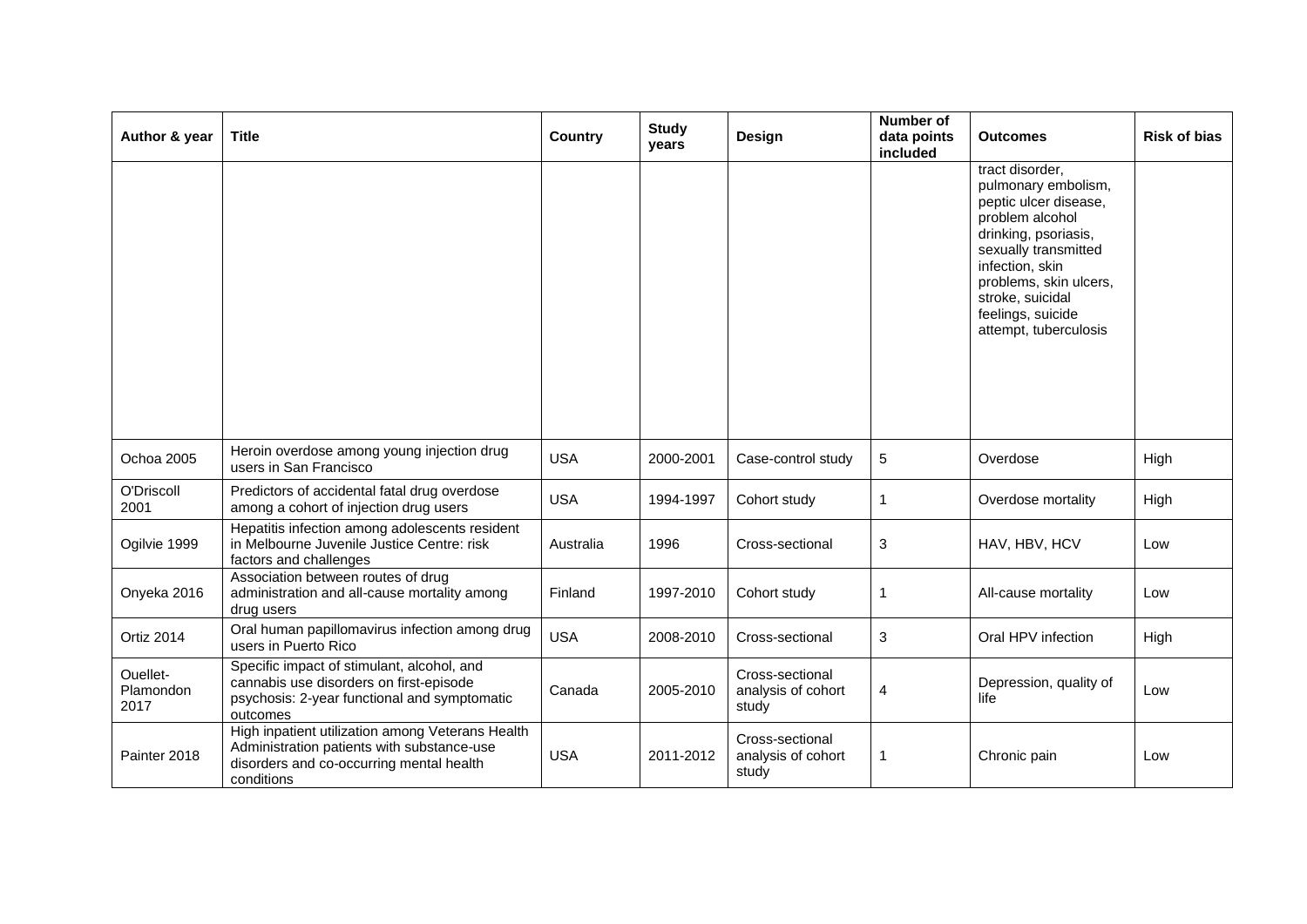| Author & year | Title | Country | Study years | Design | Number of data points included | Outcomes | Risk of bias |
|---|---|---|---|---|---|---|---|
| | | | | | | tract disorder, pulmonary embolism, peptic ulcer disease, problem alcohol drinking, psoriasis, sexually transmitted infection, skin problems, skin ulcers, stroke, suicidal feelings, suicide attempt, tuberculosis | |
| Ochoa 2005 | Heroin overdose among young injection drug users in San Francisco | USA | 2000-2001 | Case-control study | 5 | Overdose | High |
| O'Driscoll 2001 | Predictors of accidental fatal drug overdose among a cohort of injection drug users | USA | 1994-1997 | Cohort study | 1 | Overdose mortality | High |
| Ogilvie 1999 | Hepatitis infection among adolescents resident in Melbourne Juvenile Justice Centre: risk factors and challenges | Australia | 1996 | Cross-sectional | 3 | HAV, HBV, HCV | Low |
| Onyeka 2016 | Association between routes of drug administration and all-cause mortality among drug users | Finland | 1997-2010 | Cohort study | 1 | All-cause mortality | Low |
| Ortiz 2014 | Oral human papillomavirus infection among drug users in Puerto Rico | USA | 2008-2010 | Cross-sectional | 3 | Oral HPV infection | High |
| Ouellet-Plamondon 2017 | Specific impact of stimulant, alcohol, and cannabis use disorders on first-episode psychosis: 2-year functional and symptomatic outcomes | Canada | 2005-2010 | Cross-sectional analysis of cohort study | 4 | Depression, quality of life | Low |
| Painter 2018 | High inpatient utilization among Veterans Health Administration patients with substance-use disorders and co-occurring mental health conditions | USA | 2011-2012 | Cross-sectional analysis of cohort study | 1 | Chronic pain | Low |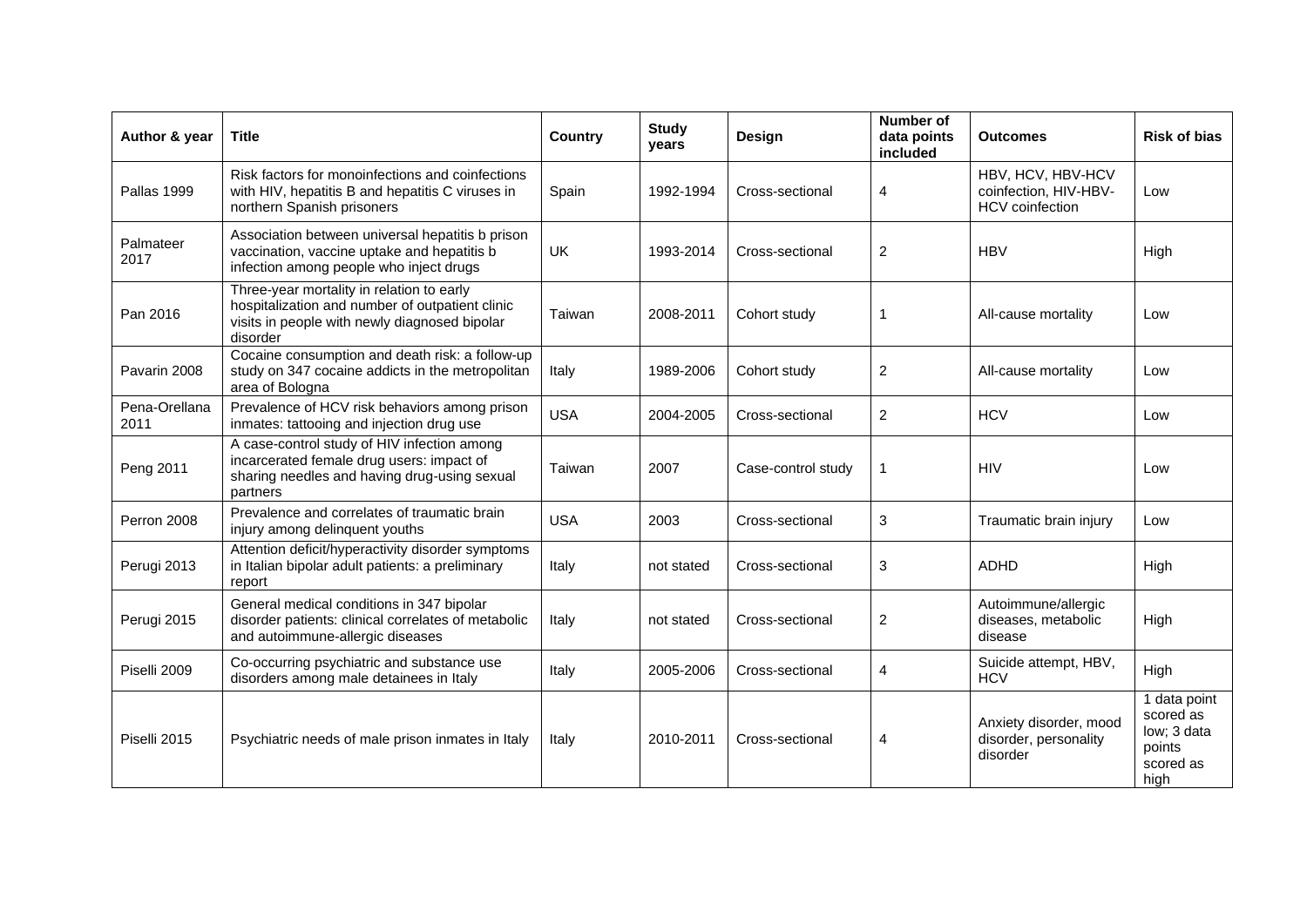| Author & year | Title | Country | Study years | Design | Number of data points included | Outcomes | Risk of bias |
|---|---|---|---|---|---|---|---|
| Pallas 1999 | Risk factors for monoinfections and coinfections with HIV, hepatitis B and hepatitis C viruses in northern Spanish prisoners | Spain | 1992-1994 | Cross-sectional | 4 | HBV, HCV, HBV-HCV coinfection, HIV-HBV-HCV coinfection | Low |
| Palmateer 2017 | Association between universal hepatitis b prison vaccination, vaccine uptake and hepatitis b infection among people who inject drugs | UK | 1993-2014 | Cross-sectional | 2 | HBV | High |
| Pan 2016 | Three-year mortality in relation to early hospitalization and number of outpatient clinic visits in people with newly diagnosed bipolar disorder | Taiwan | 2008-2011 | Cohort study | 1 | All-cause mortality | Low |
| Pavarin 2008 | Cocaine consumption and death risk: a follow-up study on 347 cocaine addicts in the metropolitan area of Bologna | Italy | 1989-2006 | Cohort study | 2 | All-cause mortality | Low |
| Pena-Orellana 2011 | Prevalence of HCV risk behaviors among prison inmates: tattooing and injection drug use | USA | 2004-2005 | Cross-sectional | 2 | HCV | Low |
| Peng 2011 | A case-control study of HIV infection among incarcerated female drug users: impact of sharing needles and having drug-using sexual partners | Taiwan | 2007 | Case-control study | 1 | HIV | Low |
| Perron 2008 | Prevalence and correlates of traumatic brain injury among delinquent youths | USA | 2003 | Cross-sectional | 3 | Traumatic brain injury | Low |
| Perugi 2013 | Attention deficit/hyperactivity disorder symptoms in Italian bipolar adult patients: a preliminary report | Italy | not stated | Cross-sectional | 3 | ADHD | High |
| Perugi 2015 | General medical conditions in 347 bipolar disorder patients: clinical correlates of metabolic and autoimmune-allergic diseases | Italy | not stated | Cross-sectional | 2 | Autoimmune/allergic diseases, metabolic disease | High |
| Piselli 2009 | Co-occurring psychiatric and substance use disorders among male detainees in Italy | Italy | 2005-2006 | Cross-sectional | 4 | Suicide attempt, HBV, HCV | High |
| Piselli 2015 | Psychiatric needs of male prison inmates in Italy | Italy | 2010-2011 | Cross-sectional | 4 | Anxiety disorder, mood disorder, personality disorder | 1 data point scored as low; 3 data points scored as high |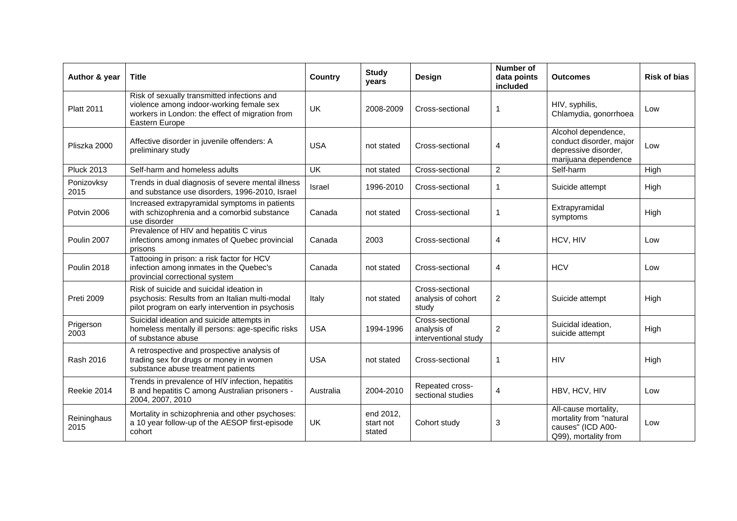| Author & year | Title | Country | Study years | Design | Number of data points included | Outcomes | Risk of bias |
|---|---|---|---|---|---|---|---|
| Platt 2011 | Risk of sexually transmitted infections and violence among indoor-working female sex workers in London: the effect of migration from Eastern Europe | UK | 2008-2009 | Cross-sectional | 1 | HIV, syphilis, Chlamydia, gonorrhoea | Low |
| Pliszka 2000 | Affective disorder in juvenile offenders: A preliminary study | USA | not stated | Cross-sectional | 4 | Alcohol dependence, conduct disorder, major depressive disorder, marijuana dependence | Low |
| Pluck 2013 | Self-harm and homeless adults | UK | not stated | Cross-sectional | 2 | Self-harm | High |
| Ponizovksy 2015 | Trends in dual diagnosis of severe mental illness and substance use disorders, 1996-2010, Israel | Israel | 1996-2010 | Cross-sectional | 1 | Suicide attempt | High |
| Potvin 2006 | Increased extrapyramidal symptoms in patients with schizophrenia and a comorbid substance use disorder | Canada | not stated | Cross-sectional | 1 | Extrapyramidal symptoms | High |
| Poulin 2007 | Prevalence of HIV and hepatitis C virus infections among inmates of Quebec provincial prisons | Canada | 2003 | Cross-sectional | 4 | HCV, HIV | Low |
| Poulin 2018 | Tattooing in prison: a risk factor for HCV infection among inmates in the Quebec's provincial correctional system | Canada | not stated | Cross-sectional | 4 | HCV | Low |
| Preti 2009 | Risk of suicide and suicidal ideation in psychosis: Results from an Italian multi-modal pilot program on early intervention in psychosis | Italy | not stated | Cross-sectional analysis of cohort study | 2 | Suicide attempt | High |
| Prigerson 2003 | Suicidal ideation and suicide attempts in homeless mentally ill persons: age-specific risks of substance abuse | USA | 1994-1996 | Cross-sectional analysis of interventional study | 2 | Suicidal ideation, suicide attempt | High |
| Rash 2016 | A retrospective and prospective analysis of trading sex for drugs or money in women substance abuse treatment patients | USA | not stated | Cross-sectional | 1 | HIV | High |
| Reekie 2014 | Trends in prevalence of HIV infection, hepatitis B and hepatitis C among Australian prisoners - 2004, 2007, 2010 | Australia | 2004-2010 | Repeated cross-sectional studies | 4 | HBV, HCV, HIV | Low |
| Reininghaus 2015 | Mortality in schizophrenia and other psychoses: a 10 year follow-up of the AESOP first-episode cohort | UK | end 2012, start not stated | Cohort study | 3 | All-cause mortality, mortality from "natural causes" (ICD A00-Q99), mortality from | Low |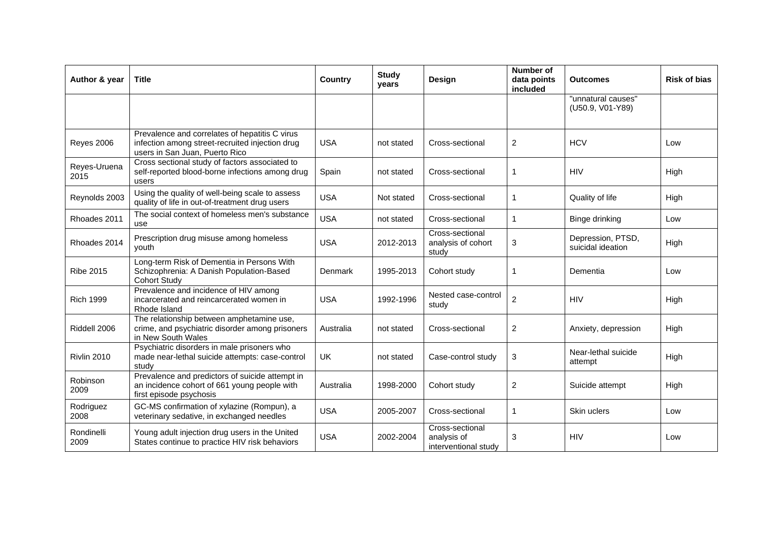| Author & year | Title | Country | Study years | Design | Number of data points included | Outcomes | Risk of bias |
|---|---|---|---|---|---|---|---|
| | | | | | | "unnatural causes" (U50.9, V01-Y89) | |
| Reyes 2006 | Prevalence and correlates of hepatitis C virus infection among street-recruited injection drug users in San Juan, Puerto Rico | USA | not stated | Cross-sectional | 2 | HCV | Low |
| Reyes-Uruena 2015 | Cross sectional study of factors associated to self-reported blood-borne infections among drug users | Spain | not stated | Cross-sectional | 1 | HIV | High |
| Reynolds 2003 | Using the quality of well-being scale to assess quality of life in out-of-treatment drug users | USA | Not stated | Cross-sectional | 1 | Quality of life | High |
| Rhoades 2011 | The social context of homeless men's substance use | USA | not stated | Cross-sectional | 1 | Binge drinking | Low |
| Rhoades 2014 | Prescription drug misuse among homeless youth | USA | 2012-2013 | Cross-sectional analysis of cohort study | 3 | Depression, PTSD, suicidal ideation | High |
| Ribe 2015 | Long-term Risk of Dementia in Persons With Schizophrenia: A Danish Population-Based Cohort Study | Denmark | 1995-2013 | Cohort study | 1 | Dementia | Low |
| Rich 1999 | Prevalence and incidence of HIV among incarcerated and reincarcerated women in Rhode Island | USA | 1992-1996 | Nested case-control study | 2 | HIV | High |
| Riddell 2006 | The relationship between amphetamine use, crime, and psychiatric disorder among prisoners in New South Wales | Australia | not stated | Cross-sectional | 2 | Anxiety, depression | High |
| Rivlin 2010 | Psychiatric disorders in male prisoners who made near-lethal suicide attempts: case-control study | UK | not stated | Case-control study | 3 | Near-lethal suicide attempt | High |
| Robinson 2009 | Prevalence and predictors of suicide attempt in an incidence cohort of 661 young people with first episode psychosis | Australia | 1998-2000 | Cohort study | 2 | Suicide attempt | High |
| Rodriguez 2008 | GC-MS confirmation of xylazine (Rompun), a veterinary sedative, in exchanged needles | USA | 2005-2007 | Cross-sectional | 1 | Skin uclers | Low |
| Rondinelli 2009 | Young adult injection drug users in the United States continue to practice HIV risk behaviors | USA | 2002-2004 | Cross-sectional analysis of interventional study | 3 | HIV | Low |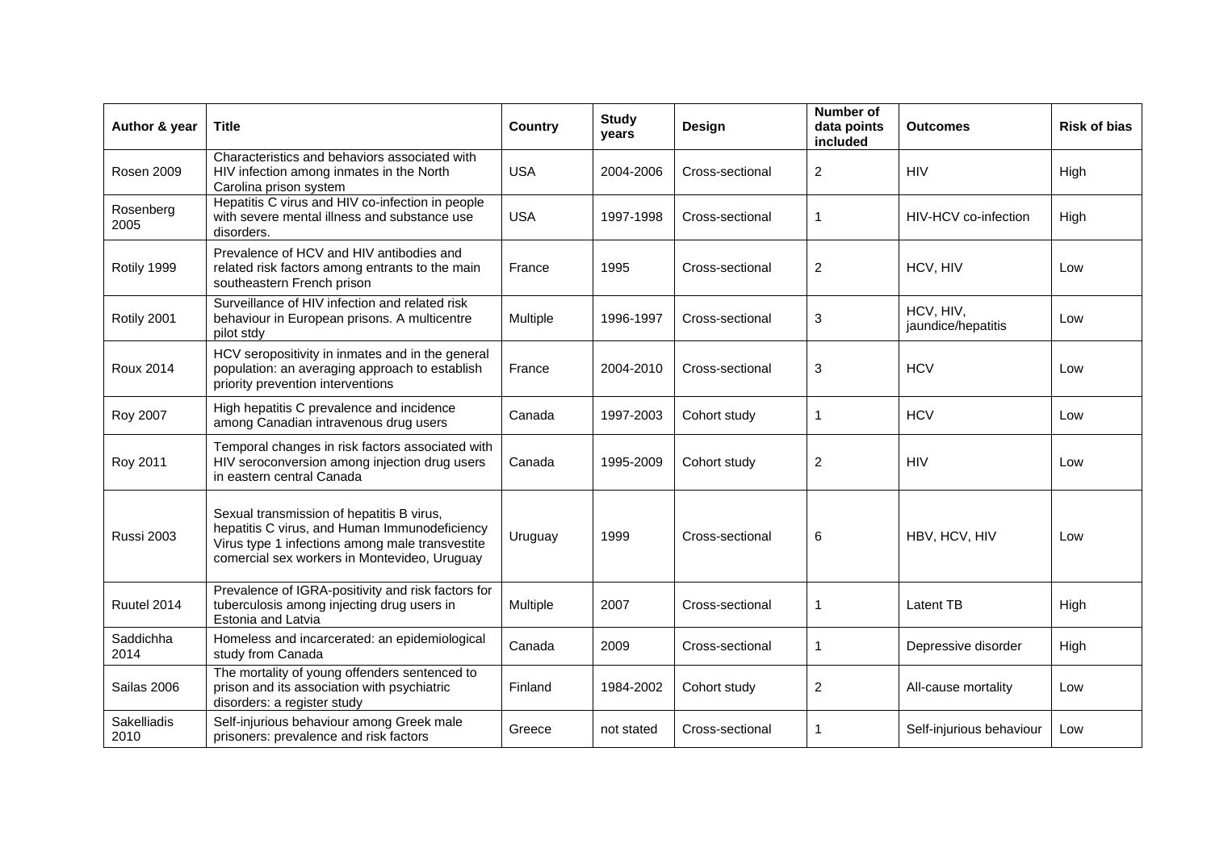| Author & year | Title | Country | Study years | Design | Number of data points included | Outcomes | Risk of bias |
|---|---|---|---|---|---|---|---|
| Rosen 2009 | Characteristics and behaviors associated with HIV infection among inmates in the North Carolina prison system | USA | 2004-2006 | Cross-sectional | 2 | HIV | High |
| Rosenberg 2005 | Hepatitis C virus and HIV co-infection in people with severe mental illness and substance use disorders. | USA | 1997-1998 | Cross-sectional | 1 | HIV-HCV co-infection | High |
| Rotily 1999 | Prevalence of HCV and HIV antibodies and related risk factors among entrants to the main southeastern French prison | France | 1995 | Cross-sectional | 2 | HCV, HIV | Low |
| Rotily 2001 | Surveillance of HIV infection and related risk behaviour in European prisons. A multicentre pilot stdy | Multiple | 1996-1997 | Cross-sectional | 3 | HCV, HIV, jaundice/hepatitis | Low |
| Roux 2014 | HCV seropositivity in inmates and in the general population: an averaging approach to establish priority prevention interventions | France | 2004-2010 | Cross-sectional | 3 | HCV | Low |
| Roy 2007 | High hepatitis C prevalence and incidence among Canadian intravenous drug users | Canada | 1997-2003 | Cohort study | 1 | HCV | Low |
| Roy 2011 | Temporal changes in risk factors associated with HIV seroconversion among injection drug users in eastern central Canada | Canada | 1995-2009 | Cohort study | 2 | HIV | Low |
| Russi 2003 | Sexual transmission of hepatitis B virus, hepatitis C virus, and Human Immunodeficiency Virus type 1 infections among male transvestite comercial sex workers in Montevideo, Uruguay | Uruguay | 1999 | Cross-sectional | 6 | HBV, HCV, HIV | Low |
| Ruutel 2014 | Prevalence of IGRA-positivity and risk factors for tuberculosis among injecting drug users in Estonia and Latvia | Multiple | 2007 | Cross-sectional | 1 | Latent TB | High |
| Saddichha 2014 | Homeless and incarcerated: an epidemiological study from Canada | Canada | 2009 | Cross-sectional | 1 | Depressive disorder | High |
| Sailas 2006 | The mortality of young offenders sentenced to prison and its association with psychiatric disorders: a register study | Finland | 1984-2002 | Cohort study | 2 | All-cause mortality | Low |
| Sakelliadis 2010 | Self-injurious behaviour among Greek male prisoners: prevalence and risk factors | Greece | not stated | Cross-sectional | 1 | Self-injurious behaviour | Low |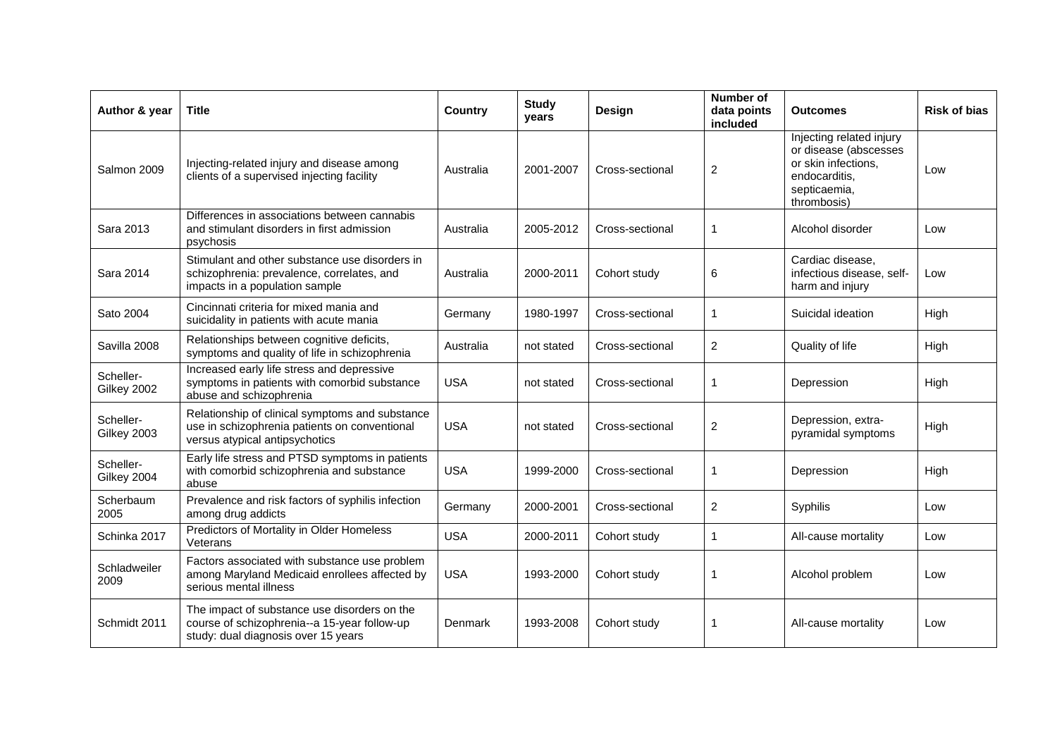| Author & year | Title | Country | Study years | Design | Number of data points included | Outcomes | Risk of bias |
|---|---|---|---|---|---|---|---|
| Salmon 2009 | Injecting-related injury and disease among clients of a supervised injecting facility | Australia | 2001-2007 | Cross-sectional | 2 | Injecting related injury or disease (abscesses or skin infections, endocarditis, septicaemia, thrombosis) | Low |
| Sara 2013 | Differences in associations between cannabis and stimulant disorders in first admission psychosis | Australia | 2005-2012 | Cross-sectional | 1 | Alcohol disorder | Low |
| Sara 2014 | Stimulant and other substance use disorders in schizophrenia: prevalence, correlates, and impacts in a population sample | Australia | 2000-2011 | Cohort study | 6 | Cardiac disease, infectious disease, self-harm and injury | Low |
| Sato 2004 | Cincinnati criteria for mixed mania and suicidality in patients with acute mania | Germany | 1980-1997 | Cross-sectional | 1 | Suicidal ideation | High |
| Savilla 2008 | Relationships between cognitive deficits, symptoms and quality of life in schizophrenia | Australia | not stated | Cross-sectional | 2 | Quality of life | High |
| Scheller-Gilkey 2002 | Increased early life stress and depressive symptoms in patients with comorbid substance abuse and schizophrenia | USA | not stated | Cross-sectional | 1 | Depression | High |
| Scheller-Gilkey 2003 | Relationship of clinical symptoms and substance use in schizophrenia patients on conventional versus atypical antipsychotics | USA | not stated | Cross-sectional | 2 | Depression, extra-pyramidal symptoms | High |
| Scheller-Gilkey 2004 | Early life stress and PTSD symptoms in patients with comorbid schizophrenia and substance abuse | USA | 1999-2000 | Cross-sectional | 1 | Depression | High |
| Scherbaum 2005 | Prevalence and risk factors of syphilis infection among drug addicts | Germany | 2000-2001 | Cross-sectional | 2 | Syphilis | Low |
| Schinka 2017 | Predictors of Mortality in Older Homeless Veterans | USA | 2000-2011 | Cohort study | 1 | All-cause mortality | Low |
| Schladweiler 2009 | Factors associated with substance use problem among Maryland Medicaid enrollees affected by serious mental illness | USA | 1993-2000 | Cohort study | 1 | Alcohol problem | Low |
| Schmidt 2011 | The impact of substance use disorders on the course of schizophrenia--a 15-year follow-up study: dual diagnosis over 15 years | Denmark | 1993-2008 | Cohort study | 1 | All-cause mortality | Low |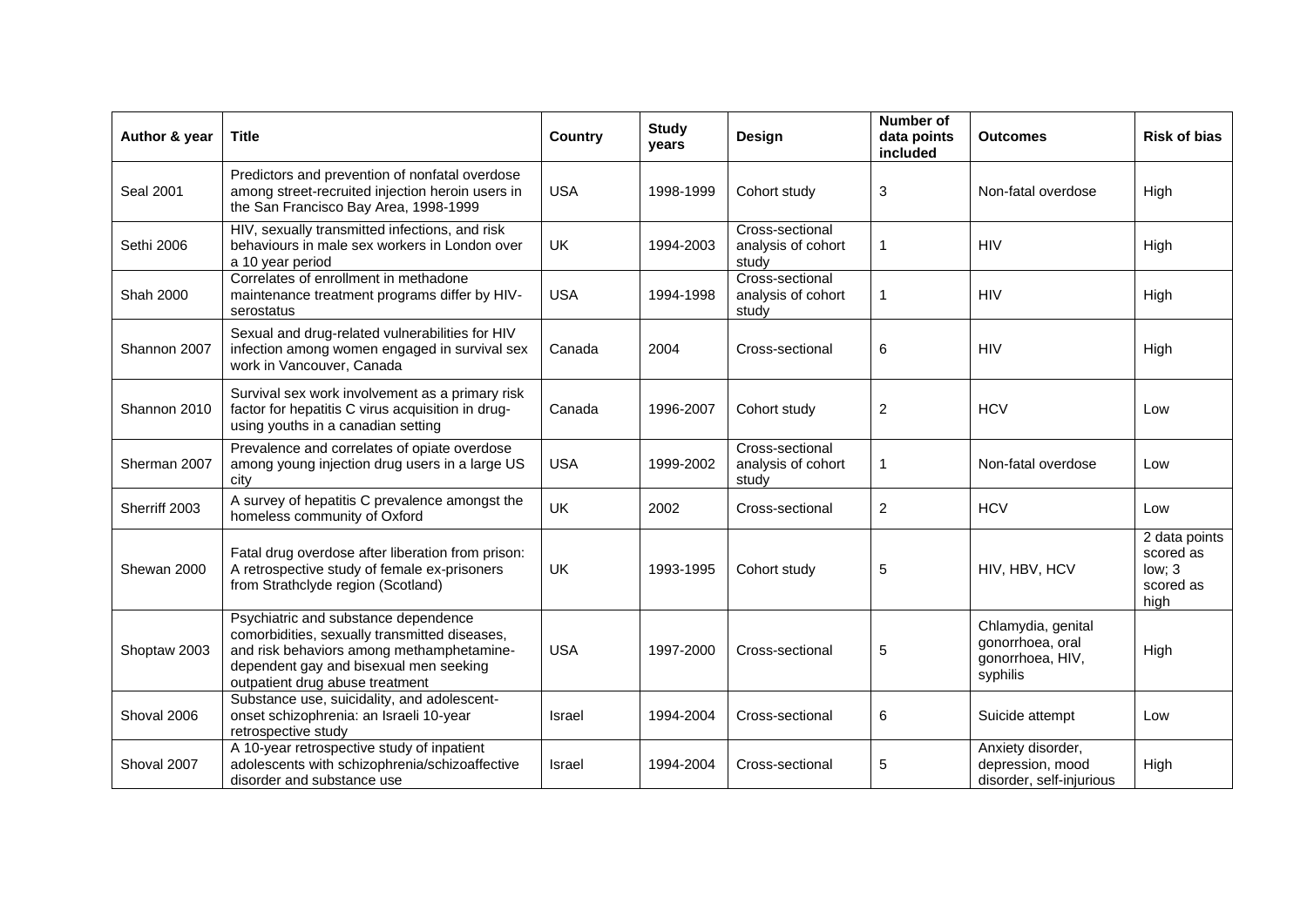| Author & year | Title | Country | Study years | Design | Number of data points included | Outcomes | Risk of bias |
|---|---|---|---|---|---|---|---|
| Seal 2001 | Predictors and prevention of nonfatal overdose among street-recruited injection heroin users in the San Francisco Bay Area, 1998-1999 | USA | 1998-1999 | Cohort study | 3 | Non-fatal overdose | High |
| Sethi 2006 | HIV, sexually transmitted infections, and risk behaviours in male sex workers in London over a 10 year period | UK | 1994-2003 | Cross-sectional analysis of cohort study | 1 | HIV | High |
| Shah 2000 | Correlates of enrollment in methadone maintenance treatment programs differ by HIV-serostatus | USA | 1994-1998 | Cross-sectional analysis of cohort study | 1 | HIV | High |
| Shannon 2007 | Sexual and drug-related vulnerabilities for HIV infection among women engaged in survival sex work in Vancouver, Canada | Canada | 2004 | Cross-sectional | 6 | HIV | High |
| Shannon 2010 | Survival sex work involvement as a primary risk factor for hepatitis C virus acquisition in drug-using youths in a canadian setting | Canada | 1996-2007 | Cohort study | 2 | HCV | Low |
| Sherman 2007 | Prevalence and correlates of opiate overdose among young injection drug users in a large US city | USA | 1999-2002 | Cross-sectional analysis of cohort study | 1 | Non-fatal overdose | Low |
| Sherriff 2003 | A survey of hepatitis C prevalence amongst the homeless community of Oxford | UK | 2002 | Cross-sectional | 2 | HCV | Low |
| Shewan 2000 | Fatal drug overdose after liberation from prison: A retrospective study of female ex-prisoners from Strathclyde region (Scotland) | UK | 1993-1995 | Cohort study | 5 | HIV, HBV, HCV | 2 data points scored as low; 3 scored as high |
| Shoptaw 2003 | Psychiatric and substance dependence comorbidities, sexually transmitted diseases, and risk behaviors among methamphetamine-dependent gay and bisexual men seeking outpatient drug abuse treatment | USA | 1997-2000 | Cross-sectional | 5 | Chlamydia, genital gonorrhoea, oral gonorrhoea, HIV, syphilis | High |
| Shoval 2006 | Substance use, suicidality, and adolescent-onset schizophrenia: an Israeli 10-year retrospective study | Israel | 1994-2004 | Cross-sectional | 6 | Suicide attempt | Low |
| Shoval 2007 | A 10-year retrospective study of inpatient adolescents with schizophrenia/schizoaffective disorder and substance use | Israel | 1994-2004 | Cross-sectional | 5 | Anxiety disorder, depression, mood disorder, self-injurious | High |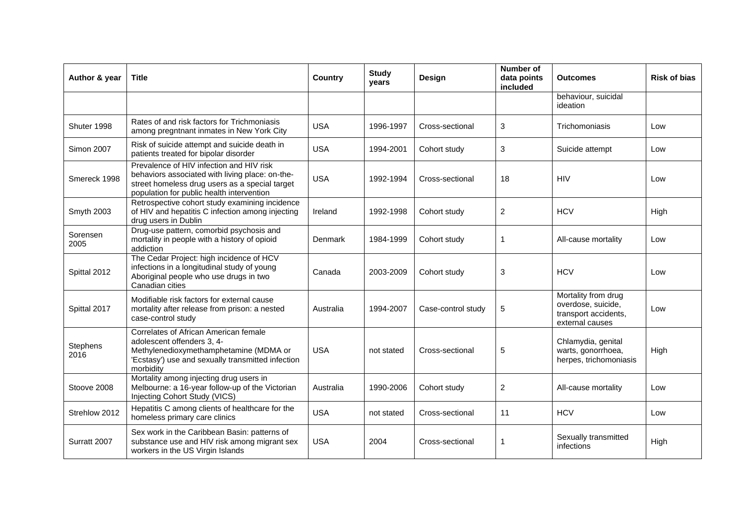| Author & year | Title | Country | Study years | Design | Number of data points included | Outcomes | Risk of bias |
|---|---|---|---|---|---|---|---|
| | | | | | | behaviour, suicidal ideation | |
| Shuter 1998 | Rates of and risk factors for Trichmoniasis among pregntnant inmates in New York City | USA | 1996-1997 | Cross-sectional | 3 | Trichomoniasis | Low |
| Simon 2007 | Risk of suicide attempt and suicide death in patients treated for bipolar disorder | USA | 1994-2001 | Cohort study | 3 | Suicide attempt | Low |
| Smereck 1998 | Prevalence of HIV infection and HIV risk behaviors associated with living place: on-the-street homeless drug users as a special target population for public health intervention | USA | 1992-1994 | Cross-sectional | 18 | HIV | Low |
| Smyth 2003 | Retrospective cohort study examining incidence of HIV and hepatitis C infection among injecting drug users in Dublin | Ireland | 1992-1998 | Cohort study | 2 | HCV | High |
| Sorensen 2005 | Drug-use pattern, comorbid psychosis and mortality in people with a history of opioid addiction | Denmark | 1984-1999 | Cohort study | 1 | All-cause mortality | Low |
| Spittal 2012 | The Cedar Project: high incidence of HCV infections in a longitudinal study of young Aboriginal people who use drugs in two Canadian cities | Canada | 2003-2009 | Cohort study | 3 | HCV | Low |
| Spittal 2017 | Modifiable risk factors for external cause mortality after release from prison: a nested case-control study | Australia | 1994-2007 | Case-control study | 5 | Mortality from drug overdose, suicide, transport accidents, external causes | Low |
| Stephens 2016 | Correlates of African American female adolescent offenders 3, 4-Methylenedioxymethamphetamine (MDMA or 'Ecstasy') use and sexually transmitted infection morbidity | USA | not stated | Cross-sectional | 5 | Chlamydia, genital warts, gonorrhoea, herpes, trichomoniasis | High |
| Stoove 2008 | Mortality among injecting drug users in Melbourne: a 16-year follow-up of the Victorian Injecting Cohort Study (VICS) | Australia | 1990-2006 | Cohort study | 2 | All-cause mortality | Low |
| Strehlow 2012 | Hepatitis C among clients of healthcare for the homeless primary care clinics | USA | not stated | Cross-sectional | 11 | HCV | Low |
| Surratt 2007 | Sex work in the Caribbean Basin: patterns of substance use and HIV risk among migrant sex workers in the US Virgin Islands | USA | 2004 | Cross-sectional | 1 | Sexually transmitted infections | High |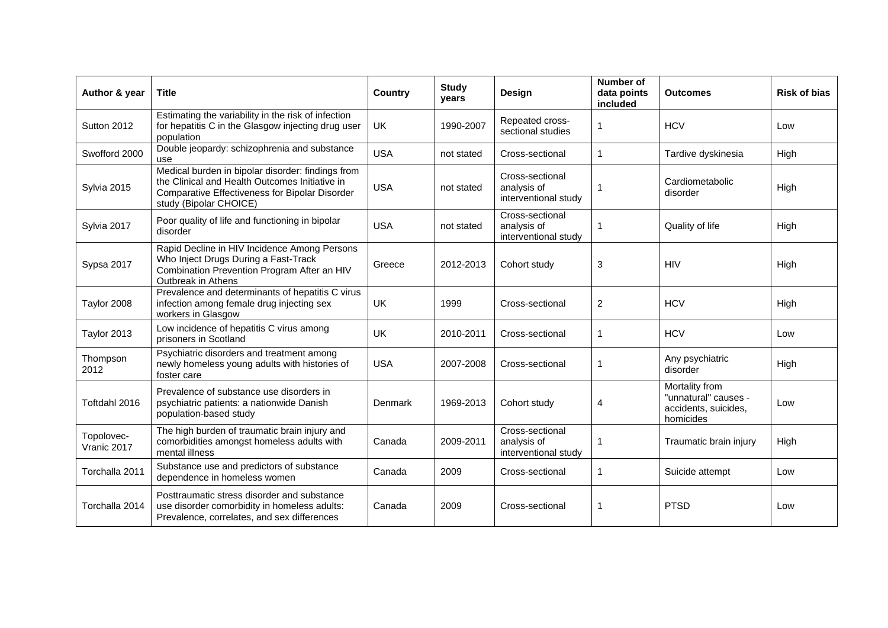| Author & year | Title | Country | Study years | Design | Number of data points included | Outcomes | Risk of bias |
|---|---|---|---|---|---|---|---|
| Sutton 2012 | Estimating the variability in the risk of infection for hepatitis C in the Glasgow injecting drug user population | UK | 1990-2007 | Repeated cross-sectional studies | 1 | HCV | Low |
| Swofford 2000 | Double jeopardy: schizophrenia and substance use | USA | not stated | Cross-sectional | 1 | Tardive dyskinesia | High |
| Sylvia 2015 | Medical burden in bipolar disorder: findings from the Clinical and Health Outcomes Initiative in Comparative Effectiveness for Bipolar Disorder study (Bipolar CHOICE) | USA | not stated | Cross-sectional analysis of interventional study | 1 | Cardiometabolic disorder | High |
| Sylvia 2017 | Poor quality of life and functioning in bipolar disorder | USA | not stated | Cross-sectional analysis of interventional study | 1 | Quality of life | High |
| Sypsa 2017 | Rapid Decline in HIV Incidence Among Persons Who Inject Drugs During a Fast-Track Combination Prevention Program After an HIV Outbreak in Athens | Greece | 2012-2013 | Cohort study | 3 | HIV | High |
| Taylor 2008 | Prevalence and determinants of hepatitis C virus infection among female drug injecting sex workers in Glasgow | UK | 1999 | Cross-sectional | 2 | HCV | High |
| Taylor 2013 | Low incidence of hepatitis C virus among prisoners in Scotland | UK | 2010-2011 | Cross-sectional | 1 | HCV | Low |
| Thompson 2012 | Psychiatric disorders and treatment among newly homeless young adults with histories of foster care | USA | 2007-2008 | Cross-sectional | 1 | Any psychiatric disorder | High |
| Toftdahl 2016 | Prevalence of substance use disorders in psychiatric patients: a nationwide Danish population-based study | Denmark | 1969-2013 | Cohort study | 4 | Mortality from "unnatural" causes - accidents, suicides, homicides | Low |
| Topolovec-Vranic 2017 | The high burden of traumatic brain injury and comorbidities amongst homeless adults with mental illness | Canada | 2009-2011 | Cross-sectional analysis of interventional study | 1 | Traumatic brain injury | High |
| Torchalla 2011 | Substance use and predictors of substance dependence in homeless women | Canada | 2009 | Cross-sectional | 1 | Suicide attempt | Low |
| Torchalla 2014 | Posttraumatic stress disorder and substance use disorder comorbidity in homeless adults: Prevalence, correlates, and sex differences | Canada | 2009 | Cross-sectional | 1 | PTSD | Low |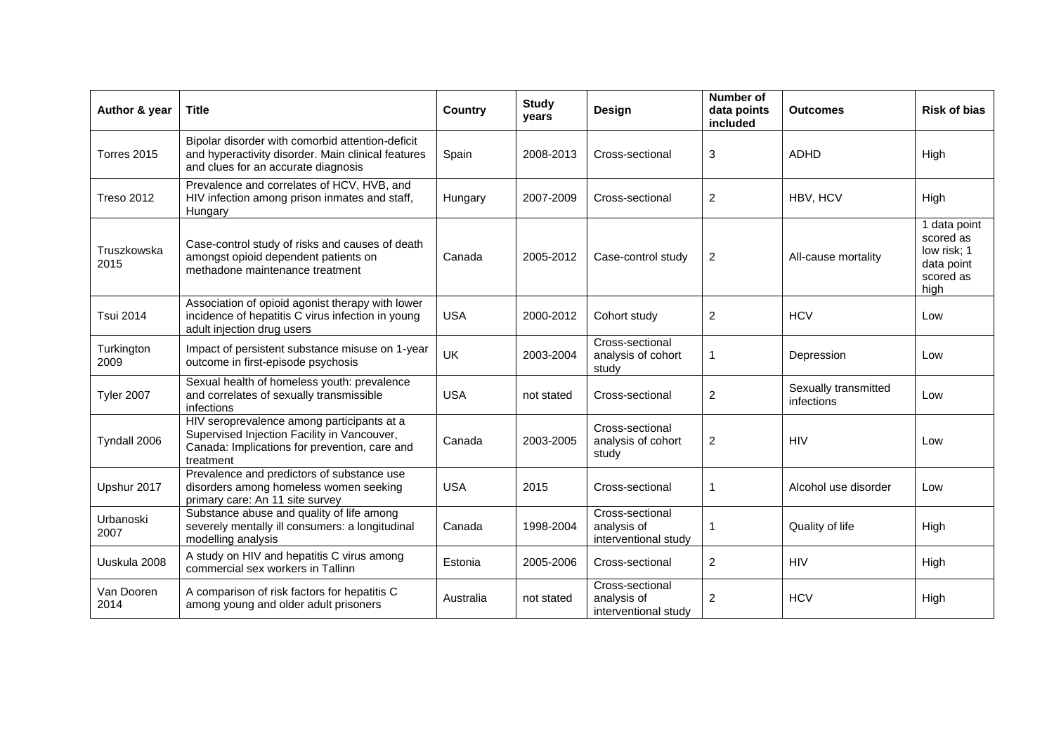| Author & year | Title | Country | Study years | Design | Number of data points included | Outcomes | Risk of bias |
|---|---|---|---|---|---|---|---|
| Torres 2015 | Bipolar disorder with comorbid attention-deficit and hyperactivity disorder. Main clinical features and clues for an accurate diagnosis | Spain | 2008-2013 | Cross-sectional | 3 | ADHD | High |
| Treso 2012 | Prevalence and correlates of HCV, HVB, and HIV infection among prison inmates and staff, Hungary | Hungary | 2007-2009 | Cross-sectional | 2 | HBV, HCV | High |
| Truszkowska 2015 | Case-control study of risks and causes of death amongst opioid dependent patients on methadone maintenance treatment | Canada | 2005-2012 | Case-control study | 2 | All-cause mortality | 1 data point scored as low risk; 1 data point scored as high |
| Tsui 2014 | Association of opioid agonist therapy with lower incidence of hepatitis C virus infection in young adult injection drug users | USA | 2000-2012 | Cohort study | 2 | HCV | Low |
| Turkington 2009 | Impact of persistent substance misuse on 1-year outcome in first-episode psychosis | UK | 2003-2004 | Cross-sectional analysis of cohort study | 1 | Depression | Low |
| Tyler 2007 | Sexual health of homeless youth: prevalence and correlates of sexually transmissible infections | USA | not stated | Cross-sectional | 2 | Sexually transmitted infections | Low |
| Tyndall 2006 | HIV seroprevalence among participants at a Supervised Injection Facility in Vancouver, Canada: Implications for prevention, care and treatment | Canada | 2003-2005 | Cross-sectional analysis of cohort study | 2 | HIV | Low |
| Upshur 2017 | Prevalence and predictors of substance use disorders among homeless women seeking primary care: An 11 site survey | USA | 2015 | Cross-sectional | 1 | Alcohol use disorder | Low |
| Urbanoski 2007 | Substance abuse and quality of life among severely mentally ill consumers: a longitudinal modelling analysis | Canada | 1998-2004 | Cross-sectional analysis of interventional study | 1 | Quality of life | High |
| Uuskula 2008 | A study on HIV and hepatitis C virus among commercial sex workers in Tallinn | Estonia | 2005-2006 | Cross-sectional | 2 | HIV | High |
| Van Dooren 2014 | A comparison of risk factors for hepatitis C among young and older adult prisoners | Australia | not stated | Cross-sectional analysis of interventional study | 2 | HCV | High |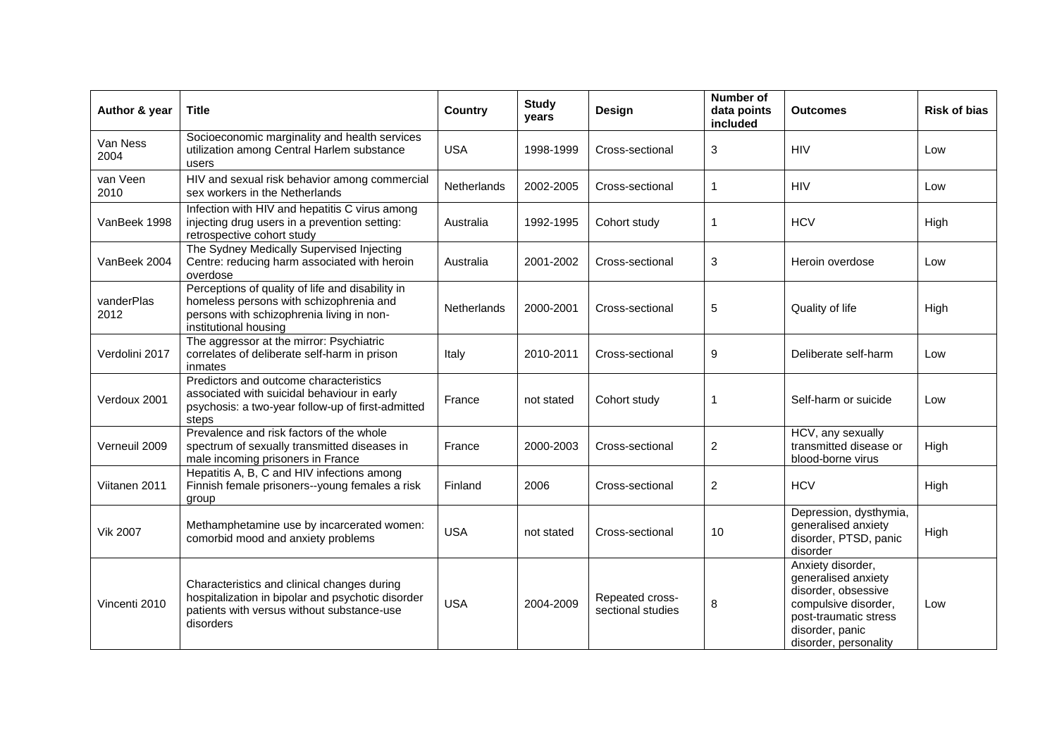| Author & year | Title | Country | Study years | Design | Number of data points included | Outcomes | Risk of bias |
|---|---|---|---|---|---|---|---|
| Van Ness 2004 | Socioeconomic marginality and health services utilization among Central Harlem substance users | USA | 1998-1999 | Cross-sectional | 3 | HIV | Low |
| van Veen 2010 | HIV and sexual risk behavior among commercial sex workers in the Netherlands | Netherlands | 2002-2005 | Cross-sectional | 1 | HIV | Low |
| VanBeek 1998 | Infection with HIV and hepatitis C virus among injecting drug users in a prevention setting: retrospective cohort study | Australia | 1992-1995 | Cohort study | 1 | HCV | High |
| VanBeek 2004 | The Sydney Medically Supervised Injecting Centre: reducing harm associated with heroin overdose | Australia | 2001-2002 | Cross-sectional | 3 | Heroin overdose | Low |
| vanderPlas 2012 | Perceptions of quality of life and disability in homeless persons with schizophrenia and persons with schizophrenia living in non-institutional housing | Netherlands | 2000-2001 | Cross-sectional | 5 | Quality of life | High |
| Verdolini 2017 | The aggressor at the mirror: Psychiatric correlates of deliberate self-harm in prison inmates | Italy | 2010-2011 | Cross-sectional | 9 | Deliberate self-harm | Low |
| Verdoux 2001 | Predictors and outcome characteristics associated with suicidal behaviour in early psychosis: a two-year follow-up of first-admitted steps | France | not stated | Cohort study | 1 | Self-harm or suicide | Low |
| Verneuil 2009 | Prevalence and risk factors of the whole spectrum of sexually transmitted diseases in male incoming prisoners in France | France | 2000-2003 | Cross-sectional | 2 | HCV, any sexually transmitted disease or blood-borne virus | High |
| Viitanen 2011 | Hepatitis A, B, C and HIV infections among Finnish female prisoners--young females a risk group | Finland | 2006 | Cross-sectional | 2 | HCV | High |
| Vik 2007 | Methamphetamine use by incarcerated women: comorbid mood and anxiety problems | USA | not stated | Cross-sectional | 10 | Depression, dysthymia, generalised anxiety disorder, PTSD, panic disorder | High |
| Vincenti 2010 | Characteristics and clinical changes during hospitalization in bipolar and psychotic disorder patients with versus without substance-use disorders | USA | 2004-2009 | Repeated cross-sectional studies | 8 | Anxiety disorder, generalised anxiety disorder, obsessive compulsive disorder, post-traumatic stress disorder, panic disorder, personality | Low |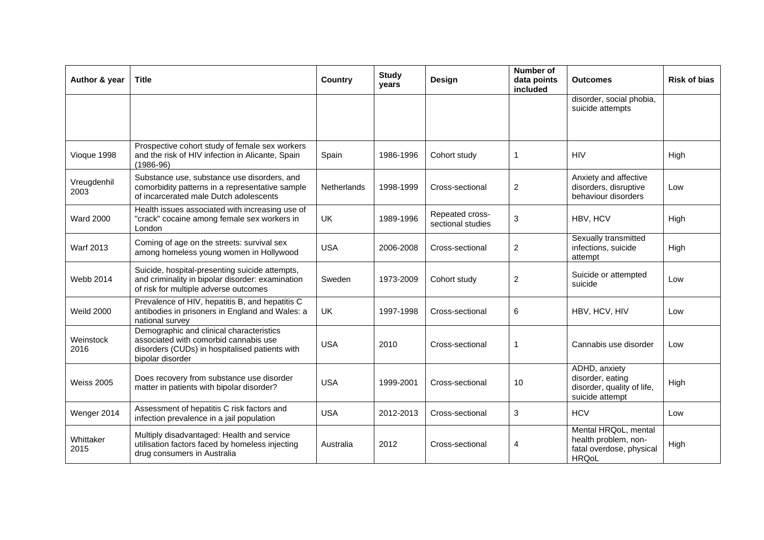| Author & year | Title | Country | Study years | Design | Number of data points included | Outcomes | Risk of bias |
|---|---|---|---|---|---|---|---|
| | | | | | | disorder, social phobia, suicide attempts | |
| Vioque 1998 | Prospective cohort study of female sex workers and the risk of HIV infection in Alicante, Spain (1986-96) | Spain | 1986-1996 | Cohort study | 1 | HIV | High |
| Vreugdenhil 2003 | Substance use, substance use disorders, and comorbidity patterns in a representative sample of incarcerated male Dutch adolescents | Netherlands | 1998-1999 | Cross-sectional | 2 | Anxiety and affective disorders, disruptive behaviour disorders | Low |
| Ward 2000 | Health issues associated with increasing use of "crack" cocaine among female sex workers in London | UK | 1989-1996 | Repeated cross-sectional studies | 3 | HBV, HCV | High |
| Warf 2013 | Coming of age on the streets: survival sex among homeless young women in Hollywood | USA | 2006-2008 | Cross-sectional | 2 | Sexually transmitted infections, suicide attempt | High |
| Webb 2014 | Suicide, hospital-presenting suicide attempts, and criminality in bipolar disorder: examination of risk for multiple adverse outcomes | Sweden | 1973-2009 | Cohort study | 2 | Suicide or attempted suicide | Low |
| Weild 2000 | Prevalence of HIV, hepatitis B, and hepatitis C antibodies in prisoners in England and Wales: a national survey | UK | 1997-1998 | Cross-sectional | 6 | HBV, HCV, HIV | Low |
| Weinstock 2016 | Demographic and clinical characteristics associated with comorbid cannabis use disorders (CUDs) in hospitalised patients with bipolar disorder | USA | 2010 | Cross-sectional | 1 | Cannabis use disorder | Low |
| Weiss 2005 | Does recovery from substance use disorder matter in patients with bipolar disorder? | USA | 1999-2001 | Cross-sectional | 10 | ADHD, anxiety disorder, eating disorder, quality of life, suicide attempt | High |
| Wenger 2014 | Assessment of hepatitis C risk factors and infection prevalence in a jail population | USA | 2012-2013 | Cross-sectional | 3 | HCV | Low |
| Whittaker 2015 | Multiply disadvantaged: Health and service utilisation factors faced by homeless injecting drug consumers in Australia | Australia | 2012 | Cross-sectional | 4 | Mental HRQoL, mental health problem, non-fatal overdose, physical HRQoL | High |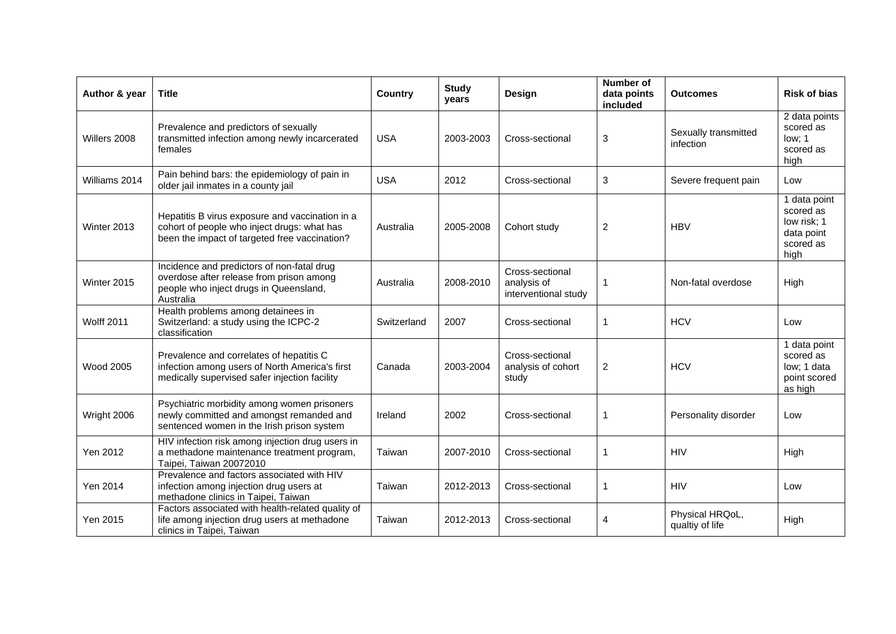| Author & year | Title | Country | Study years | Design | Number of data points included | Outcomes | Risk of bias |
|---|---|---|---|---|---|---|---|
| Willers 2008 | Prevalence and predictors of sexually transmitted infection among newly incarcerated females | USA | 2003-2003 | Cross-sectional | 3 | Sexually transmitted infection | 2 data points scored as low; 1 scored as high |
| Williams 2014 | Pain behind bars: the epidemiology of pain in older jail inmates in a county jail | USA | 2012 | Cross-sectional | 3 | Severe frequent pain | Low |
| Winter 2013 | Hepatitis B virus exposure and vaccination in a cohort of people who inject drugs: what has been the impact of targeted free vaccination? | Australia | 2005-2008 | Cohort study | 2 | HBV | 1 data point scored as low risk; 1 data point scored as high |
| Winter 2015 | Incidence and predictors of non-fatal drug overdose after release from prison among people who inject drugs in Queensland, Australia | Australia | 2008-2010 | Cross-sectional analysis of interventional study | 1 | Non-fatal overdose | High |
| Wolff 2011 | Health problems among detainees in Switzerland: a study using the ICPC-2 classification | Switzerland | 2007 | Cross-sectional | 1 | HCV | Low |
| Wood 2005 | Prevalence and correlates of hepatitis C infection among users of North America's first medically supervised safer injection facility | Canada | 2003-2004 | Cross-sectional analysis of cohort study | 2 | HCV | 1 data point scored as low; 1 data point scored as high |
| Wright 2006 | Psychiatric morbidity among women prisoners newly committed and amongst remanded and sentenced women in the Irish prison system | Ireland | 2002 | Cross-sectional | 1 | Personality disorder | Low |
| Yen 2012 | HIV infection risk among injection drug users in a methadone maintenance treatment program, Taipei, Taiwan 20072010 | Taiwan | 2007-2010 | Cross-sectional | 1 | HIV | High |
| Yen 2014 | Prevalence and factors associated with HIV infection among injection drug users at methadone clinics in Taipei, Taiwan | Taiwan | 2012-2013 | Cross-sectional | 1 | HIV | Low |
| Yen 2015 | Factors associated with health-related quality of life among injection drug users at methadone clinics in Taipei, Taiwan | Taiwan | 2012-2013 | Cross-sectional | 4 | Physical HRQoL, qualtiy of life | High |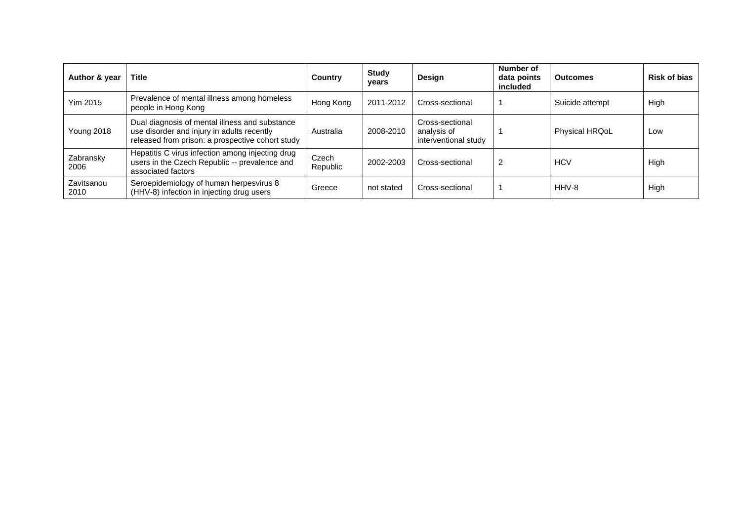| Author & year | Title | Country | Study years | Design | Number of data points included | Outcomes | Risk of bias |
|---|---|---|---|---|---|---|---|
| Yim 2015 | Prevalence of mental illness among homeless people in Hong Kong | Hong Kong | 2011-2012 | Cross-sectional | 1 | Suicide attempt | High |
| Young 2018 | Dual diagnosis of mental illness and substance use disorder and injury in adults recently released from prison: a prospective cohort study | Australia | 2008-2010 | Cross-sectional analysis of interventional study | 1 | Physical HRQoL | Low |
| Zabransky 2006 | Hepatitis C virus infection among injecting drug users in the Czech Republic -- prevalence and associated factors | Czech Republic | 2002-2003 | Cross-sectional | 2 | HCV | High |
| Zavitsanou 2010 | Seroepidemiology of human herpesvirus 8 (HHV-8) infection in injecting drug users | Greece | not stated | Cross-sectional | 1 | HHV-8 | High |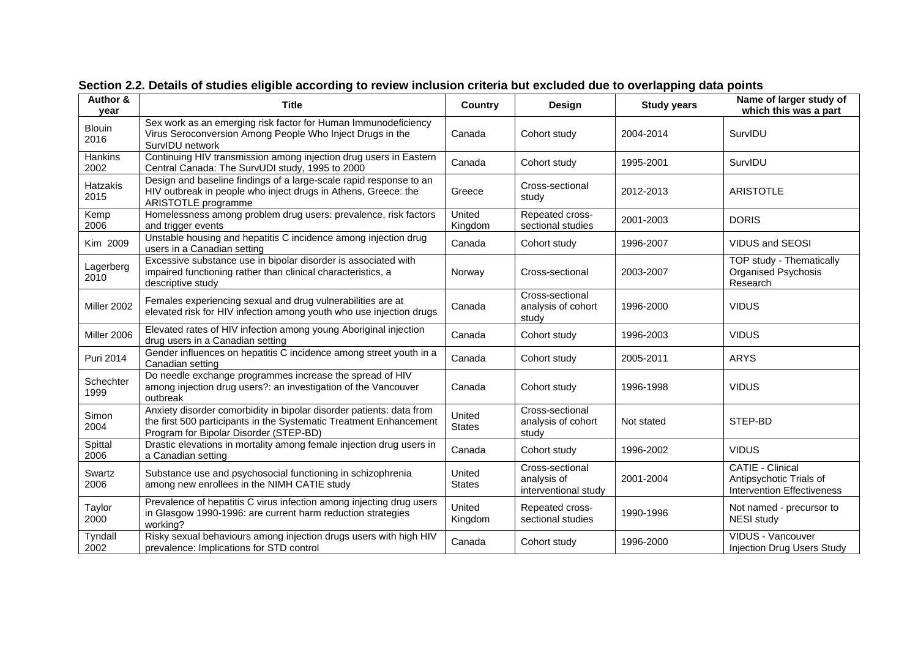## Section 2.2. Details of studies eligible according to review inclusion criteria but excluded due to overlapping data points

| Author & year | Title | Country | Design | Study years | Name of larger study of which this was a part |
|---|---|---|---|---|---|
| Blouin 2016 | Sex work as an emerging risk factor for Human Immunodeficiency Virus Seroconversion Among People Who Inject Drugs in the SurvIDU network | Canada | Cohort study | 2004-2014 | SurvIDU |
| Hankins 2002 | Continuing HIV transmission among injection drug users in Eastern Central Canada: The SurvUDI study, 1995 to 2000 | Canada | Cohort study | 1995-2001 | SurvIDU |
| Hatzakis 2015 | Design and baseline findings of a large-scale rapid response to an HIV outbreak in people who inject drugs in Athens, Greece: the ARISTOTLE programme | Greece | Cross-sectional study | 2012-2013 | ARISTOTLE |
| Kemp 2006 | Homelessness among problem drug users: prevalence, risk factors and trigger events | United Kingdom | Repeated cross-sectional studies | 2001-2003 | DORIS |
| Kim 2009 | Unstable housing and hepatitis C incidence among injection drug users in a Canadian setting | Canada | Cohort study | 1996-2007 | VIDUS and SEOSI |
| Lagerberg 2010 | Excessive substance use in bipolar disorder is associated with impaired functioning rather than clinical characteristics, a descriptive study | Norway | Cross-sectional | 2003-2007 | TOP study - Thematically Organised Psychosis Research |
| Miller 2002 | Females experiencing sexual and drug vulnerabilities are at elevated risk for HIV infection among youth who use injection drugs | Canada | Cross-sectional analysis of cohort study | 1996-2000 | VIDUS |
| Miller 2006 | Elevated rates of HIV infection among young Aboriginal injection drug users in a Canadian setting | Canada | Cohort study | 1996-2003 | VIDUS |
| Puri 2014 | Gender influences on hepatitis C incidence among street youth in a Canadian setting | Canada | Cohort study | 2005-2011 | ARYS |
| Schechter 1999 | Do needle exchange programmes increase the spread of HIV among injection drug users?: an investigation of the Vancouver outbreak | Canada | Cohort study | 1996-1998 | VIDUS |
| Simon 2004 | Anxiety disorder comorbidity in bipolar disorder patients: data from the first 500 participants in the Systematic Treatment Enhancement Program for Bipolar Disorder (STEP-BD) | United States | Cross-sectional analysis of cohort study | Not stated | STEP-BD |
| Spittal 2006 | Drastic elevations in mortality among female injection drug users in a Canadian setting | Canada | Cohort study | 1996-2002 | VIDUS |
| Swartz 2006 | Substance use and psychosocial functioning in schizophrenia among new enrollees in the NIMH CATIE study | United States | Cross-sectional analysis of interventional study | 2001-2004 | CATIE - Clinical Antipsychotic Trials of Intervention Effectiveness |
| Taylor 2000 | Prevalence of hepatitis C virus infection among injecting drug users in Glasgow 1990-1996: are current harm reduction strategies working? | United Kingdom | Repeated cross-sectional studies | 1990-1996 | Not named - precursor to NESI study |
| Tyndall 2002 | Risky sexual behaviours among injection drugs users with high HIV prevalence: Implications for STD control | Canada | Cohort study | 1996-2000 | VIDUS - Vancouver Injection Drug Users Study |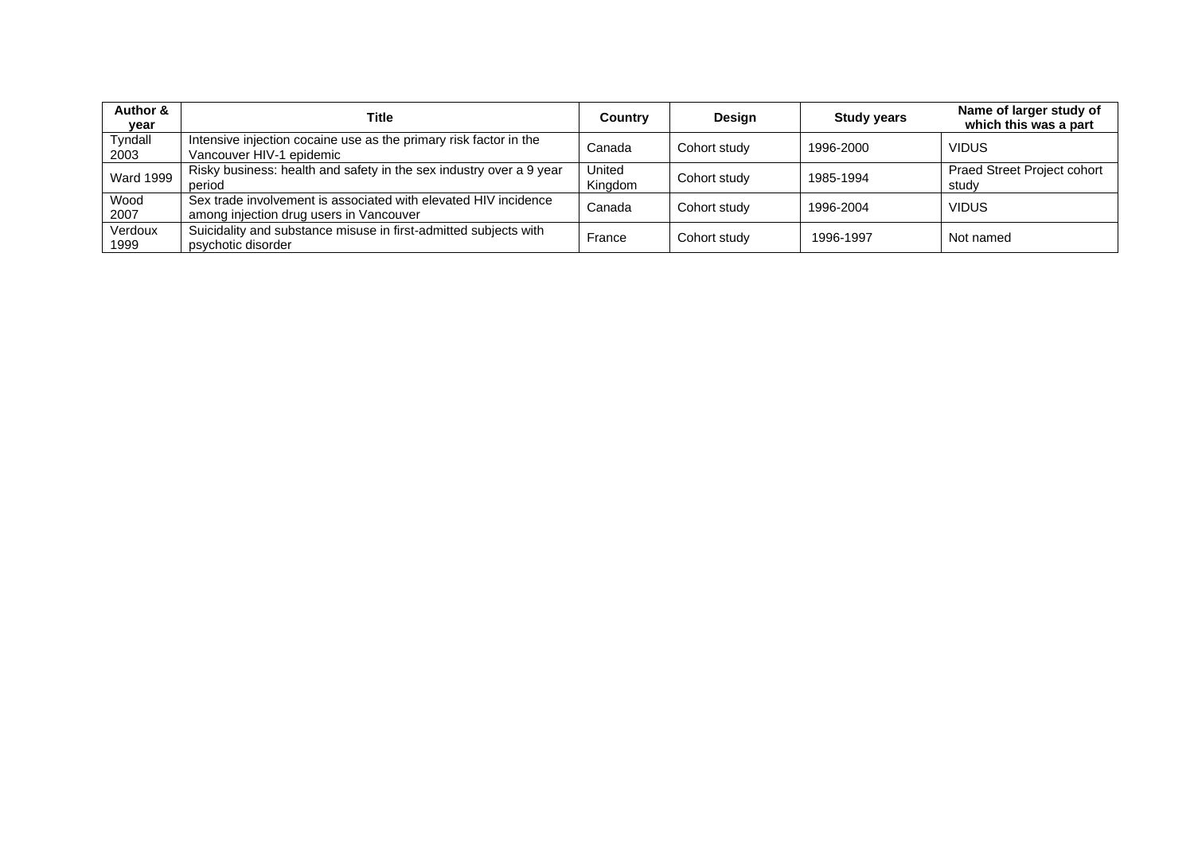| Author & year | Title | Country | Design | Study years | Name of larger study of which this was a part |
|---|---|---|---|---|---|
| Tyndall 2003 | Intensive injection cocaine use as the primary risk factor in the Vancouver HIV-1 epidemic | Canada | Cohort study | 1996-2000 | VIDUS |
| Ward 1999 | Risky business: health and safety in the sex industry over a 9 year period | United Kingdom | Cohort study | 1985-1994 | Praed Street Project cohort study |
| Wood 2007 | Sex trade involvement is associated with elevated HIV incidence among injection drug users in Vancouver | Canada | Cohort study | 1996-2004 | VIDUS |
| Verdoux 1999 | Suicidality and substance misuse in first-admitted subjects with psychotic disorder | France | Cohort study | 1996-1997 | Not named |